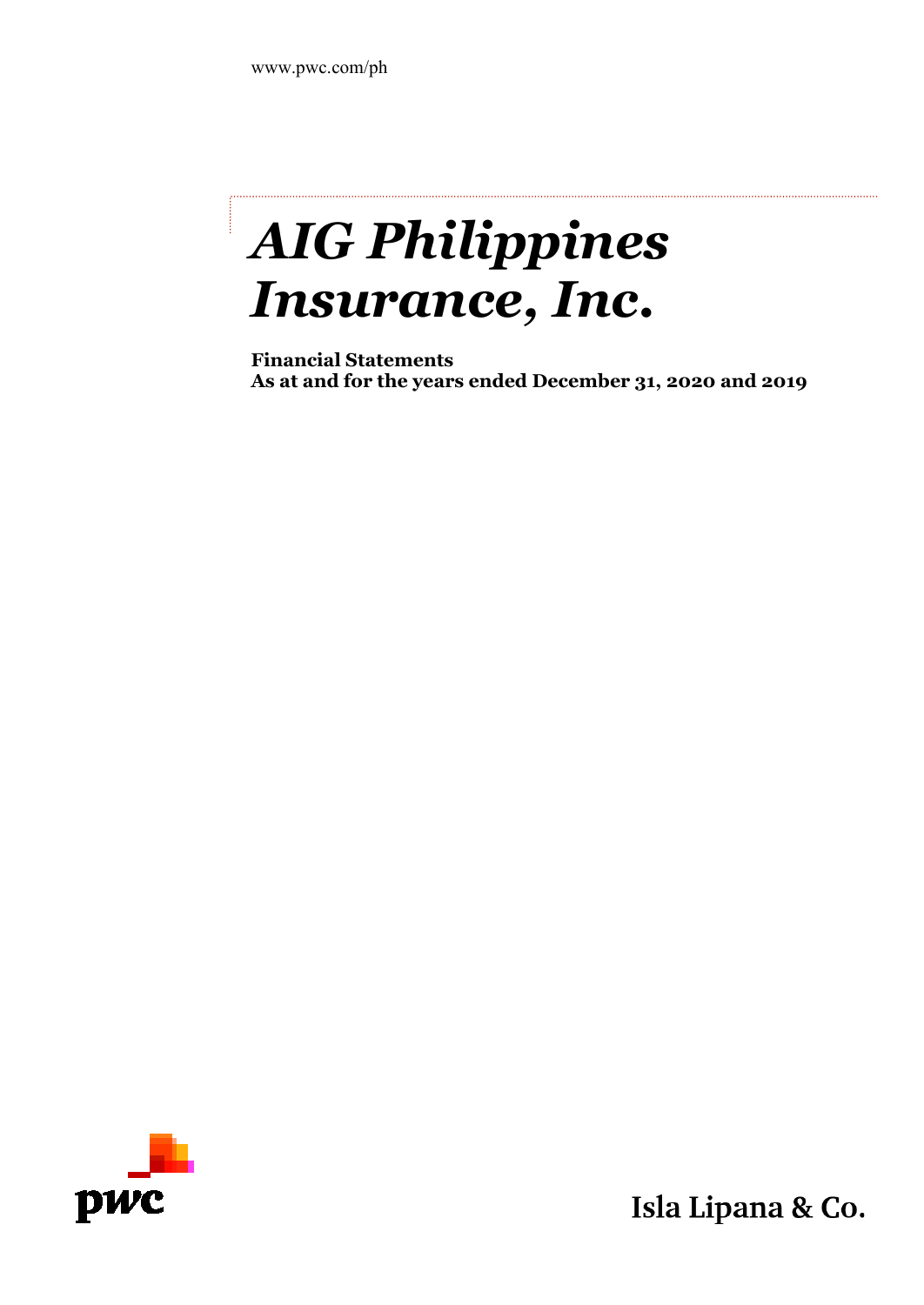www.pwc.com/ph

# *AIG Philippines Insurance, Inc.*

**Financial Statements**
**As at and for the years ended December 31, 2020 and 2019**

pwc

Isla Lipana & Co.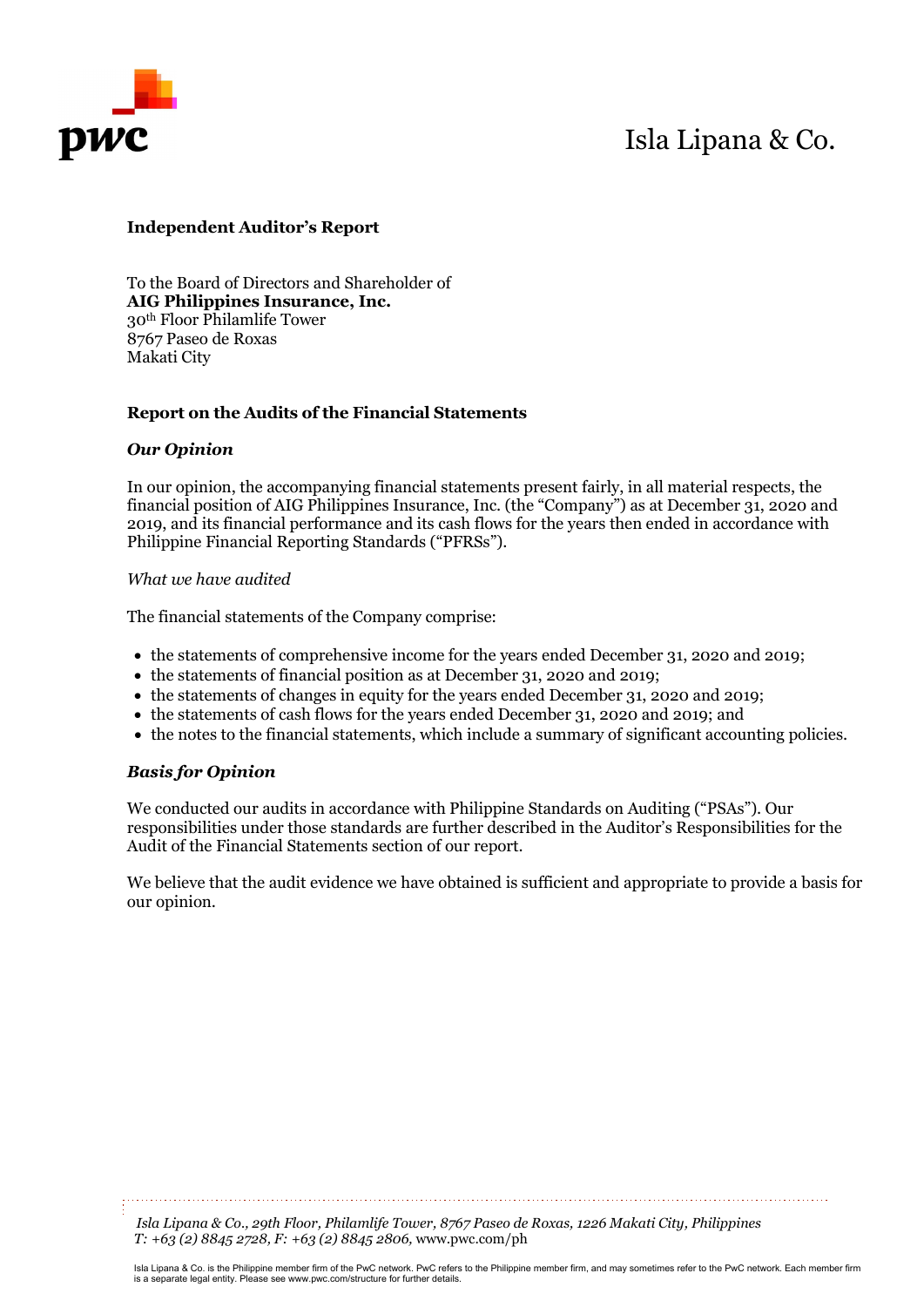Isla Lipana & Co.

**Independent Auditor's Report**

To the Board of Directors and Shareholder of
**AIG Philippines Insurance, Inc.**
30th Floor Philamlife Tower
8767 Paseo de Roxas
Makati City

## Report on the Audits of the Financial Statements

### *Our Opinion*

In our opinion, the accompanying financial statements present fairly, in all material respects, the financial position of AIG Philippines Insurance, Inc. (the "Company") as at December 31, 2020 and 2019, and its financial performance and its cash flows for the years then ended in accordance with Philippine Financial Reporting Standards ("PFRSs").

*What we have audited*

The financial statements of the Company comprise:

- the statements of comprehensive income for the years ended December 31, 2020 and 2019;
- the statements of financial position as at December 31, 2020 and 2019;
- the statements of changes in equity for the years ended December 31, 2020 and 2019;
- the statements of cash flows for the years ended December 31, 2020 and 2019; and
- the notes to the financial statements, which include a summary of significant accounting policies.

### *Basis for Opinion*

We conducted our audits in accordance with Philippine Standards on Auditing ("PSAs"). Our responsibilities under those standards are further described in the Auditor's Responsibilities for the Audit of the Financial Statements section of our report.

We believe that the audit evidence we have obtained is sufficient and appropriate to provide a basis for our opinion.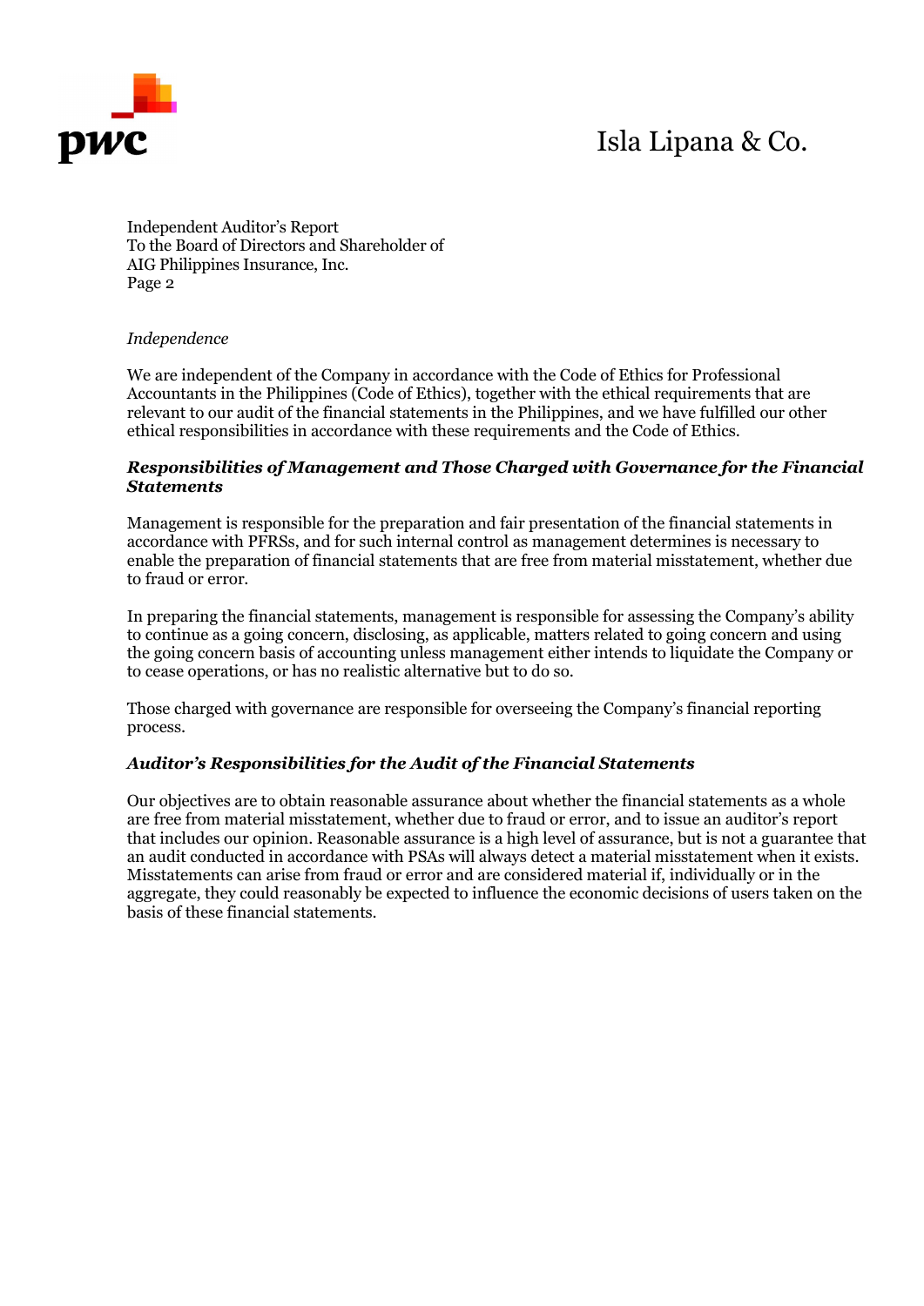*Independence*

We are independent of the Company in accordance with the Code of Ethics for Professional Accountants in the Philippines (Code of Ethics), together with the ethical requirements that are relevant to our audit of the financial statements in the Philippines, and we have fulfilled our other ethical responsibilities in accordance with these requirements and the Code of Ethics.

***Responsibilities of Management and Those Charged with Governance for the Financial Statements***

Management is responsible for the preparation and fair presentation of the financial statements in accordance with PFRSs, and for such internal control as management determines is necessary to enable the preparation of financial statements that are free from material misstatement, whether due to fraud or error.

In preparing the financial statements, management is responsible for assessing the Company's ability to continue as a going concern, disclosing, as applicable, matters related to going concern and using the going concern basis of accounting unless management either intends to liquidate the Company or to cease operations, or has no realistic alternative but to do so.

Those charged with governance are responsible for overseeing the Company's financial reporting process.

***Auditor's Responsibilities for the Audit of the Financial Statements***

Our objectives are to obtain reasonable assurance about whether the financial statements as a whole are free from material misstatement, whether due to fraud or error, and to issue an auditor's report that includes our opinion. Reasonable assurance is a high level of assurance, but is not a guarantee that an audit conducted in accordance with PSAs will always detect a material misstatement when it exists. Misstatements can arise from fraud or error and are considered material if, individually or in the aggregate, they could reasonably be expected to influence the economic decisions of users taken on the basis of these financial statements.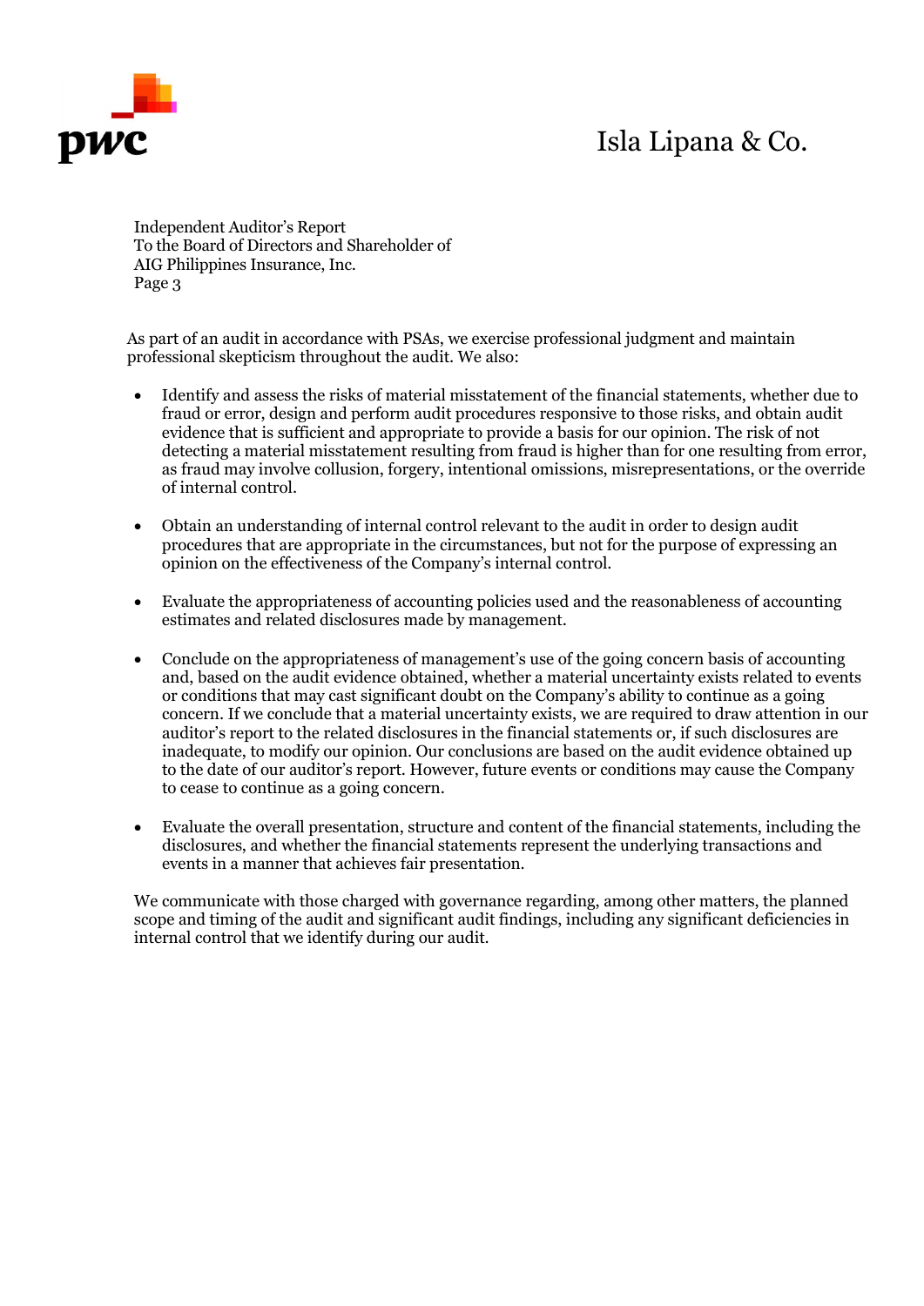As part of an audit in accordance with PSAs, we exercise professional judgment and maintain professional skepticism throughout the audit. We also:

- Identify and assess the risks of material misstatement of the financial statements, whether due to fraud or error, design and perform audit procedures responsive to those risks, and obtain audit evidence that is sufficient and appropriate to provide a basis for our opinion. The risk of not detecting a material misstatement resulting from fraud is higher than for one resulting from error, as fraud may involve collusion, forgery, intentional omissions, misrepresentations, or the override of internal control.

- Obtain an understanding of internal control relevant to the audit in order to design audit procedures that are appropriate in the circumstances, but not for the purpose of expressing an opinion on the effectiveness of the Company's internal control.

- Evaluate the appropriateness of accounting policies used and the reasonableness of accounting estimates and related disclosures made by management.

- Conclude on the appropriateness of management's use of the going concern basis of accounting and, based on the audit evidence obtained, whether a material uncertainty exists related to events or conditions that may cast significant doubt on the Company's ability to continue as a going concern. If we conclude that a material uncertainty exists, we are required to draw attention in our auditor's report to the related disclosures in the financial statements or, if such disclosures are inadequate, to modify our opinion. Our conclusions are based on the audit evidence obtained up to the date of our auditor's report. However, future events or conditions may cause the Company to cease to continue as a going concern.

- Evaluate the overall presentation, structure and content of the financial statements, including the disclosures, and whether the financial statements represent the underlying transactions and events in a manner that achieves fair presentation.

We communicate with those charged with governance regarding, among other matters, the planned scope and timing of the audit and significant audit findings, including any significant deficiencies in internal control that we identify during our audit.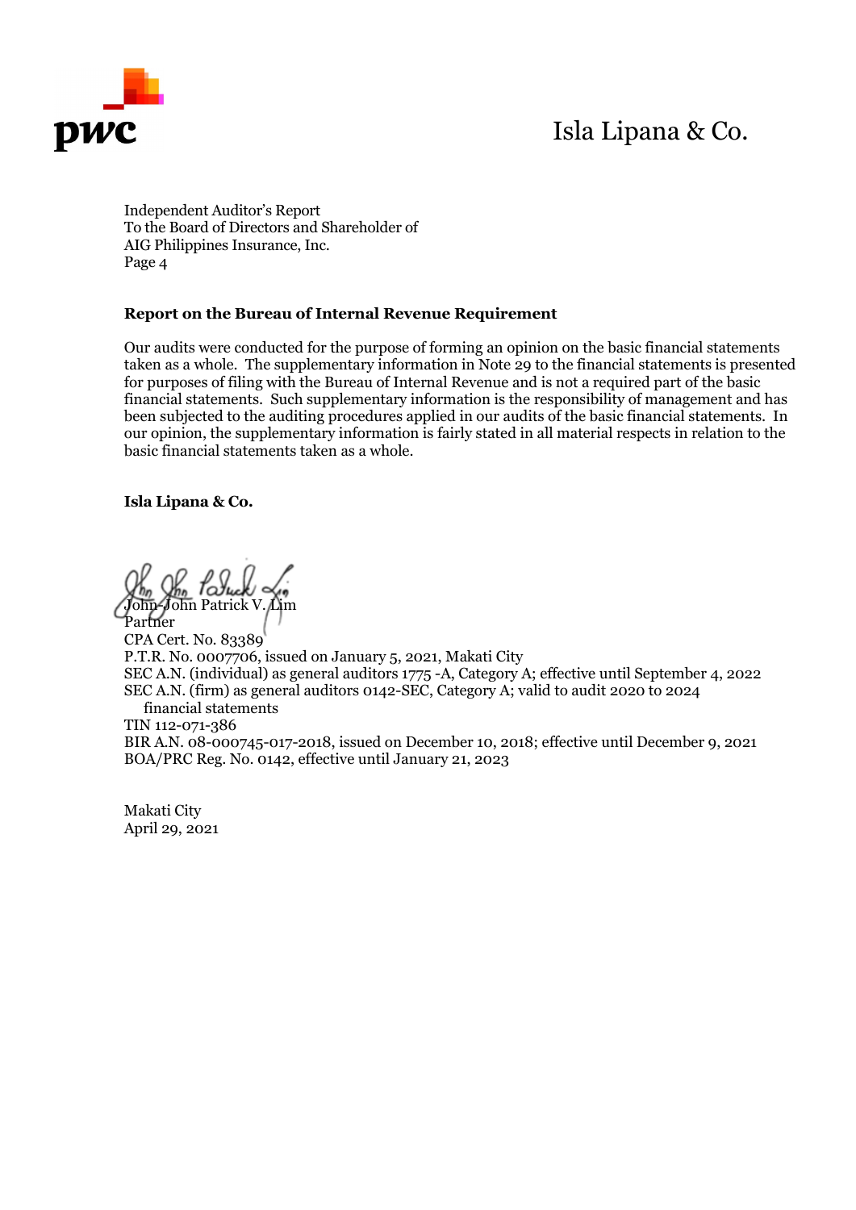Independent Auditor's Report
To the Board of Directors and Shareholder of
AIG Philippines Insurance, Inc.
Page 4

**Report on the Bureau of Internal Revenue Requirement**

Our audits were conducted for the purpose of forming an opinion on the basic financial statements taken as a whole. The supplementary information in Note 29 to the financial statements is presented for purposes of filing with the Bureau of Internal Revenue and is not a required part of the basic financial statements. Such supplementary information is the responsibility of management and has been subjected to the auditing procedures applied in our audits of the basic financial statements. In our opinion, the supplementary information is fairly stated in all material respects in relation to the basic financial statements taken as a whole.

**Isla Lipana & Co.**

John-John Patrick V. Lim
Partner
CPA Cert. No. 83389
P.T.R. No. 0007706, issued on January 5, 2021, Makati City
SEC A.N. (individual) as general auditors 1775 -A, Category A; effective until September 4, 2022
SEC A.N. (firm) as general auditors 0142-SEC, Category A; valid to audit 2020 to 2024 financial statements
TIN 112-071-386
BIR A.N. 08-000745-017-2018, issued on December 10, 2018; effective until December 9, 2021
BOA/PRC Reg. No. 0142, effective until January 21, 2023

Makati City
April 29, 2021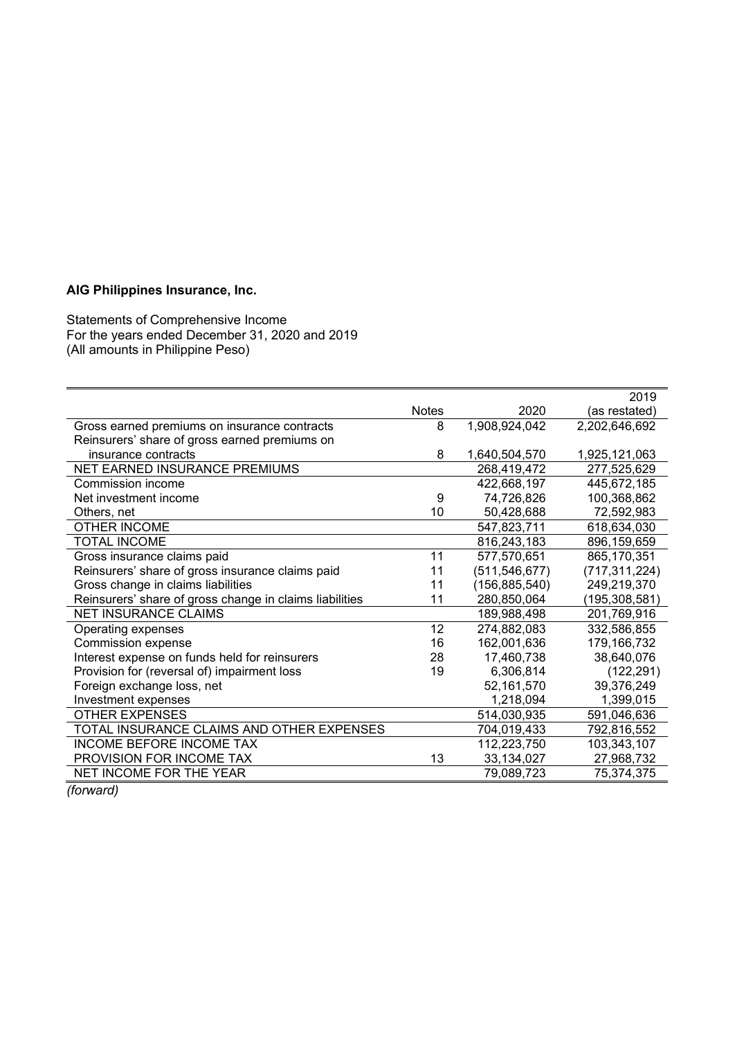**AIG Philippines Insurance, Inc.**

Statements of Comprehensive Income
For the years ended December 31, 2020 and 2019
(All amounts in Philippine Peso)

| | Notes | 2020 | 2019 (as restated) |
|---|---|---|---|
| Gross earned premiums on insurance contracts | 8 | 1,908,924,042 | 2,202,646,692 |
| Reinsurers' share of gross earned premiums on insurance contracts | 8 | 1,640,504,570 | 1,925,121,063 |
| NET EARNED INSURANCE PREMIUMS | | 268,419,472 | 277,525,629 |
| Commission income | | 422,668,197 | 445,672,185 |
| Net investment income | 9 | 74,726,826 | 100,368,862 |
| Others, net | 10 | 50,428,688 | 72,592,983 |
| OTHER INCOME | | 547,823,711 | 618,634,030 |
| TOTAL INCOME | | 816,243,183 | 896,159,659 |
| Gross insurance claims paid | 11 | 577,570,651 | 865,170,351 |
| Reinsurers' share of gross insurance claims paid | 11 | (511,546,677) | (717,311,224) |
| Gross change in claims liabilities | 11 | (156,885,540) | 249,219,370 |
| Reinsurers' share of gross change in claims liabilities | 11 | 280,850,064 | (195,308,581) |
| NET INSURANCE CLAIMS | | 189,988,498 | 201,769,916 |
| Operating expenses | 12 | 274,882,083 | 332,586,855 |
| Commission expense | 16 | 162,001,636 | 179,166,732 |
| Interest expense on funds held for reinsurers | 28 | 17,460,738 | 38,640,076 |
| Provision for (reversal of) impairment loss | 19 | 6,306,814 | (122,291) |
| Foreign exchange loss, net | | 52,161,570 | 39,376,249 |
| Investment expenses | | 1,218,094 | 1,399,015 |
| OTHER EXPENSES | | 514,030,935 | 591,046,636 |
| TOTAL INSURANCE CLAIMS AND OTHER EXPENSES | | 704,019,433 | 792,816,552 |
| INCOME BEFORE INCOME TAX | | 112,223,750 | 103,343,107 |
| PROVISION FOR INCOME TAX | 13 | 33,134,027 | 27,968,732 |
| NET INCOME FOR THE YEAR | | 79,089,723 | 75,374,375 |

*(forward)*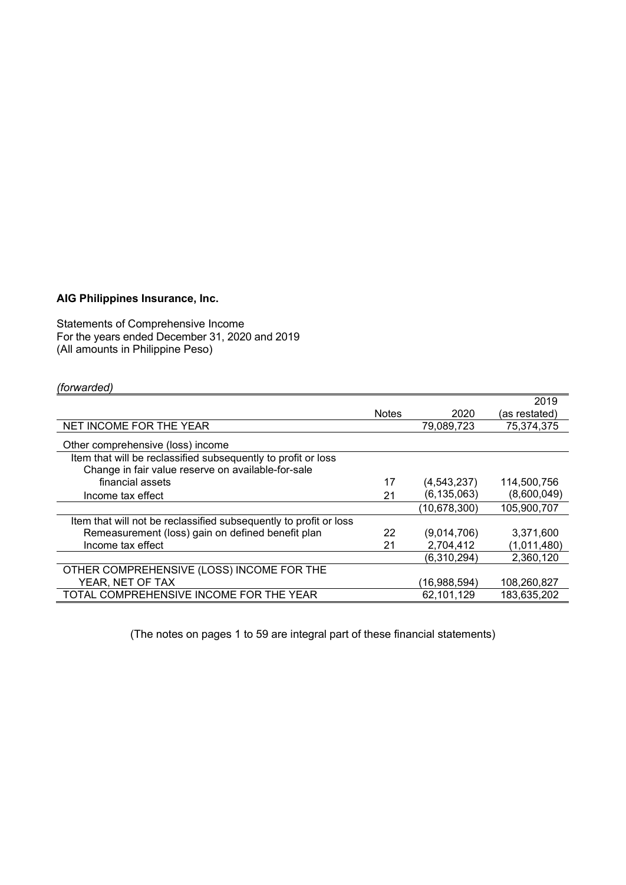**AIG Philippines Insurance, Inc.**

Statements of Comprehensive Income
For the years ended December 31, 2020 and 2019
(All amounts in Philippine Peso)

*(forwarded)*

| | Notes | 2020 | 2019 (as restated) |
|---|---|---|---|
| NET INCOME FOR THE YEAR | | 79,089,723 | 75,374,375 |
| Other comprehensive (loss) income | | | |
| Item that will be reclassified subsequently to profit or loss | | | |
| Change in fair value reserve on available-for-sale financial assets | 17 | (4,543,237) | 114,500,756 |
| Income tax effect | 21 | (6,135,063) | (8,600,049) |
| | | (10,678,300) | 105,900,707 |
| Item that will not be reclassified subsequently to profit or loss | | | |
| Remeasurement (loss) gain on defined benefit plan | 22 | (9,014,706) | 3,371,600 |
| Income tax effect | 21 | 2,704,412 | (1,011,480) |
| | | (6,310,294) | 2,360,120 |
| OTHER COMPREHENSIVE (LOSS) INCOME FOR THE YEAR, NET OF TAX | | (16,988,594) | 108,260,827 |
| TOTAL COMPREHENSIVE INCOME FOR THE YEAR | | 62,101,129 | 183,635,202 |

(The notes on pages 1 to 59 are integral part of these financial statements)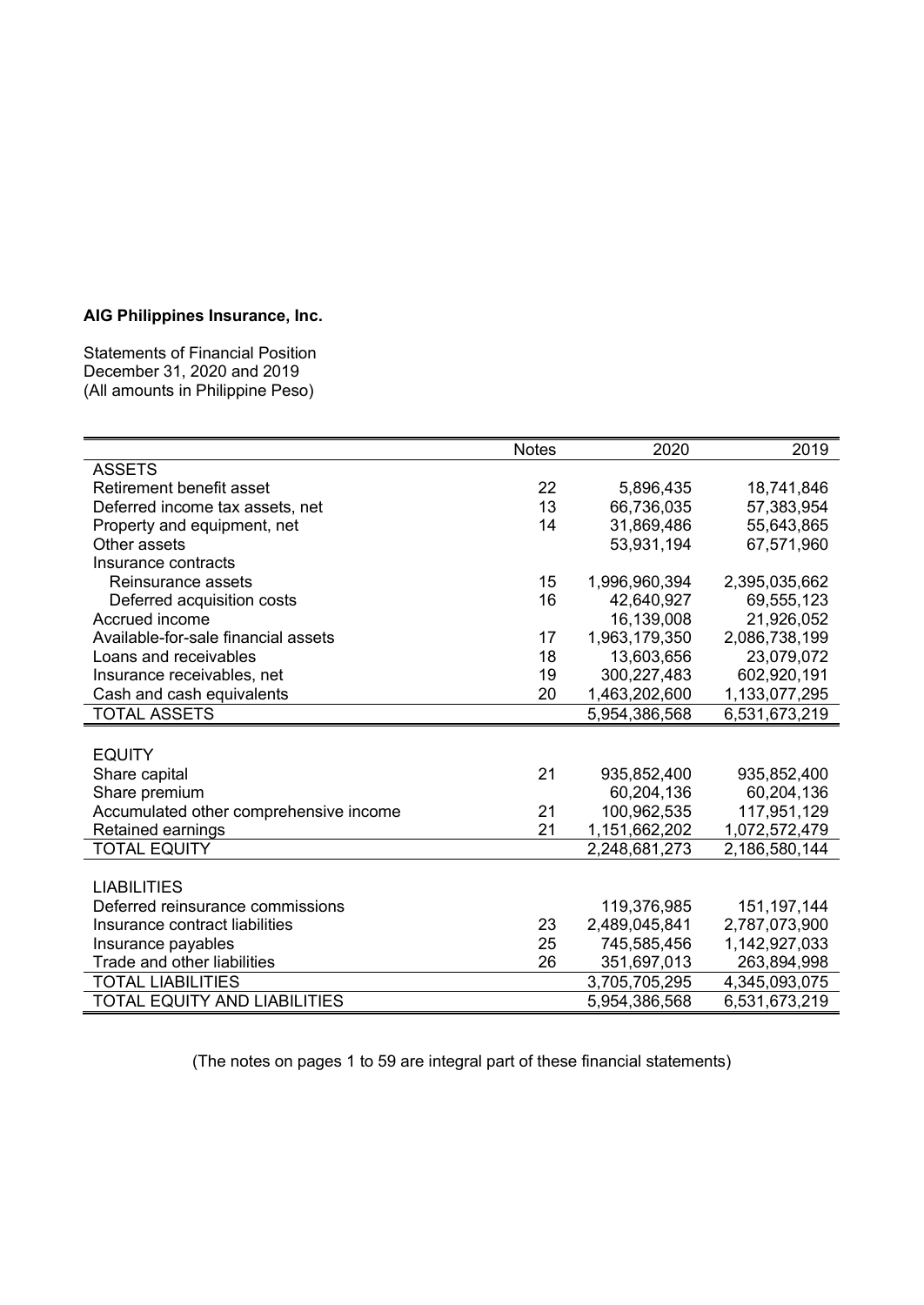**AIG Philippines Insurance, Inc.**

Statements of Financial Position
December 31, 2020 and 2019
(All amounts in Philippine Peso)

| | Notes | 2020 | 2019 |
|---|---|---|---|
| ASSETS | | | |
| Retirement benefit asset | 22 | 5,896,435 | 18,741,846 |
| Deferred income tax assets, net | 13 | 66,736,035 | 57,383,954 |
| Property and equipment, net | 14 | 31,869,486 | 55,643,865 |
| Other assets | | 53,931,194 | 67,571,960 |
| Insurance contracts | | | |
| Reinsurance assets | 15 | 1,996,960,394 | 2,395,035,662 |
| Deferred acquisition costs | 16 | 42,640,927 | 69,555,123 |
| Accrued income | | 16,139,008 | 21,926,052 |
| Available-for-sale financial assets | 17 | 1,963,179,350 | 2,086,738,199 |
| Loans and receivables | 18 | 13,603,656 | 23,079,072 |
| Insurance receivables, net | 19 | 300,227,483 | 602,920,191 |
| Cash and cash equivalents | 20 | 1,463,202,600 | 1,133,077,295 |
| TOTAL ASSETS | | 5,954,386,568 | 6,531,673,219 |
| | | | |
| EQUITY | | | |
| Share capital | 21 | 935,852,400 | 935,852,400 |
| Share premium | | 60,204,136 | 60,204,136 |
| Accumulated other comprehensive income | 21 | 100,962,535 | 117,951,129 |
| Retained earnings | 21 | 1,151,662,202 | 1,072,572,479 |
| TOTAL EQUITY | | 2,248,681,273 | 2,186,580,144 |
| | | | |
| LIABILITIES | | | |
| Deferred reinsurance commissions | | 119,376,985 | 151,197,144 |
| Insurance contract liabilities | 23 | 2,489,045,841 | 2,787,073,900 |
| Insurance payables | 25 | 745,585,456 | 1,142,927,033 |
| Trade and other liabilities | 26 | 351,697,013 | 263,894,998 |
| TOTAL LIABILITIES | | 3,705,705,295 | 4,345,093,075 |
| TOTAL EQUITY AND LIABILITIES | | 5,954,386,568 | 6,531,673,219 |

(The notes on pages 1 to 59 are integral part of these financial statements)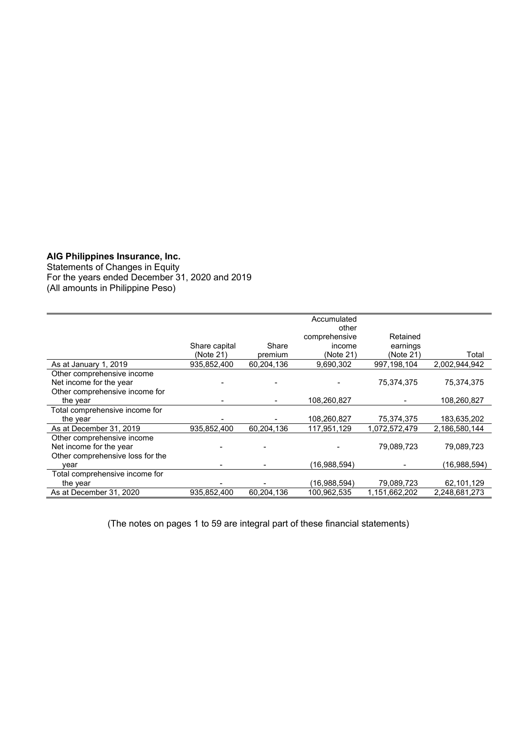**AIG Philippines Insurance, Inc.**

Statements of Changes in Equity
For the years ended December 31, 2020 and 2019
(All amounts in Philippine Peso)

| | Share capital (Note 21) | Share premium | Accumulated other comprehensive income (Note 21) | Retained earnings (Note 21) | Total |
|---|---|---|---|---|---|
| As at January 1, 2019 | 935,852,400 | 60,204,136 | 9,690,302 | 997,198,104 | 2,002,944,942 |
| Other comprehensive income | | | | | |
| Net income for the year | - | - | - | 75,374,375 | 75,374,375 |
| Other comprehensive income for the year | - | - | 108,260,827 | - | 108,260,827 |
| Total comprehensive income for the year | - | - | 108,260,827 | 75,374,375 | 183,635,202 |
| As at December 31, 2019 | 935,852,400 | 60,204,136 | 117,951,129 | 1,072,572,479 | 2,186,580,144 |
| Other comprehensive income | | | | | |
| Net income for the year | - | - | - | 79,089,723 | 79,089,723 |
| Other comprehensive loss for the year | - | - | (16,988,594) | - | (16,988,594) |
| Total comprehensive income for the year | - | - | (16,988,594) | 79,089,723 | 62,101,129 |
| As at December 31, 2020 | 935,852,400 | 60,204,136 | 100,962,535 | 1,151,662,202 | 2,248,681,273 |

(The notes on pages 1 to 59 are integral part of these financial statements)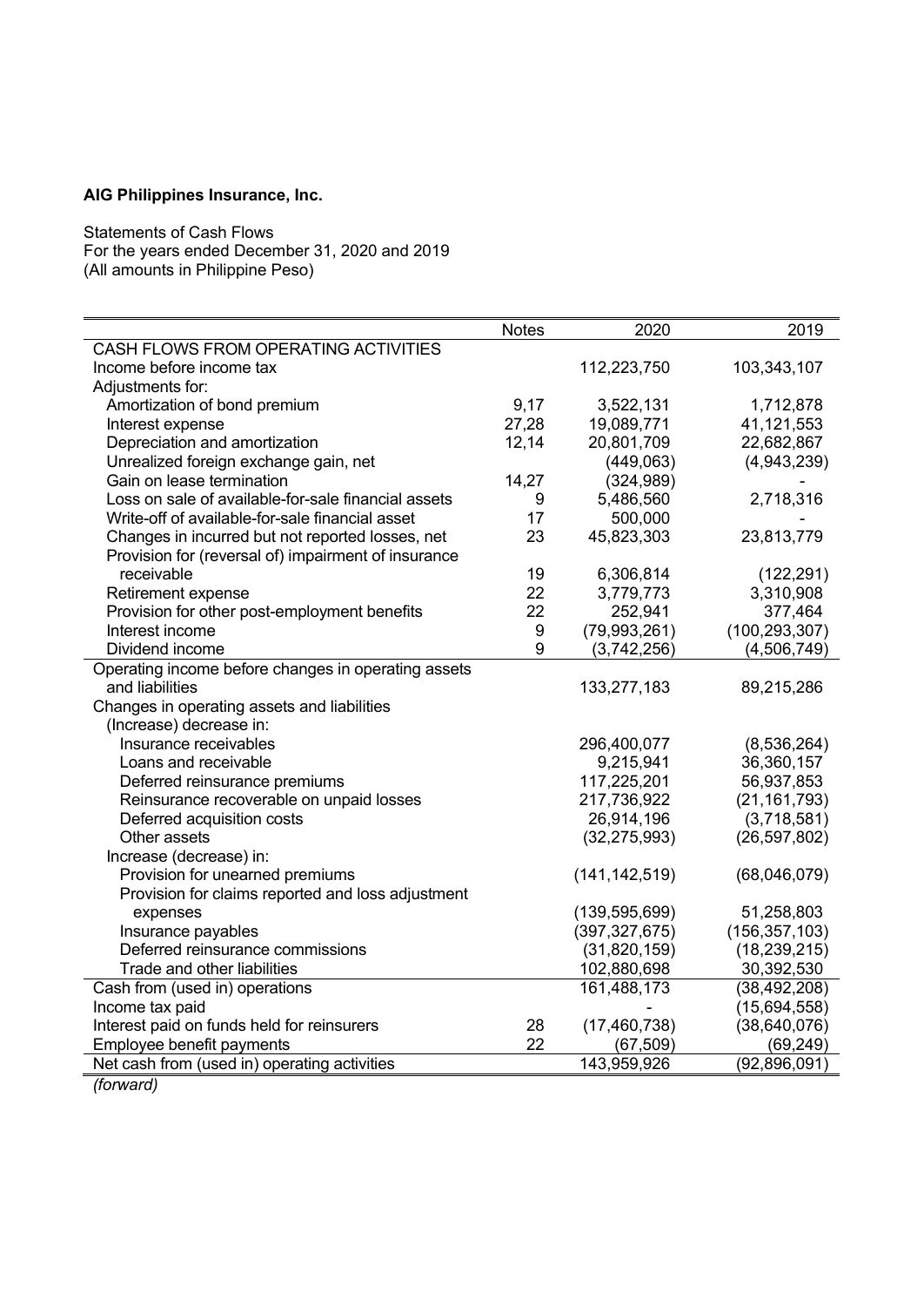**AIG Philippines Insurance, Inc.**

Statements of Cash Flows
For the years ended December 31, 2020 and 2019
(All amounts in Philippine Peso)

| | Notes | 2020 | 2019 |
|---|---|---|---|
| CASH FLOWS FROM OPERATING ACTIVITIES | | | |
| Income before income tax | | 112,223,750 | 103,343,107 |
| Adjustments for: | | | |
| Amortization of bond premium | 9,17 | 3,522,131 | 1,712,878 |
| Interest expense | 27,28 | 19,089,771 | 41,121,553 |
| Depreciation and amortization | 12,14 | 20,801,709 | 22,682,867 |
| Unrealized foreign exchange gain, net | | (449,063) | (4,943,239) |
| Gain on lease termination | 14,27 | (324,989) | - |
| Loss on sale of available-for-sale financial assets | 9 | 5,486,560 | 2,718,316 |
| Write-off of available-for-sale financial asset | 17 | 500,000 | - |
| Changes in incurred but not reported losses, net | 23 | 45,823,303 | 23,813,779 |
| Provision for (reversal of) impairment of insurance receivable | 19 | 6,306,814 | (122,291) |
| Retirement expense | 22 | 3,779,773 | 3,310,908 |
| Provision for other post-employment benefits | 22 | 252,941 | 377,464 |
| Interest income | 9 | (79,993,261) | (100,293,307) |
| Dividend income | 9 | (3,742,256) | (4,506,749) |
| Operating income before changes in operating assets and liabilities | | 133,277,183 | 89,215,286 |
| Changes in operating assets and liabilities | | | |
| (Increase) decrease in: | | | |
| Insurance receivables | | 296,400,077 | (8,536,264) |
| Loans and receivable | | 9,215,941 | 36,360,157 |
| Deferred reinsurance premiums | | 117,225,201 | 56,937,853 |
| Reinsurance recoverable on unpaid losses | | 217,736,922 | (21,161,793) |
| Deferred acquisition costs | | 26,914,196 | (3,718,581) |
| Other assets | | (32,275,993) | (26,597,802) |
| Increase (decrease) in: | | | |
| Provision for unearned premiums | | (141,142,519) | (68,046,079) |
| Provision for claims reported and loss adjustment expenses | | (139,595,699) | 51,258,803 |
| Insurance payables | | (397,327,675) | (156,357,103) |
| Deferred reinsurance commissions | | (31,820,159) | (18,239,215) |
| Trade and other liabilities | | 102,880,698 | 30,392,530 |
| Cash from (used in) operations | | 161,488,173 | (38,492,208) |
| Income tax paid | | - | (15,694,558) |
| Interest paid on funds held for reinsurers | 28 | (17,460,738) | (38,640,076) |
| Employee benefit payments | 22 | (67,509) | (69,249) |
| Net cash from (used in) operating activities | | 143,959,926 | (92,896,091) |

*(forward)*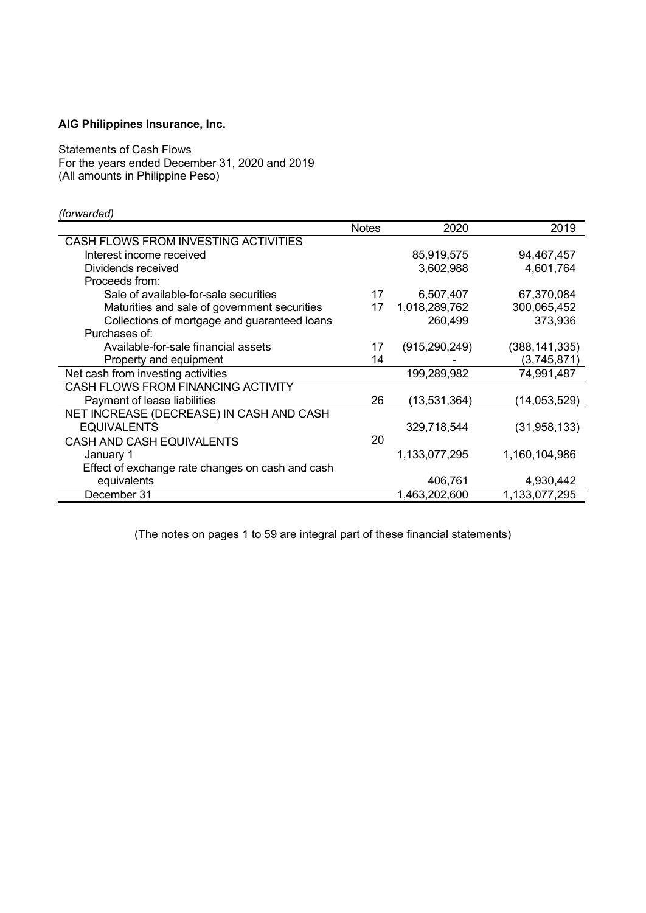**AIG Philippines Insurance, Inc.**

Statements of Cash Flows
For the years ended December 31, 2020 and 2019
(All amounts in Philippine Peso)

*(forwarded)*

| | Notes | 2020 | 2019 |
|---|---|---|---|
| CASH FLOWS FROM INVESTING ACTIVITIES | | | |
| Interest income received | | 85,919,575 | 94,467,457 |
| Dividends received | | 3,602,988 | 4,601,764 |
| Proceeds from: | | | |
| Sale of available-for-sale securities | 17 | 6,507,407 | 67,370,084 |
| Maturities and sale of government securities | 17 | 1,018,289,762 | 300,065,452 |
| Collections of mortgage and guaranteed loans | | 260,499 | 373,936 |
| Purchases of: | | | |
| Available-for-sale financial assets | 17 | (915,290,249) | (388,141,335) |
| Property and equipment | 14 | - | (3,745,871) |
| Net cash from investing activities | | 199,289,982 | 74,991,487 |
| CASH FLOWS FROM FINANCING ACTIVITY | | | |
| Payment of lease liabilities | 26 | (13,531,364) | (14,053,529) |
| NET INCREASE (DECREASE) IN CASH AND CASH EQUIVALENTS | | 329,718,544 | (31,958,133) |
| CASH AND CASH EQUIVALENTS | 20 | | |
| January 1 | | 1,133,077,295 | 1,160,104,986 |
| Effect of exchange rate changes on cash and cash equivalents | | 406,761 | 4,930,442 |
| December 31 | | 1,463,202,600 | 1,133,077,295 |

(The notes on pages 1 to 59 are integral part of these financial statements)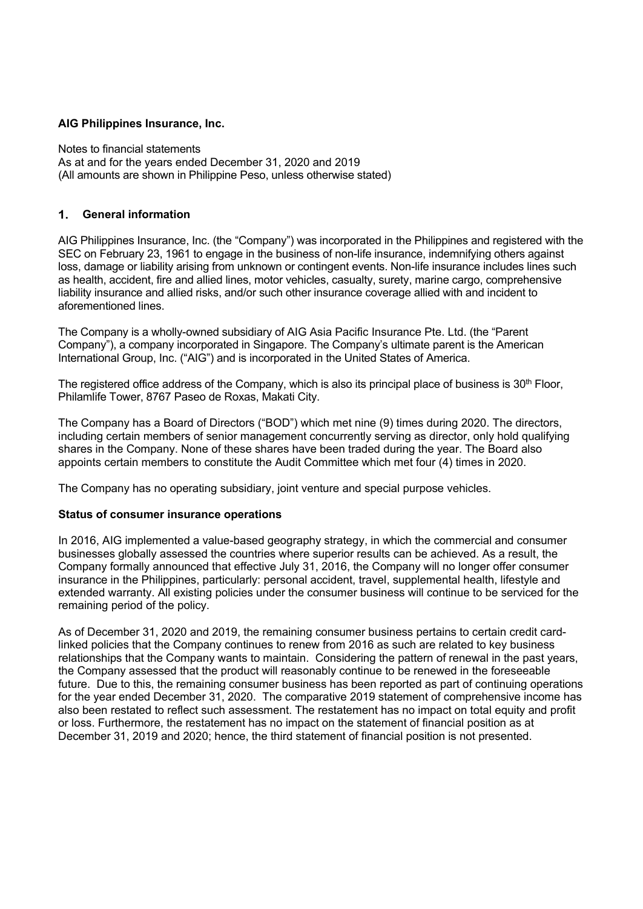**AIG Philippines Insurance, Inc.**

Notes to financial statements
As at and for the years ended December 31, 2020 and 2019
(All amounts are shown in Philippine Peso, unless otherwise stated)

## 1. General information

AIG Philippines Insurance, Inc. (the "Company") was incorporated in the Philippines and registered with the SEC on February 23, 1961 to engage in the business of non-life insurance, indemnifying others against loss, damage or liability arising from unknown or contingent events. Non-life insurance includes lines such as health, accident, fire and allied lines, motor vehicles, casualty, surety, marine cargo, comprehensive liability insurance and allied risks, and/or such other insurance coverage allied with and incident to aforementioned lines.

The Company is a wholly-owned subsidiary of AIG Asia Pacific Insurance Pte. Ltd. (the "Parent Company"), a company incorporated in Singapore. The Company's ultimate parent is the American International Group, Inc. ("AIG") and is incorporated in the United States of America.

The registered office address of the Company, which is also its principal place of business is 30th Floor, Philamlife Tower, 8767 Paseo de Roxas, Makati City.

The Company has a Board of Directors ("BOD") which met nine (9) times during 2020. The directors, including certain members of senior management concurrently serving as director, only hold qualifying shares in the Company. None of these shares have been traded during the year. The Board also appoints certain members to constitute the Audit Committee which met four (4) times in 2020.

The Company has no operating subsidiary, joint venture and special purpose vehicles.

**Status of consumer insurance operations**

In 2016, AIG implemented a value-based geography strategy, in which the commercial and consumer businesses globally assessed the countries where superior results can be achieved. As a result, the Company formally announced that effective July 31, 2016, the Company will no longer offer consumer insurance in the Philippines, particularly: personal accident, travel, supplemental health, lifestyle and extended warranty. All existing policies under the consumer business will continue to be serviced for the remaining period of the policy.

As of December 31, 2020 and 2019, the remaining consumer business pertains to certain credit card-linked policies that the Company continues to renew from 2016 as such are related to key business relationships that the Company wants to maintain. Considering the pattern of renewal in the past years, the Company assessed that the product will reasonably continue to be renewed in the foreseeable future. Due to this, the remaining consumer business has been reported as part of continuing operations for the year ended December 31, 2020. The comparative 2019 statement of comprehensive income has also been restated to reflect such assessment. The restatement has no impact on total equity and profit or loss. Furthermore, the restatement has no impact on the statement of financial position as at December 31, 2019 and 2020; hence, the third statement of financial position is not presented.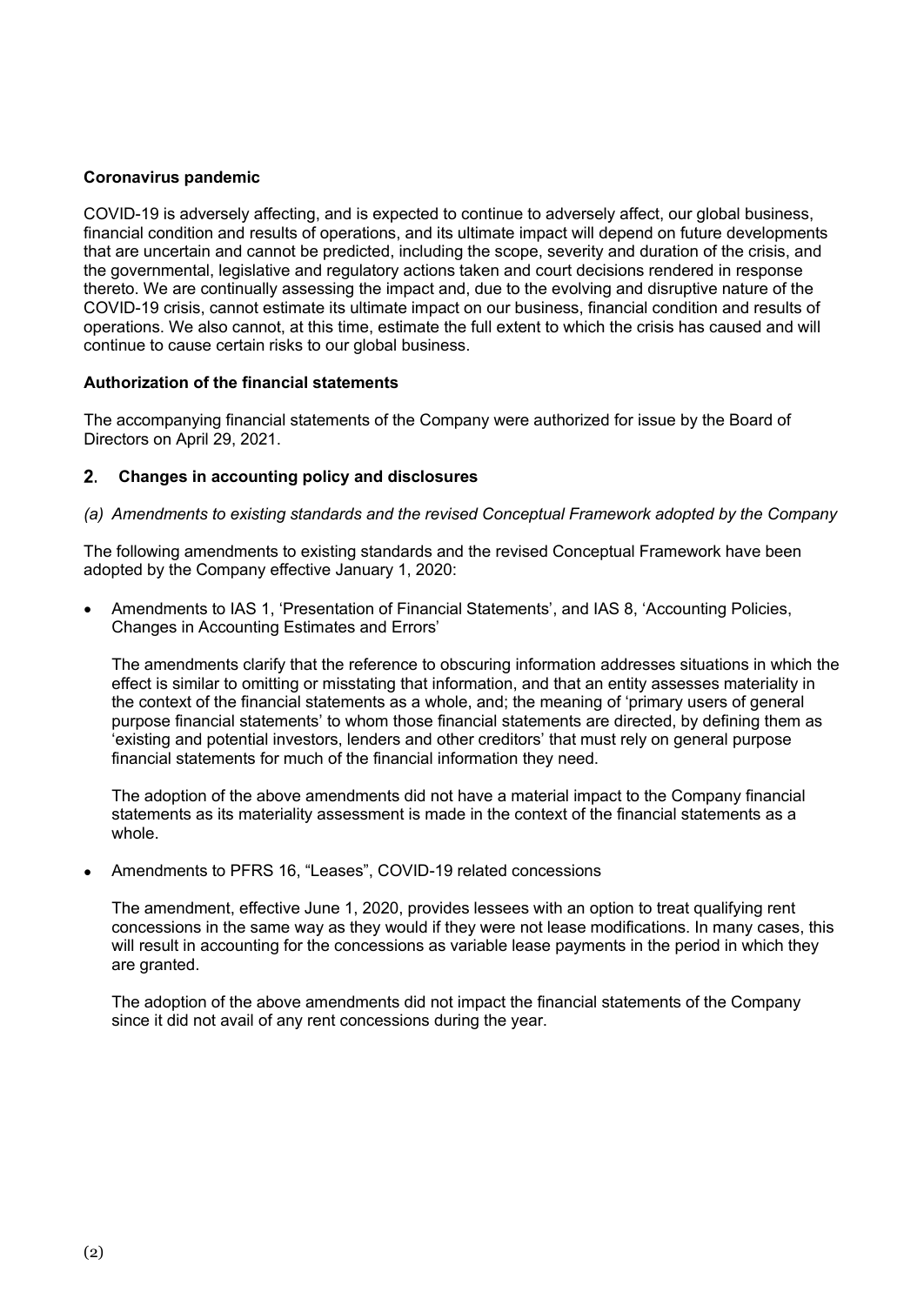**Coronavirus pandemic**

COVID-19 is adversely affecting, and is expected to continue to adversely affect, our global business, financial condition and results of operations, and its ultimate impact will depend on future developments that are uncertain and cannot be predicted, including the scope, severity and duration of the crisis, and the governmental, legislative and regulatory actions taken and court decisions rendered in response thereto. We are continually assessing the impact and, due to the evolving and disruptive nature of the COVID-19 crisis, cannot estimate its ultimate impact on our business, financial condition and results of operations. We also cannot, at this time, estimate the full extent to which the crisis has caused and will continue to cause certain risks to our global business.

**Authorization of the financial statements**

The accompanying financial statements of the Company were authorized for issue by the Board of Directors on April 29, 2021.

## 2. Changes in accounting policy and disclosures

*(a) Amendments to existing standards and the revised Conceptual Framework adopted by the Company*

The following amendments to existing standards and the revised Conceptual Framework have been adopted by the Company effective January 1, 2020:

- Amendments to IAS 1, 'Presentation of Financial Statements', and IAS 8, 'Accounting Policies, Changes in Accounting Estimates and Errors'

  The amendments clarify that the reference to obscuring information addresses situations in which the effect is similar to omitting or misstating that information, and that an entity assesses materiality in the context of the financial statements as a whole, and; the meaning of 'primary users of general purpose financial statements' to whom those financial statements are directed, by defining them as 'existing and potential investors, lenders and other creditors' that must rely on general purpose financial statements for much of the financial information they need.

  The adoption of the above amendments did not have a material impact to the Company financial statements as its materiality assessment is made in the context of the financial statements as a whole.

- Amendments to PFRS 16, "Leases", COVID-19 related concessions

  The amendment, effective June 1, 2020, provides lessees with an option to treat qualifying rent concessions in the same way as they would if they were not lease modifications. In many cases, this will result in accounting for the concessions as variable lease payments in the period in which they are granted.

  The adoption of the above amendments did not impact the financial statements of the Company since it did not avail of any rent concessions during the year.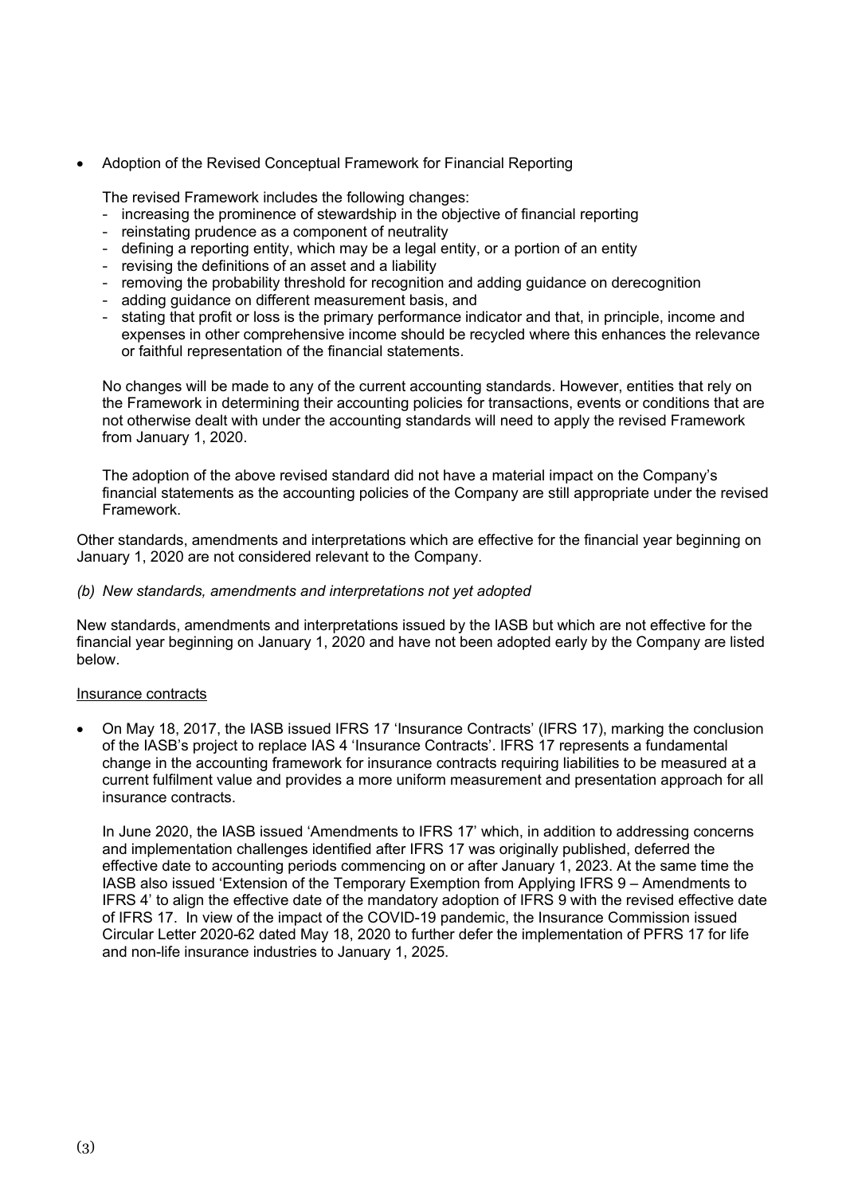- Adoption of the Revised Conceptual Framework for Financial Reporting

  The revised Framework includes the following changes:
  - increasing the prominence of stewardship in the objective of financial reporting
  - reinstating prudence as a component of neutrality
  - defining a reporting entity, which may be a legal entity, or a portion of an entity
  - revising the definitions of an asset and a liability
  - removing the probability threshold for recognition and adding guidance on derecognition
  - adding guidance on different measurement basis, and
  - stating that profit or loss is the primary performance indicator and that, in principle, income and expenses in other comprehensive income should be recycled where this enhances the relevance or faithful representation of the financial statements.

  No changes will be made to any of the current accounting standards. However, entities that rely on the Framework in determining their accounting policies for transactions, events or conditions that are not otherwise dealt with under the accounting standards will need to apply the revised Framework from January 1, 2020.

  The adoption of the above revised standard did not have a material impact on the Company's financial statements as the accounting policies of the Company are still appropriate under the revised Framework.

Other standards, amendments and interpretations which are effective for the financial year beginning on January 1, 2020 are not considered relevant to the Company.

*(b) New standards, amendments and interpretations not yet adopted*

New standards, amendments and interpretations issued by the IASB but which are not effective for the financial year beginning on January 1, 2020 and have not been adopted early by the Company are listed below.

Insurance contracts

- On May 18, 2017, the IASB issued IFRS 17 'Insurance Contracts' (IFRS 17), marking the conclusion of the IASB's project to replace IAS 4 'Insurance Contracts'. IFRS 17 represents a fundamental change in the accounting framework for insurance contracts requiring liabilities to be measured at a current fulfilment value and provides a more uniform measurement and presentation approach for all insurance contracts.

  In June 2020, the IASB issued 'Amendments to IFRS 17' which, in addition to addressing concerns and implementation challenges identified after IFRS 17 was originally published, deferred the effective date to accounting periods commencing on or after January 1, 2023. At the same time the IASB also issued 'Extension of the Temporary Exemption from Applying IFRS 9 – Amendments to IFRS 4' to align the effective date of the mandatory adoption of IFRS 9 with the revised effective date of IFRS 17. In view of the impact of the COVID-19 pandemic, the Insurance Commission issued Circular Letter 2020-62 dated May 18, 2020 to further defer the implementation of PFRS 17 for life and non-life insurance industries to January 1, 2025.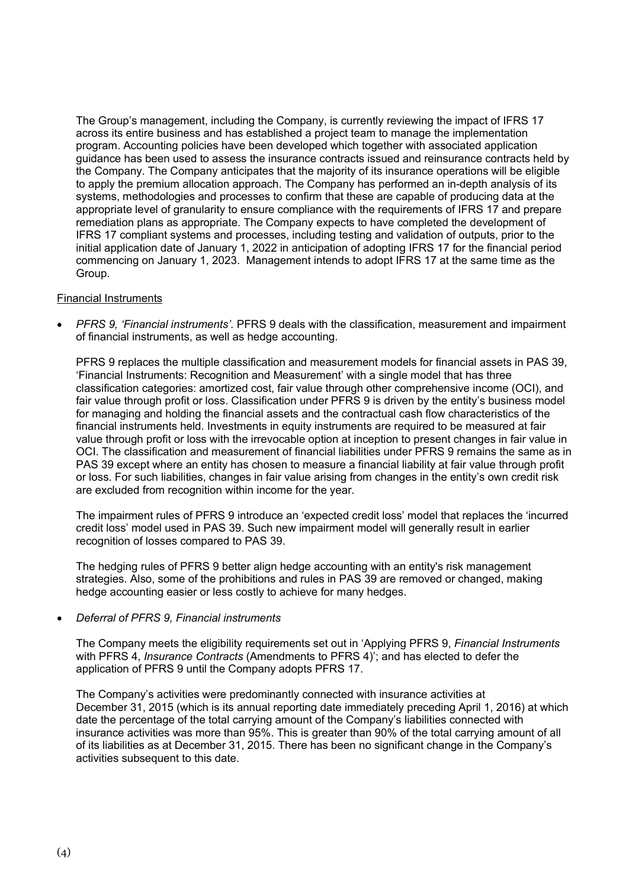The Group's management, including the Company, is currently reviewing the impact of IFRS 17 across its entire business and has established a project team to manage the implementation program. Accounting policies have been developed which together with associated application guidance has been used to assess the insurance contracts issued and reinsurance contracts held by the Company. The Company anticipates that the majority of its insurance operations will be eligible to apply the premium allocation approach. The Company has performed an in-depth analysis of its systems, methodologies and processes to confirm that these are capable of producing data at the appropriate level of granularity to ensure compliance with the requirements of IFRS 17 and prepare remediation plans as appropriate. The Company expects to have completed the development of IFRS 17 compliant systems and processes, including testing and validation of outputs, prior to the initial application date of January 1, 2022 in anticipation of adopting IFRS 17 for the financial period commencing on January 1, 2023. Management intends to adopt IFRS 17 at the same time as the Group.

Financial Instruments

- *PFRS 9, 'Financial instruments'.* PFRS 9 deals with the classification, measurement and impairment of financial instruments, as well as hedge accounting.

  PFRS 9 replaces the multiple classification and measurement models for financial assets in PAS 39, 'Financial Instruments: Recognition and Measurement' with a single model that has three classification categories: amortized cost, fair value through other comprehensive income (OCI), and fair value through profit or loss. Classification under PFRS 9 is driven by the entity's business model for managing and holding the financial assets and the contractual cash flow characteristics of the financial instruments held. Investments in equity instruments are required to be measured at fair value through profit or loss with the irrevocable option at inception to present changes in fair value in OCI. The classification and measurement of financial liabilities under PFRS 9 remains the same as in PAS 39 except where an entity has chosen to measure a financial liability at fair value through profit or loss. For such liabilities, changes in fair value arising from changes in the entity's own credit risk are excluded from recognition within income for the year.

  The impairment rules of PFRS 9 introduce an 'expected credit loss' model that replaces the 'incurred credit loss' model used in PAS 39. Such new impairment model will generally result in earlier recognition of losses compared to PAS 39.

  The hedging rules of PFRS 9 better align hedge accounting with an entity's risk management strategies. Also, some of the prohibitions and rules in PAS 39 are removed or changed, making hedge accounting easier or less costly to achieve for many hedges.

- *Deferral of PFRS 9, Financial instruments*

  The Company meets the eligibility requirements set out in 'Applying PFRS 9, *Financial Instruments* with PFRS 4, *Insurance Contracts* (Amendments to PFRS 4)'; and has elected to defer the application of PFRS 9 until the Company adopts PFRS 17.

  The Company's activities were predominantly connected with insurance activities at December 31, 2015 (which is its annual reporting date immediately preceding April 1, 2016) at which date the percentage of the total carrying amount of the Company's liabilities connected with insurance activities was more than 95%. This is greater than 90% of the total carrying amount of all of its liabilities as at December 31, 2015. There has been no significant change in the Company's activities subsequent to this date.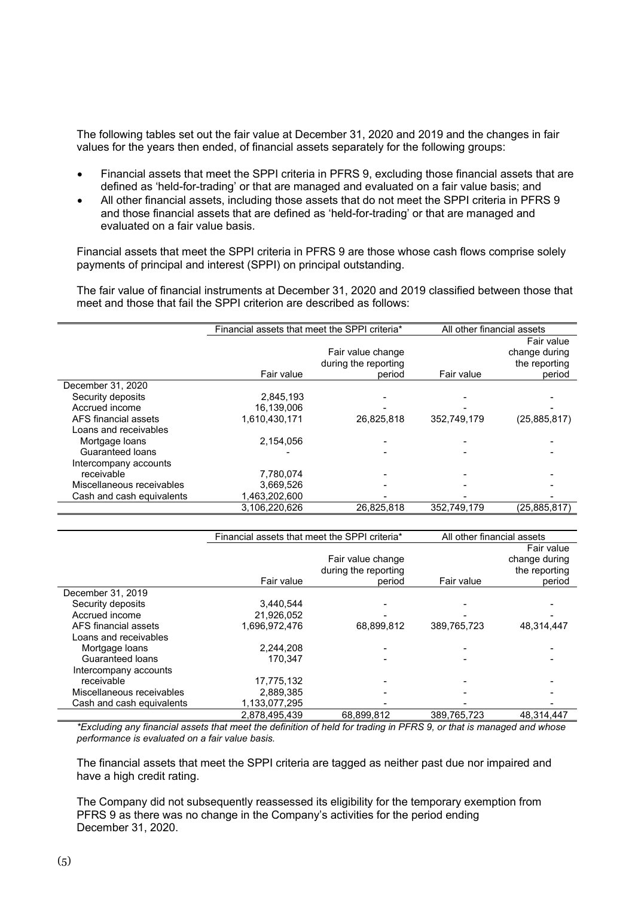The following tables set out the fair value at December 31, 2020 and 2019 and the changes in fair values for the years then ended, of financial assets separately for the following groups:

- Financial assets that meet the SPPI criteria in PFRS 9, excluding those financial assets that are defined as 'held-for-trading' or that are managed and evaluated on a fair value basis; and
- All other financial assets, including those assets that do not meet the SPPI criteria in PFRS 9 and those financial assets that are defined as 'held-for-trading' or that are managed and evaluated on a fair value basis.

Financial assets that meet the SPPI criteria in PFRS 9 are those whose cash flows comprise solely payments of principal and interest (SPPI) on principal outstanding.

The fair value of financial instruments at December 31, 2020 and 2019 classified between those that meet and those that fail the SPPI criterion are described as follows:

| | Financial assets that meet the SPPI criteria* | | All other financial assets | |
|---|---|---|---|---|
| | Fair value | Fair value change during the reporting period | Fair value | Fair value change during the reporting period |
| December 31, 2020 | | | | |
| Security deposits | 2,845,193 | - | - | - |
| Accrued income | 16,139,006 | - | - | - |
| AFS financial assets | 1,610,430,171 | 26,825,818 | 352,749,179 | (25,885,817) |
| Loans and receivables | | | | |
| Mortgage loans | 2,154,056 | - | - | - |
| Guaranteed loans | - | - | - | - |
| Intercompany accounts receivable | 7,780,074 | - | - | - |
| Miscellaneous receivables | 3,669,526 | - | - | - |
| Cash and cash equivalents | 1,463,202,600 | - | - | - |
| | 3,106,220,626 | 26,825,818 | 352,749,179 | (25,885,817) |

| | Financial assets that meet the SPPI criteria* | | All other financial assets | |
|---|---|---|---|---|
| | Fair value | Fair value change during the reporting period | Fair value | Fair value change during the reporting period |
| December 31, 2019 | | | | |
| Security deposits | 3,440,544 | - | - | - |
| Accrued income | 21,926,052 | - | - | - |
| AFS financial assets | 1,696,972,476 | 68,899,812 | 389,765,723 | 48,314,447 |
| Loans and receivables | | | | |
| Mortgage loans | 2,244,208 | - | - | - |
| Guaranteed loans | 170,347 | - | - | - |
| Intercompany accounts receivable | 17,775,132 | - | - | - |
| Miscellaneous receivables | 2,889,385 | - | - | - |
| Cash and cash equivalents | 1,133,077,295 | - | - | - |
| | 2,878,495,439 | 68,899,812 | 389,765,723 | 48,314,447 |

*\*Excluding any financial assets that meet the definition of held for trading in PFRS 9, or that is managed and whose performance is evaluated on a fair value basis.*

The financial assets that meet the SPPI criteria are tagged as neither past due nor impaired and have a high credit rating.

The Company did not subsequently reassessed its eligibility for the temporary exemption from PFRS 9 as there was no change in the Company's activities for the period ending December 31, 2020.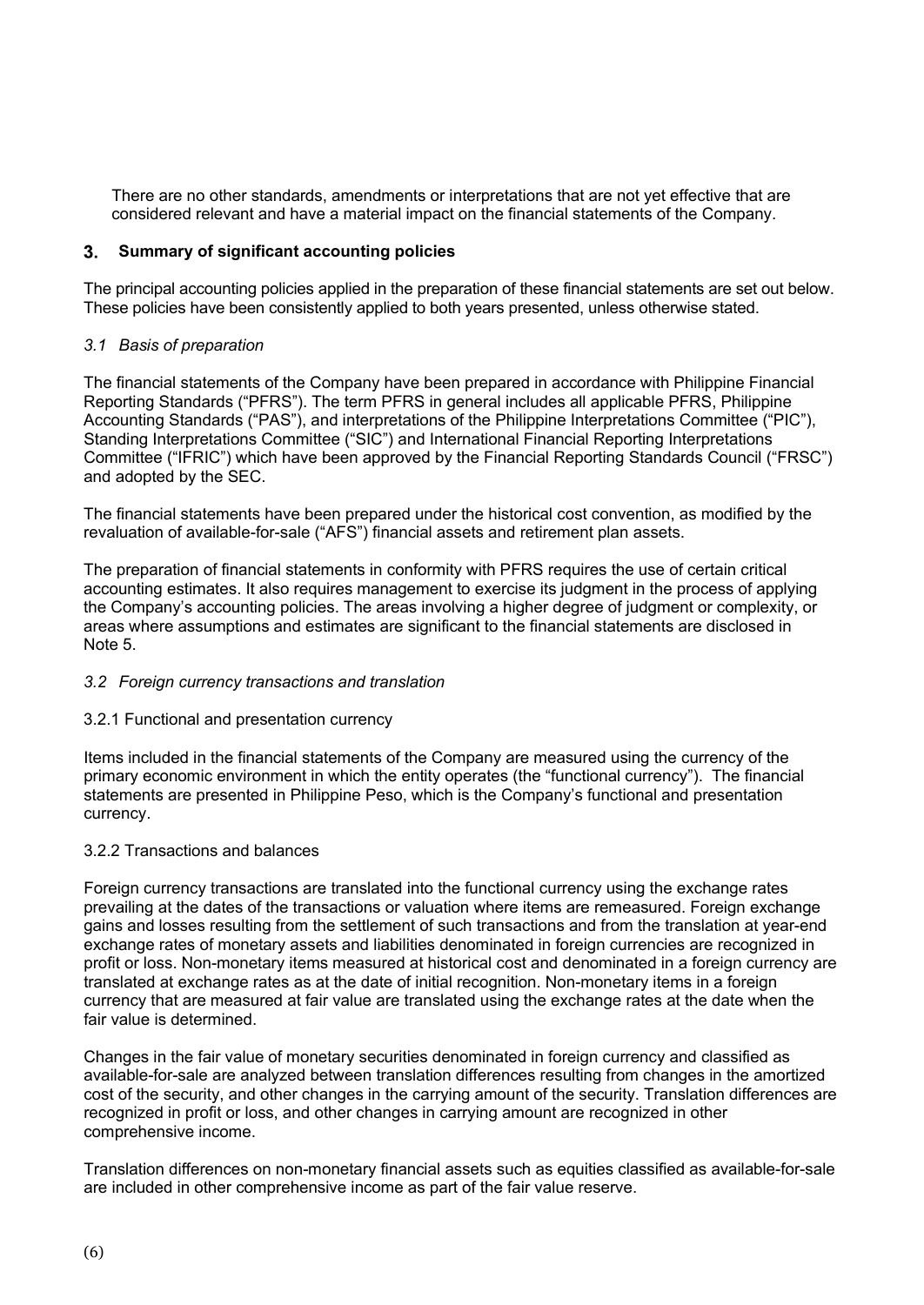There are no other standards, amendments or interpretations that are not yet effective that are considered relevant and have a material impact on the financial statements of the Company.

## 3. Summary of significant accounting policies

The principal accounting policies applied in the preparation of these financial statements are set out below. These policies have been consistently applied to both years presented, unless otherwise stated.

### *3.1 Basis of preparation*

The financial statements of the Company have been prepared in accordance with Philippine Financial Reporting Standards ("PFRS"). The term PFRS in general includes all applicable PFRS, Philippine Accounting Standards ("PAS"), and interpretations of the Philippine Interpretations Committee ("PIC"), Standing Interpretations Committee ("SIC") and International Financial Reporting Interpretations Committee ("IFRIC") which have been approved by the Financial Reporting Standards Council ("FRSC") and adopted by the SEC.

The financial statements have been prepared under the historical cost convention, as modified by the revaluation of available-for-sale ("AFS") financial assets and retirement plan assets.

The preparation of financial statements in conformity with PFRS requires the use of certain critical accounting estimates. It also requires management to exercise its judgment in the process of applying the Company's accounting policies. The areas involving a higher degree of judgment or complexity, or areas where assumptions and estimates are significant to the financial statements are disclosed in Note 5.

### *3.2 Foreign currency transactions and translation*

#### 3.2.1 Functional and presentation currency

Items included in the financial statements of the Company are measured using the currency of the primary economic environment in which the entity operates (the "functional currency"). The financial statements are presented in Philippine Peso, which is the Company's functional and presentation currency.

#### 3.2.2 Transactions and balances

Foreign currency transactions are translated into the functional currency using the exchange rates prevailing at the dates of the transactions or valuation where items are remeasured. Foreign exchange gains and losses resulting from the settlement of such transactions and from the translation at year-end exchange rates of monetary assets and liabilities denominated in foreign currencies are recognized in profit or loss. Non-monetary items measured at historical cost and denominated in a foreign currency are translated at exchange rates as at the date of initial recognition. Non-monetary items in a foreign currency that are measured at fair value are translated using the exchange rates at the date when the fair value is determined.

Changes in the fair value of monetary securities denominated in foreign currency and classified as available-for-sale are analyzed between translation differences resulting from changes in the amortized cost of the security, and other changes in the carrying amount of the security. Translation differences are recognized in profit or loss, and other changes in carrying amount are recognized in other comprehensive income.

Translation differences on non-monetary financial assets such as equities classified as available-for-sale are included in other comprehensive income as part of the fair value reserve.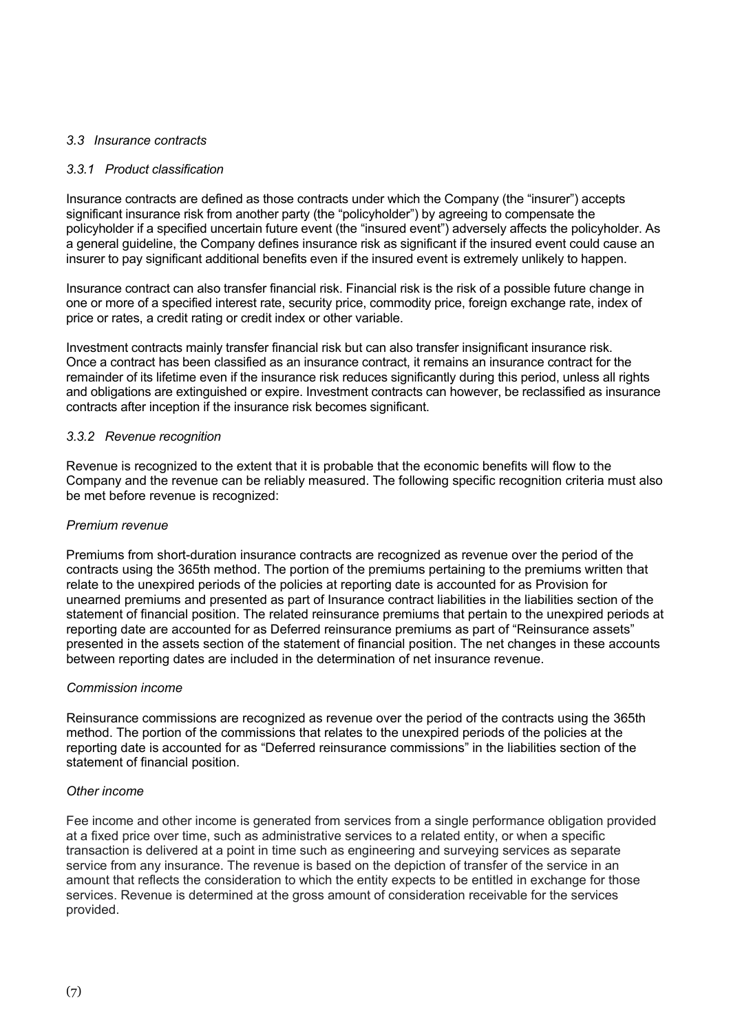### *3.3 Insurance contracts*

#### *3.3.1 Product classification*

Insurance contracts are defined as those contracts under which the Company (the "insurer") accepts significant insurance risk from another party (the "policyholder") by agreeing to compensate the policyholder if a specified uncertain future event (the "insured event") adversely affects the policyholder. As a general guideline, the Company defines insurance risk as significant if the insured event could cause an insurer to pay significant additional benefits even if the insured event is extremely unlikely to happen.

Insurance contract can also transfer financial risk. Financial risk is the risk of a possible future change in one or more of a specified interest rate, security price, commodity price, foreign exchange rate, index of price or rates, a credit rating or credit index or other variable.

Investment contracts mainly transfer financial risk but can also transfer insignificant insurance risk. Once a contract has been classified as an insurance contract, it remains an insurance contract for the remainder of its lifetime even if the insurance risk reduces significantly during this period, unless all rights and obligations are extinguished or expire. Investment contracts can however, be reclassified as insurance contracts after inception if the insurance risk becomes significant.

#### *3.3.2 Revenue recognition*

Revenue is recognized to the extent that it is probable that the economic benefits will flow to the Company and the revenue can be reliably measured. The following specific recognition criteria must also be met before revenue is recognized:

*Premium revenue*

Premiums from short-duration insurance contracts are recognized as revenue over the period of the contracts using the 365th method. The portion of the premiums pertaining to the premiums written that relate to the unexpired periods of the policies at reporting date is accounted for as Provision for unearned premiums and presented as part of Insurance contract liabilities in the liabilities section of the statement of financial position. The related reinsurance premiums that pertain to the unexpired periods at reporting date are accounted for as Deferred reinsurance premiums as part of "Reinsurance assets" presented in the assets section of the statement of financial position. The net changes in these accounts between reporting dates are included in the determination of net insurance revenue.

*Commission income*

Reinsurance commissions are recognized as revenue over the period of the contracts using the 365th method. The portion of the commissions that relates to the unexpired periods of the policies at the reporting date is accounted for as "Deferred reinsurance commissions" in the liabilities section of the statement of financial position.

*Other income*

Fee income and other income is generated from services from a single performance obligation provided at a fixed price over time, such as administrative services to a related entity, or when a specific transaction is delivered at a point in time such as engineering and surveying services as separate service from any insurance. The revenue is based on the depiction of transfer of the service in an amount that reflects the consideration to which the entity expects to be entitled in exchange for those services. Revenue is determined at the gross amount of consideration receivable for the services provided.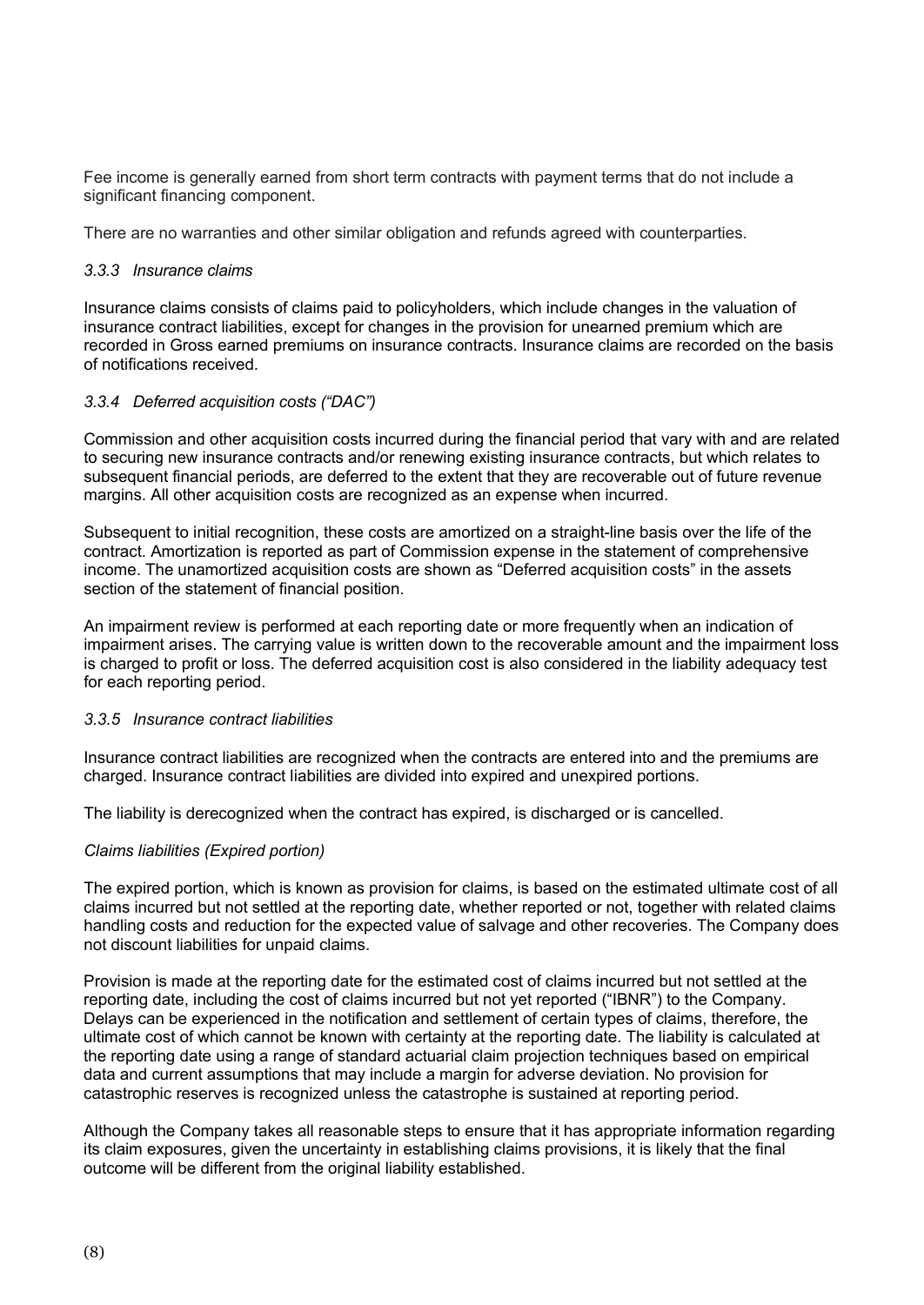Fee income is generally earned from short term contracts with payment terms that do not include a significant financing component.

There are no warranties and other similar obligation and refunds agreed with counterparties.

### *3.3.3 Insurance claims*

Insurance claims consists of claims paid to policyholders, which include changes in the valuation of insurance contract liabilities, except for changes in the provision for unearned premium which are recorded in Gross earned premiums on insurance contracts. Insurance claims are recorded on the basis of notifications received.

### *3.3.4 Deferred acquisition costs ("DAC")*

Commission and other acquisition costs incurred during the financial period that vary with and are related to securing new insurance contracts and/or renewing existing insurance contracts, but which relates to subsequent financial periods, are deferred to the extent that they are recoverable out of future revenue margins. All other acquisition costs are recognized as an expense when incurred.

Subsequent to initial recognition, these costs are amortized on a straight-line basis over the life of the contract. Amortization is reported as part of Commission expense in the statement of comprehensive income. The unamortized acquisition costs are shown as "Deferred acquisition costs" in the assets section of the statement of financial position.

An impairment review is performed at each reporting date or more frequently when an indication of impairment arises. The carrying value is written down to the recoverable amount and the impairment loss is charged to profit or loss. The deferred acquisition cost is also considered in the liability adequacy test for each reporting period.

### *3.3.5 Insurance contract liabilities*

Insurance contract liabilities are recognized when the contracts are entered into and the premiums are charged. Insurance contract liabilities are divided into expired and unexpired portions.

The liability is derecognized when the contract has expired, is discharged or is cancelled.

*Claims liabilities (Expired portion)*

The expired portion, which is known as provision for claims, is based on the estimated ultimate cost of all claims incurred but not settled at the reporting date, whether reported or not, together with related claims handling costs and reduction for the expected value of salvage and other recoveries. The Company does not discount liabilities for unpaid claims.

Provision is made at the reporting date for the estimated cost of claims incurred but not settled at the reporting date, including the cost of claims incurred but not yet reported ("IBNR") to the Company. Delays can be experienced in the notification and settlement of certain types of claims, therefore, the ultimate cost of which cannot be known with certainty at the reporting date. The liability is calculated at the reporting date using a range of standard actuarial claim projection techniques based on empirical data and current assumptions that may include a margin for adverse deviation. No provision for catastrophic reserves is recognized unless the catastrophe is sustained at reporting period.

Although the Company takes all reasonable steps to ensure that it has appropriate information regarding its claim exposures, given the uncertainty in establishing claims provisions, it is likely that the final outcome will be different from the original liability established.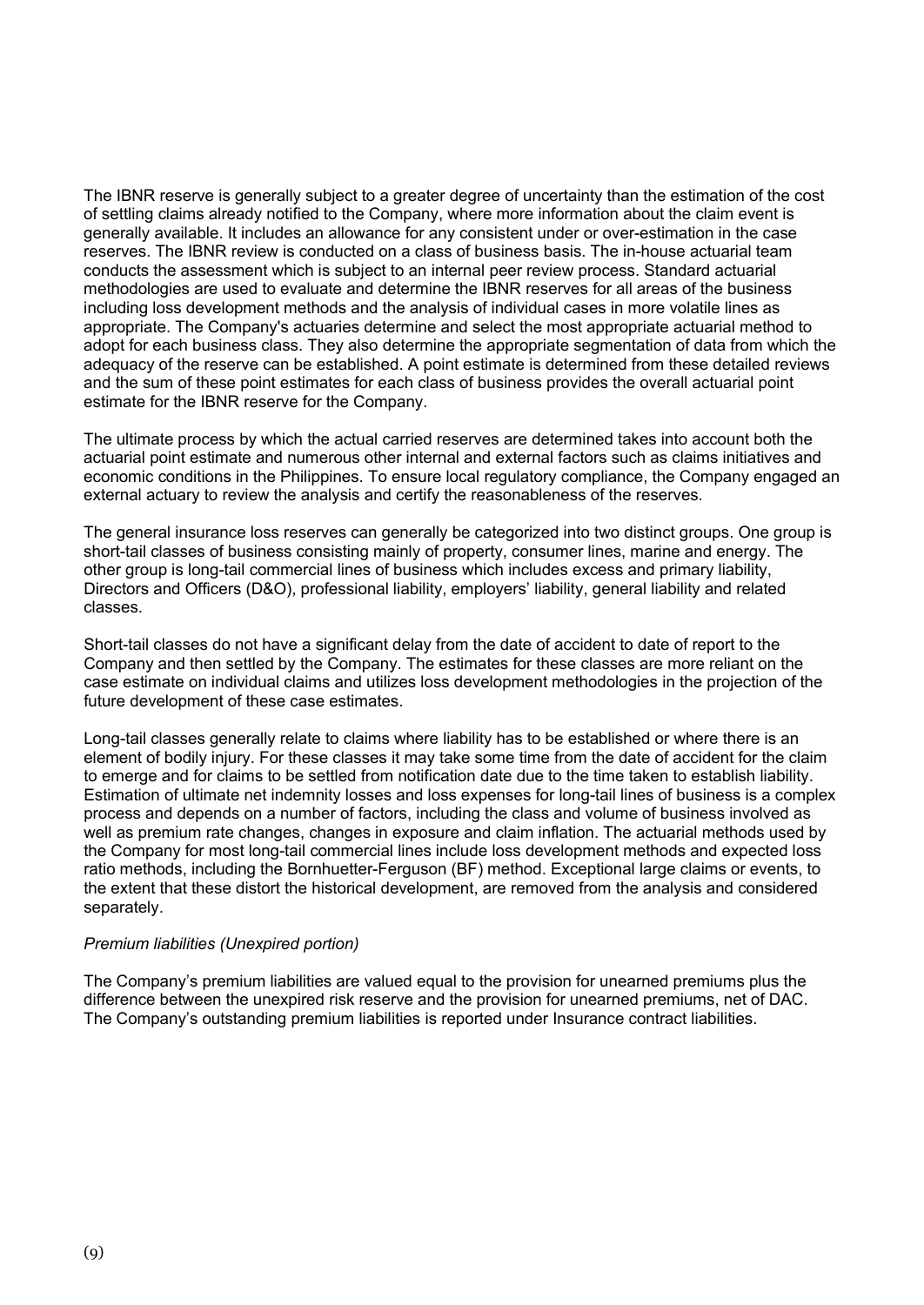The IBNR reserve is generally subject to a greater degree of uncertainty than the estimation of the cost of settling claims already notified to the Company, where more information about the claim event is generally available. It includes an allowance for any consistent under or over-estimation in the case reserves. The IBNR review is conducted on a class of business basis. The in-house actuarial team conducts the assessment which is subject to an internal peer review process. Standard actuarial methodologies are used to evaluate and determine the IBNR reserves for all areas of the business including loss development methods and the analysis of individual cases in more volatile lines as appropriate. The Company's actuaries determine and select the most appropriate actuarial method to adopt for each business class. They also determine the appropriate segmentation of data from which the adequacy of the reserve can be established. A point estimate is determined from these detailed reviews and the sum of these point estimates for each class of business provides the overall actuarial point estimate for the IBNR reserve for the Company.

The ultimate process by which the actual carried reserves are determined takes into account both the actuarial point estimate and numerous other internal and external factors such as claims initiatives and economic conditions in the Philippines. To ensure local regulatory compliance, the Company engaged an external actuary to review the analysis and certify the reasonableness of the reserves.

The general insurance loss reserves can generally be categorized into two distinct groups. One group is short-tail classes of business consisting mainly of property, consumer lines, marine and energy. The other group is long-tail commercial lines of business which includes excess and primary liability, Directors and Officers (D&O), professional liability, employers' liability, general liability and related classes.

Short-tail classes do not have a significant delay from the date of accident to date of report to the Company and then settled by the Company. The estimates for these classes are more reliant on the case estimate on individual claims and utilizes loss development methodologies in the projection of the future development of these case estimates.

Long-tail classes generally relate to claims where liability has to be established or where there is an element of bodily injury. For these classes it may take some time from the date of accident for the claim to emerge and for claims to be settled from notification date due to the time taken to establish liability. Estimation of ultimate net indemnity losses and loss expenses for long-tail lines of business is a complex process and depends on a number of factors, including the class and volume of business involved as well as premium rate changes, changes in exposure and claim inflation. The actuarial methods used by the Company for most long-tail commercial lines include loss development methods and expected loss ratio methods, including the Bornhuetter-Ferguson (BF) method. Exceptional large claims or events, to the extent that these distort the historical development, are removed from the analysis and considered separately.

*Premium liabilities (Unexpired portion)*

The Company's premium liabilities are valued equal to the provision for unearned premiums plus the difference between the unexpired risk reserve and the provision for unearned premiums, net of DAC. The Company's outstanding premium liabilities is reported under Insurance contract liabilities.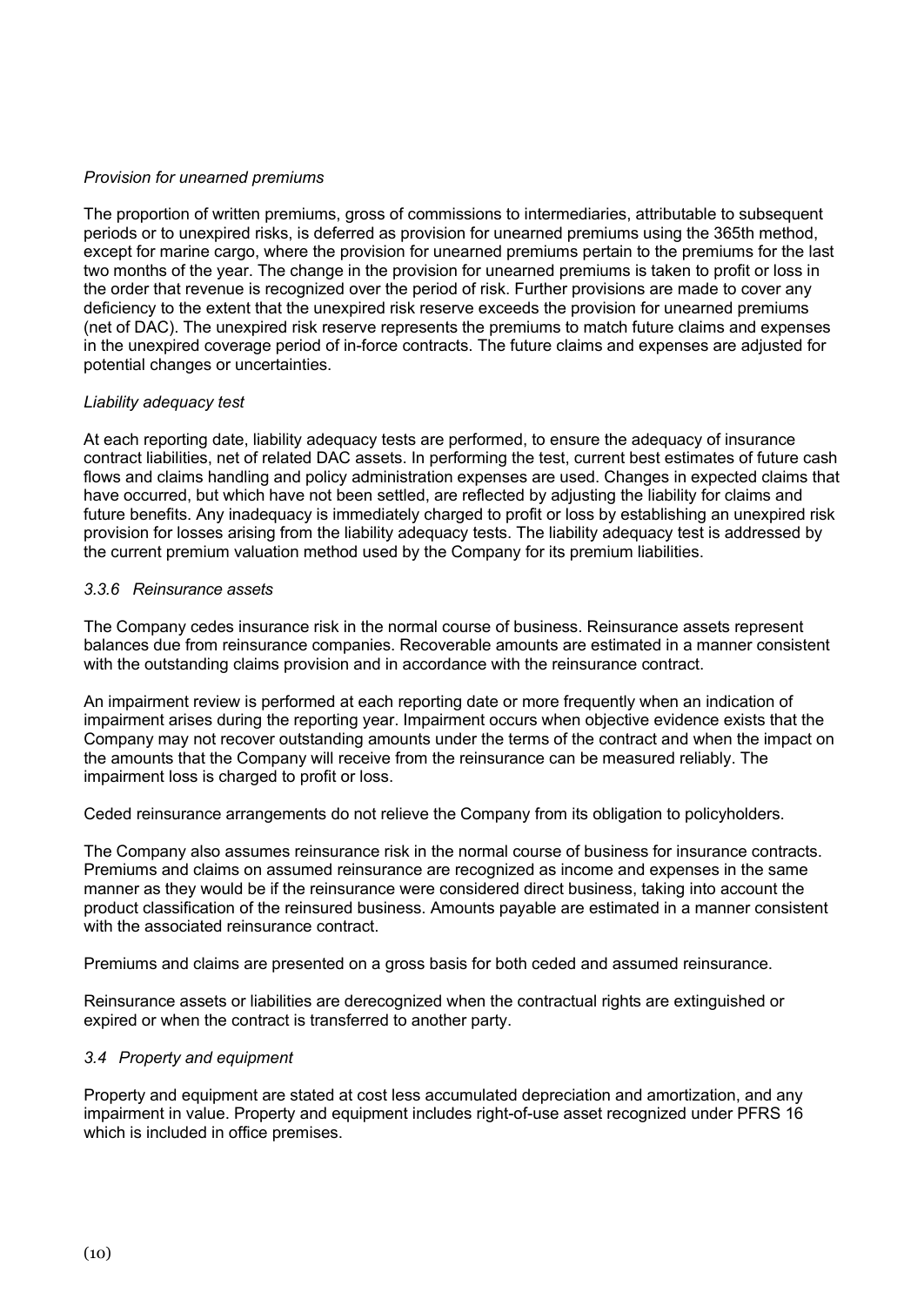*Provision for unearned premiums*

The proportion of written premiums, gross of commissions to intermediaries, attributable to subsequent periods or to unexpired risks, is deferred as provision for unearned premiums using the 365th method, except for marine cargo, where the provision for unearned premiums pertain to the premiums for the last two months of the year. The change in the provision for unearned premiums is taken to profit or loss in the order that revenue is recognized over the period of risk. Further provisions are made to cover any deficiency to the extent that the unexpired risk reserve exceeds the provision for unearned premiums (net of DAC). The unexpired risk reserve represents the premiums to match future claims and expenses in the unexpired coverage period of in-force contracts. The future claims and expenses are adjusted for potential changes or uncertainties.

*Liability adequacy test*

At each reporting date, liability adequacy tests are performed, to ensure the adequacy of insurance contract liabilities, net of related DAC assets. In performing the test, current best estimates of future cash flows and claims handling and policy administration expenses are used. Changes in expected claims that have occurred, but which have not been settled, are reflected by adjusting the liability for claims and future benefits. Any inadequacy is immediately charged to profit or loss by establishing an unexpired risk provision for losses arising from the liability adequacy tests. The liability adequacy test is addressed by the current premium valuation method used by the Company for its premium liabilities.

*3.3.6 Reinsurance assets*

The Company cedes insurance risk in the normal course of business. Reinsurance assets represent balances due from reinsurance companies. Recoverable amounts are estimated in a manner consistent with the outstanding claims provision and in accordance with the reinsurance contract.

An impairment review is performed at each reporting date or more frequently when an indication of impairment arises during the reporting year. Impairment occurs when objective evidence exists that the Company may not recover outstanding amounts under the terms of the contract and when the impact on the amounts that the Company will receive from the reinsurance can be measured reliably. The impairment loss is charged to profit or loss.

Ceded reinsurance arrangements do not relieve the Company from its obligation to policyholders.

The Company also assumes reinsurance risk in the normal course of business for insurance contracts. Premiums and claims on assumed reinsurance are recognized as income and expenses in the same manner as they would be if the reinsurance were considered direct business, taking into account the product classification of the reinsured business. Amounts payable are estimated in a manner consistent with the associated reinsurance contract.

Premiums and claims are presented on a gross basis for both ceded and assumed reinsurance.

Reinsurance assets or liabilities are derecognized when the contractual rights are extinguished or expired or when the contract is transferred to another party.

*3.4 Property and equipment*

Property and equipment are stated at cost less accumulated depreciation and amortization, and any impairment in value. Property and equipment includes right-of-use asset recognized under PFRS 16 which is included in office premises.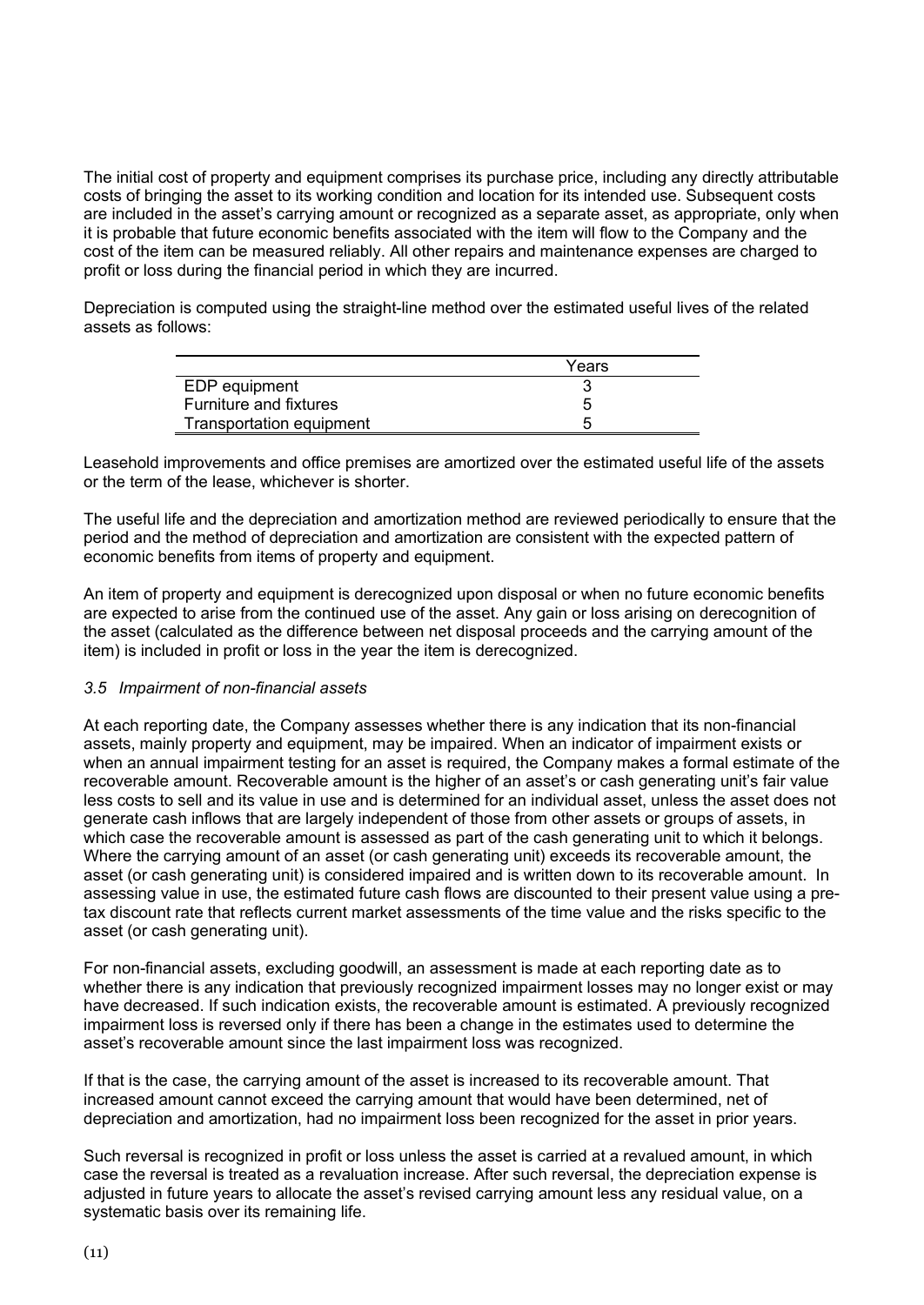The initial cost of property and equipment comprises its purchase price, including any directly attributable costs of bringing the asset to its working condition and location for its intended use. Subsequent costs are included in the asset's carrying amount or recognized as a separate asset, as appropriate, only when it is probable that future economic benefits associated with the item will flow to the Company and the cost of the item can be measured reliably. All other repairs and maintenance expenses are charged to profit or loss during the financial period in which they are incurred.

Depreciation is computed using the straight-line method over the estimated useful lives of the related assets as follows:

| | Years |
|---|---|
| EDP equipment | 3 |
| Furniture and fixtures | 5 |
| Transportation equipment | 5 |

Leasehold improvements and office premises are amortized over the estimated useful life of the assets or the term of the lease, whichever is shorter.

The useful life and the depreciation and amortization method are reviewed periodically to ensure that the period and the method of depreciation and amortization are consistent with the expected pattern of economic benefits from items of property and equipment.

An item of property and equipment is derecognized upon disposal or when no future economic benefits are expected to arise from the continued use of the asset. Any gain or loss arising on derecognition of the asset (calculated as the difference between net disposal proceeds and the carrying amount of the item) is included in profit or loss in the year the item is derecognized.

### *3.5 Impairment of non-financial assets*

At each reporting date, the Company assesses whether there is any indication that its non-financial assets, mainly property and equipment, may be impaired. When an indicator of impairment exists or when an annual impairment testing for an asset is required, the Company makes a formal estimate of the recoverable amount. Recoverable amount is the higher of an asset's or cash generating unit's fair value less costs to sell and its value in use and is determined for an individual asset, unless the asset does not generate cash inflows that are largely independent of those from other assets or groups of assets, in which case the recoverable amount is assessed as part of the cash generating unit to which it belongs. Where the carrying amount of an asset (or cash generating unit) exceeds its recoverable amount, the asset (or cash generating unit) is considered impaired and is written down to its recoverable amount. In assessing value in use, the estimated future cash flows are discounted to their present value using a pre-tax discount rate that reflects current market assessments of the time value and the risks specific to the asset (or cash generating unit).

For non-financial assets, excluding goodwill, an assessment is made at each reporting date as to whether there is any indication that previously recognized impairment losses may no longer exist or may have decreased. If such indication exists, the recoverable amount is estimated. A previously recognized impairment loss is reversed only if there has been a change in the estimates used to determine the asset's recoverable amount since the last impairment loss was recognized.

If that is the case, the carrying amount of the asset is increased to its recoverable amount. That increased amount cannot exceed the carrying amount that would have been determined, net of depreciation and amortization, had no impairment loss been recognized for the asset in prior years.

Such reversal is recognized in profit or loss unless the asset is carried at a revalued amount, in which case the reversal is treated as a revaluation increase. After such reversal, the depreciation expense is adjusted in future years to allocate the asset's revised carrying amount less any residual value, on a systematic basis over its remaining life.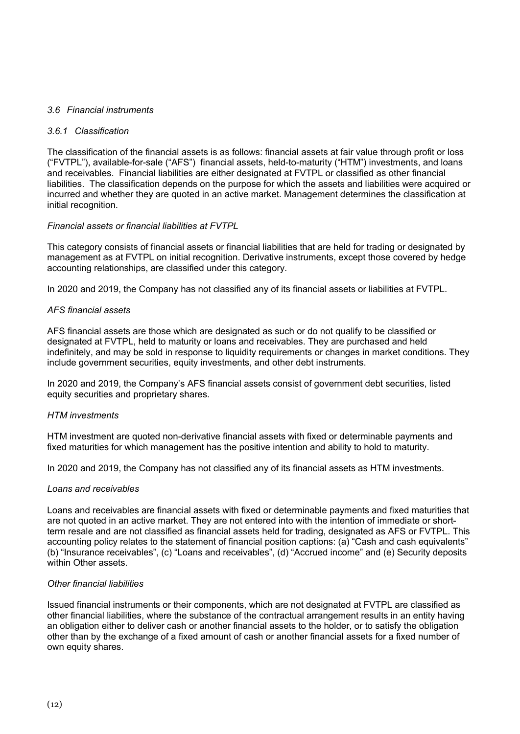### *3.6 Financial instruments*

#### *3.6.1 Classification*

The classification of the financial assets is as follows: financial assets at fair value through profit or loss ("FVTPL"), available-for-sale ("AFS") financial assets, held-to-maturity ("HTM") investments, and loans and receivables. Financial liabilities are either designated at FVTPL or classified as other financial liabilities. The classification depends on the purpose for which the assets and liabilities were acquired or incurred and whether they are quoted in an active market. Management determines the classification at initial recognition.

*Financial assets or financial liabilities at FVTPL*

This category consists of financial assets or financial liabilities that are held for trading or designated by management as at FVTPL on initial recognition. Derivative instruments, except those covered by hedge accounting relationships, are classified under this category.

In 2020 and 2019, the Company has not classified any of its financial assets or liabilities at FVTPL.

*AFS financial assets*

AFS financial assets are those which are designated as such or do not qualify to be classified or designated at FVTPL, held to maturity or loans and receivables. They are purchased and held indefinitely, and may be sold in response to liquidity requirements or changes in market conditions. They include government securities, equity investments, and other debt instruments.

In 2020 and 2019, the Company's AFS financial assets consist of government debt securities, listed equity securities and proprietary shares.

*HTM investments*

HTM investment are quoted non-derivative financial assets with fixed or determinable payments and fixed maturities for which management has the positive intention and ability to hold to maturity.

In 2020 and 2019, the Company has not classified any of its financial assets as HTM investments.

*Loans and receivables*

Loans and receivables are financial assets with fixed or determinable payments and fixed maturities that are not quoted in an active market. They are not entered into with the intention of immediate or short-term resale and are not classified as financial assets held for trading, designated as AFS or FVTPL. This accounting policy relates to the statement of financial position captions: (a) "Cash and cash equivalents" (b) "Insurance receivables", (c) "Loans and receivables", (d) "Accrued income" and (e) Security deposits within Other assets.

*Other financial liabilities*

Issued financial instruments or their components, which are not designated at FVTPL are classified as other financial liabilities, where the substance of the contractual arrangement results in an entity having an obligation either to deliver cash or another financial assets to the holder, or to satisfy the obligation other than by the exchange of a fixed amount of cash or another financial assets for a fixed number of own equity shares.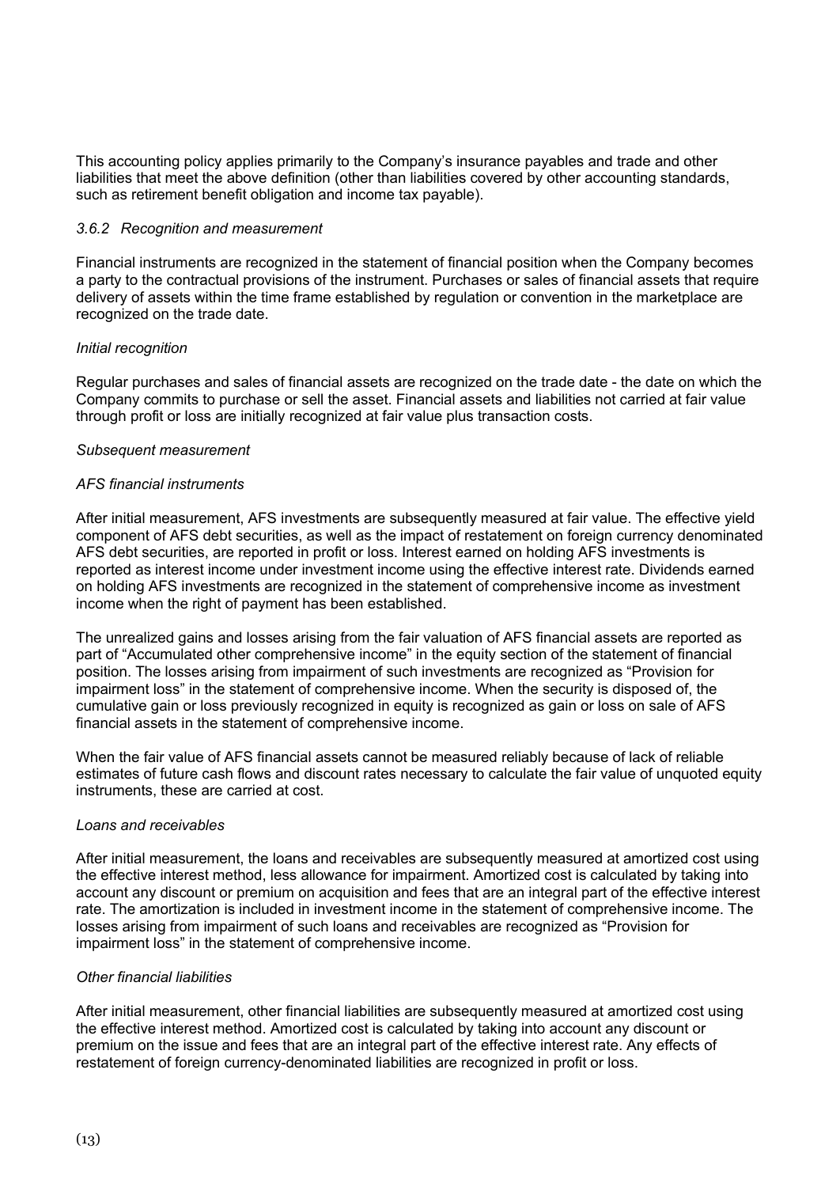This accounting policy applies primarily to the Company's insurance payables and trade and other liabilities that meet the above definition (other than liabilities covered by other accounting standards, such as retirement benefit obligation and income tax payable).

*3.6.2 Recognition and measurement*

Financial instruments are recognized in the statement of financial position when the Company becomes a party to the contractual provisions of the instrument. Purchases or sales of financial assets that require delivery of assets within the time frame established by regulation or convention in the marketplace are recognized on the trade date.

*Initial recognition*

Regular purchases and sales of financial assets are recognized on the trade date - the date on which the Company commits to purchase or sell the asset. Financial assets and liabilities not carried at fair value through profit or loss are initially recognized at fair value plus transaction costs.

*Subsequent measurement*

*AFS financial instruments*

After initial measurement, AFS investments are subsequently measured at fair value. The effective yield component of AFS debt securities, as well as the impact of restatement on foreign currency denominated AFS debt securities, are reported in profit or loss. Interest earned on holding AFS investments is reported as interest income under investment income using the effective interest rate. Dividends earned on holding AFS investments are recognized in the statement of comprehensive income as investment income when the right of payment has been established.

The unrealized gains and losses arising from the fair valuation of AFS financial assets are reported as part of "Accumulated other comprehensive income" in the equity section of the statement of financial position. The losses arising from impairment of such investments are recognized as "Provision for impairment loss" in the statement of comprehensive income. When the security is disposed of, the cumulative gain or loss previously recognized in equity is recognized as gain or loss on sale of AFS financial assets in the statement of comprehensive income.

When the fair value of AFS financial assets cannot be measured reliably because of lack of reliable estimates of future cash flows and discount rates necessary to calculate the fair value of unquoted equity instruments, these are carried at cost.

*Loans and receivables*

After initial measurement, the loans and receivables are subsequently measured at amortized cost using the effective interest method, less allowance for impairment. Amortized cost is calculated by taking into account any discount or premium on acquisition and fees that are an integral part of the effective interest rate. The amortization is included in investment income in the statement of comprehensive income. The losses arising from impairment of such loans and receivables are recognized as "Provision for impairment loss" in the statement of comprehensive income.

*Other financial liabilities*

After initial measurement, other financial liabilities are subsequently measured at amortized cost using the effective interest method. Amortized cost is calculated by taking into account any discount or premium on the issue and fees that are an integral part of the effective interest rate. Any effects of restatement of foreign currency-denominated liabilities are recognized in profit or loss.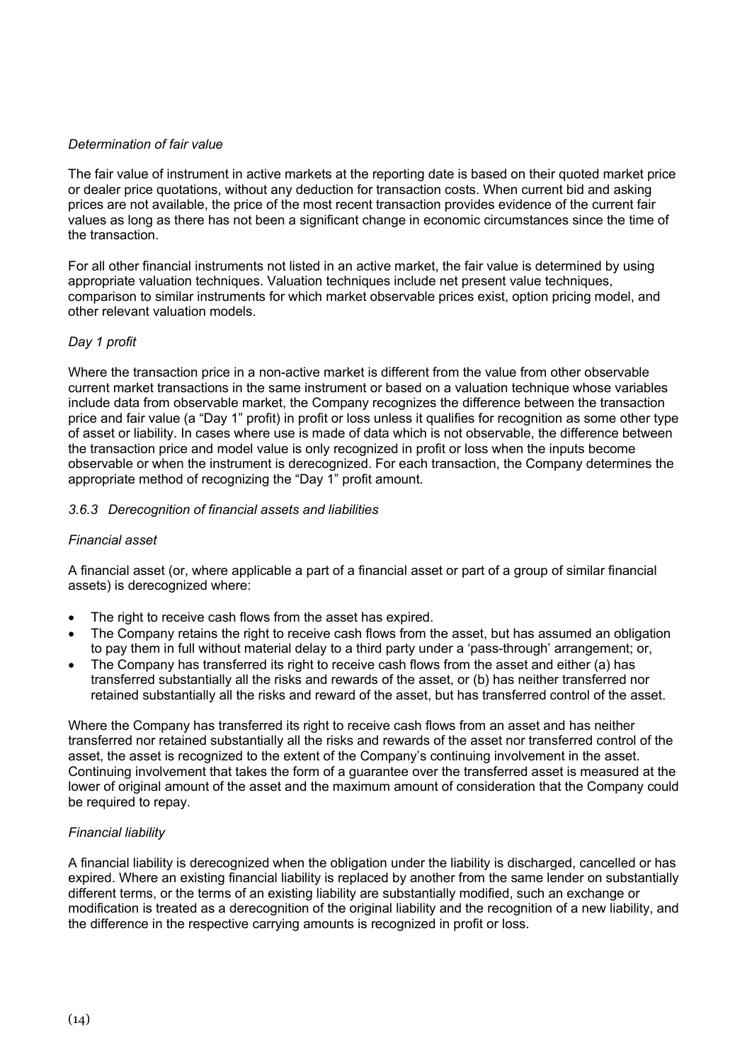*Determination of fair value*

The fair value of instrument in active markets at the reporting date is based on their quoted market price or dealer price quotations, without any deduction for transaction costs. When current bid and asking prices are not available, the price of the most recent transaction provides evidence of the current fair values as long as there has not been a significant change in economic circumstances since the time of the transaction.

For all other financial instruments not listed in an active market, the fair value is determined by using appropriate valuation techniques. Valuation techniques include net present value techniques, comparison to similar instruments for which market observable prices exist, option pricing model, and other relevant valuation models.

*Day 1 profit*

Where the transaction price in a non-active market is different from the value from other observable current market transactions in the same instrument or based on a valuation technique whose variables include data from observable market, the Company recognizes the difference between the transaction price and fair value (a "Day 1" profit) in profit or loss unless it qualifies for recognition as some other type of asset or liability. In cases where use is made of data which is not observable, the difference between the transaction price and model value is only recognized in profit or loss when the inputs become observable or when the instrument is derecognized. For each transaction, the Company determines the appropriate method of recognizing the "Day 1" profit amount.

*3.6.3 Derecognition of financial assets and liabilities*

*Financial asset*

A financial asset (or, where applicable a part of a financial asset or part of a group of similar financial assets) is derecognized where:

- The right to receive cash flows from the asset has expired.
- The Company retains the right to receive cash flows from the asset, but has assumed an obligation to pay them in full without material delay to a third party under a 'pass-through' arrangement; or,
- The Company has transferred its right to receive cash flows from the asset and either (a) has transferred substantially all the risks and rewards of the asset, or (b) has neither transferred nor retained substantially all the risks and reward of the asset, but has transferred control of the asset.

Where the Company has transferred its right to receive cash flows from an asset and has neither transferred nor retained substantially all the risks and rewards of the asset nor transferred control of the asset, the asset is recognized to the extent of the Company's continuing involvement in the asset. Continuing involvement that takes the form of a guarantee over the transferred asset is measured at the lower of original amount of the asset and the maximum amount of consideration that the Company could be required to repay.

*Financial liability*

A financial liability is derecognized when the obligation under the liability is discharged, cancelled or has expired. Where an existing financial liability is replaced by another from the same lender on substantially different terms, or the terms of an existing liability are substantially modified, such an exchange or modification is treated as a derecognition of the original liability and the recognition of a new liability, and the difference in the respective carrying amounts is recognized in profit or loss.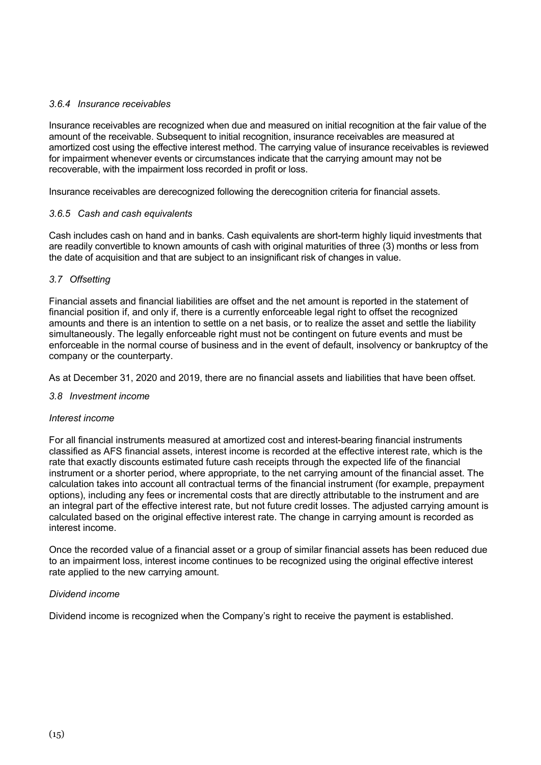### *3.6.4 Insurance receivables*

Insurance receivables are recognized when due and measured on initial recognition at the fair value of the amount of the receivable. Subsequent to initial recognition, insurance receivables are measured at amortized cost using the effective interest method. The carrying value of insurance receivables is reviewed for impairment whenever events or circumstances indicate that the carrying amount may not be recoverable, with the impairment loss recorded in profit or loss.

Insurance receivables are derecognized following the derecognition criteria for financial assets.

### *3.6.5 Cash and cash equivalents*

Cash includes cash on hand and in banks. Cash equivalents are short-term highly liquid investments that are readily convertible to known amounts of cash with original maturities of three (3) months or less from the date of acquisition and that are subject to an insignificant risk of changes in value.

## *3.7 Offsetting*

Financial assets and financial liabilities are offset and the net amount is reported in the statement of financial position if, and only if, there is a currently enforceable legal right to offset the recognized amounts and there is an intention to settle on a net basis, or to realize the asset and settle the liability simultaneously. The legally enforceable right must not be contingent on future events and must be enforceable in the normal course of business and in the event of default, insolvency or bankruptcy of the company or the counterparty.

As at December 31, 2020 and 2019, there are no financial assets and liabilities that have been offset.

## *3.8 Investment income*

*Interest income*

For all financial instruments measured at amortized cost and interest-bearing financial instruments classified as AFS financial assets, interest income is recorded at the effective interest rate, which is the rate that exactly discounts estimated future cash receipts through the expected life of the financial instrument or a shorter period, where appropriate, to the net carrying amount of the financial asset. The calculation takes into account all contractual terms of the financial instrument (for example, prepayment options), including any fees or incremental costs that are directly attributable to the instrument and are an integral part of the effective interest rate, but not future credit losses. The adjusted carrying amount is calculated based on the original effective interest rate. The change in carrying amount is recorded as interest income.

Once the recorded value of a financial asset or a group of similar financial assets has been reduced due to an impairment loss, interest income continues to be recognized using the original effective interest rate applied to the new carrying amount.

*Dividend income*

Dividend income is recognized when the Company's right to receive the payment is established.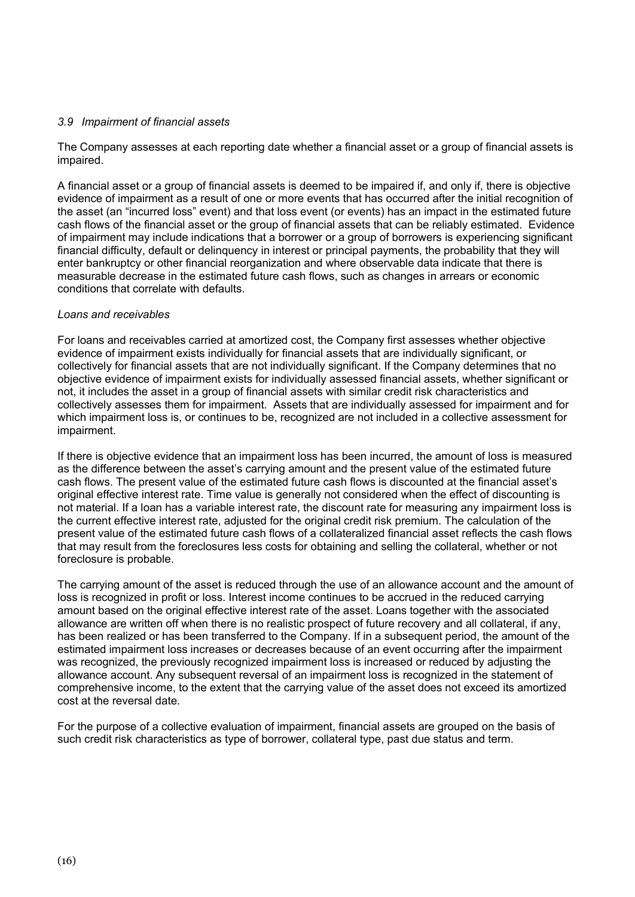### *3.9 Impairment of financial assets*

The Company assesses at each reporting date whether a financial asset or a group of financial assets is impaired.

A financial asset or a group of financial assets is deemed to be impaired if, and only if, there is objective evidence of impairment as a result of one or more events that has occurred after the initial recognition of the asset (an "incurred loss" event) and that loss event (or events) has an impact in the estimated future cash flows of the financial asset or the group of financial assets that can be reliably estimated. Evidence of impairment may include indications that a borrower or a group of borrowers is experiencing significant financial difficulty, default or delinquency in interest or principal payments, the probability that they will enter bankruptcy or other financial reorganization and where observable data indicate that there is measurable decrease in the estimated future cash flows, such as changes in arrears or economic conditions that correlate with defaults.

*Loans and receivables*

For loans and receivables carried at amortized cost, the Company first assesses whether objective evidence of impairment exists individually for financial assets that are individually significant, or collectively for financial assets that are not individually significant. If the Company determines that no objective evidence of impairment exists for individually assessed financial assets, whether significant or not, it includes the asset in a group of financial assets with similar credit risk characteristics and collectively assesses them for impairment. Assets that are individually assessed for impairment and for which impairment loss is, or continues to be, recognized are not included in a collective assessment for impairment.

If there is objective evidence that an impairment loss has been incurred, the amount of loss is measured as the difference between the asset's carrying amount and the present value of the estimated future cash flows. The present value of the estimated future cash flows is discounted at the financial asset's original effective interest rate. Time value is generally not considered when the effect of discounting is not material. If a loan has a variable interest rate, the discount rate for measuring any impairment loss is the current effective interest rate, adjusted for the original credit risk premium. The calculation of the present value of the estimated future cash flows of a collateralized financial asset reflects the cash flows that may result from the foreclosures less costs for obtaining and selling the collateral, whether or not foreclosure is probable.

The carrying amount of the asset is reduced through the use of an allowance account and the amount of loss is recognized in profit or loss. Interest income continues to be accrued in the reduced carrying amount based on the original effective interest rate of the asset. Loans together with the associated allowance are written off when there is no realistic prospect of future recovery and all collateral, if any, has been realized or has been transferred to the Company. If in a subsequent period, the amount of the estimated impairment loss increases or decreases because of an event occurring after the impairment was recognized, the previously recognized impairment loss is increased or reduced by adjusting the allowance account. Any subsequent reversal of an impairment loss is recognized in the statement of comprehensive income, to the extent that the carrying value of the asset does not exceed its amortized cost at the reversal date.

For the purpose of a collective evaluation of impairment, financial assets are grouped on the basis of such credit risk characteristics as type of borrower, collateral type, past due status and term.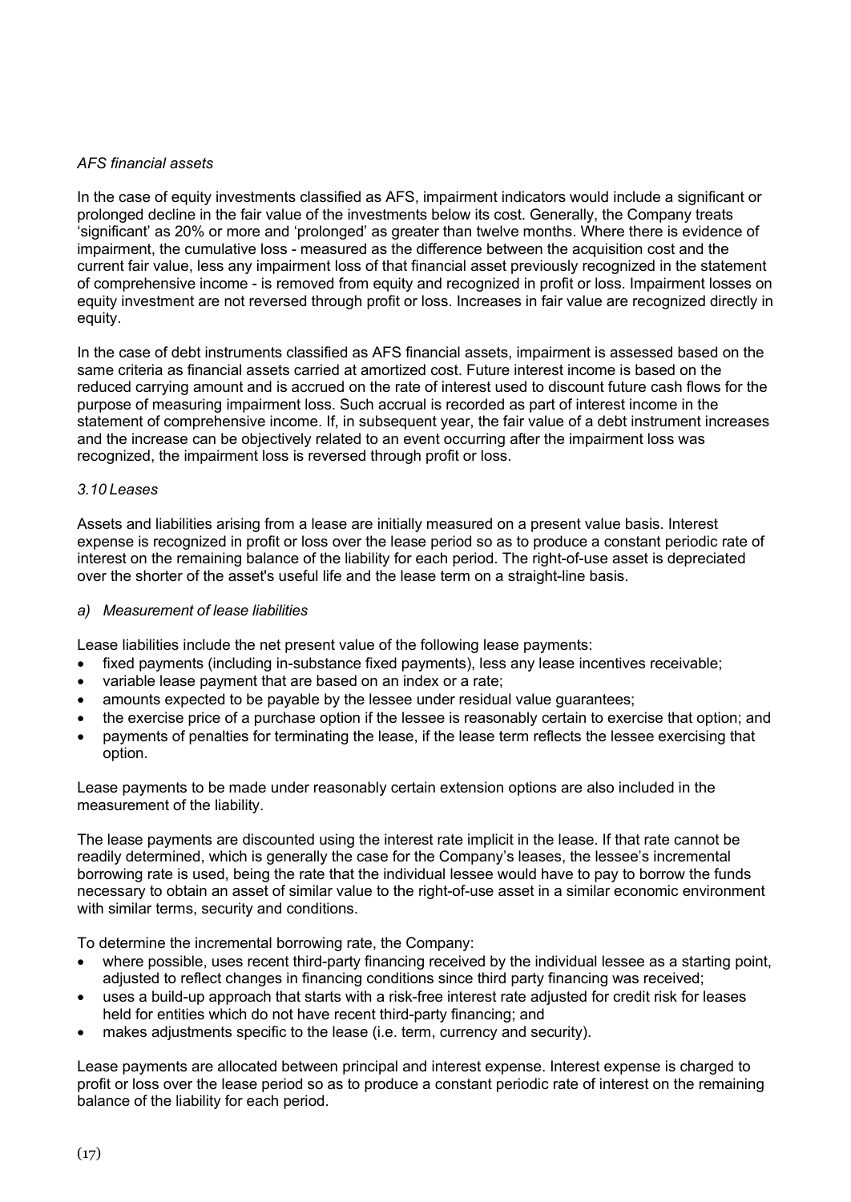*AFS financial assets*

In the case of equity investments classified as AFS, impairment indicators would include a significant or prolonged decline in the fair value of the investments below its cost. Generally, the Company treats 'significant' as 20% or more and 'prolonged' as greater than twelve months. Where there is evidence of impairment, the cumulative loss - measured as the difference between the acquisition cost and the current fair value, less any impairment loss of that financial asset previously recognized in the statement of comprehensive income - is removed from equity and recognized in profit or loss. Impairment losses on equity investment are not reversed through profit or loss. Increases in fair value are recognized directly in equity.

In the case of debt instruments classified as AFS financial assets, impairment is assessed based on the same criteria as financial assets carried at amortized cost. Future interest income is based on the reduced carrying amount and is accrued on the rate of interest used to discount future cash flows for the purpose of measuring impairment loss. Such accrual is recorded as part of interest income in the statement of comprehensive income. If, in subsequent year, the fair value of a debt instrument increases and the increase can be objectively related to an event occurring after the impairment loss was recognized, the impairment loss is reversed through profit or loss.

*3.10 Leases*

Assets and liabilities arising from a lease are initially measured on a present value basis. Interest expense is recognized in profit or loss over the lease period so as to produce a constant periodic rate of interest on the remaining balance of the liability for each period. The right-of-use asset is depreciated over the shorter of the asset's useful life and the lease term on a straight-line basis.

*a) Measurement of lease liabilities*

Lease liabilities include the net present value of the following lease payments:

- fixed payments (including in-substance fixed payments), less any lease incentives receivable;
- variable lease payment that are based on an index or a rate;
- amounts expected to be payable by the lessee under residual value guarantees;
- the exercise price of a purchase option if the lessee is reasonably certain to exercise that option; and
- payments of penalties for terminating the lease, if the lease term reflects the lessee exercising that option.

Lease payments to be made under reasonably certain extension options are also included in the measurement of the liability.

The lease payments are discounted using the interest rate implicit in the lease. If that rate cannot be readily determined, which is generally the case for the Company's leases, the lessee's incremental borrowing rate is used, being the rate that the individual lessee would have to pay to borrow the funds necessary to obtain an asset of similar value to the right-of-use asset in a similar economic environment with similar terms, security and conditions.

To determine the incremental borrowing rate, the Company:

- where possible, uses recent third-party financing received by the individual lessee as a starting point, adjusted to reflect changes in financing conditions since third party financing was received;
- uses a build-up approach that starts with a risk-free interest rate adjusted for credit risk for leases held for entities which do not have recent third-party financing; and
- makes adjustments specific to the lease (i.e. term, currency and security).

Lease payments are allocated between principal and interest expense. Interest expense is charged to profit or loss over the lease period so as to produce a constant periodic rate of interest on the remaining balance of the liability for each period.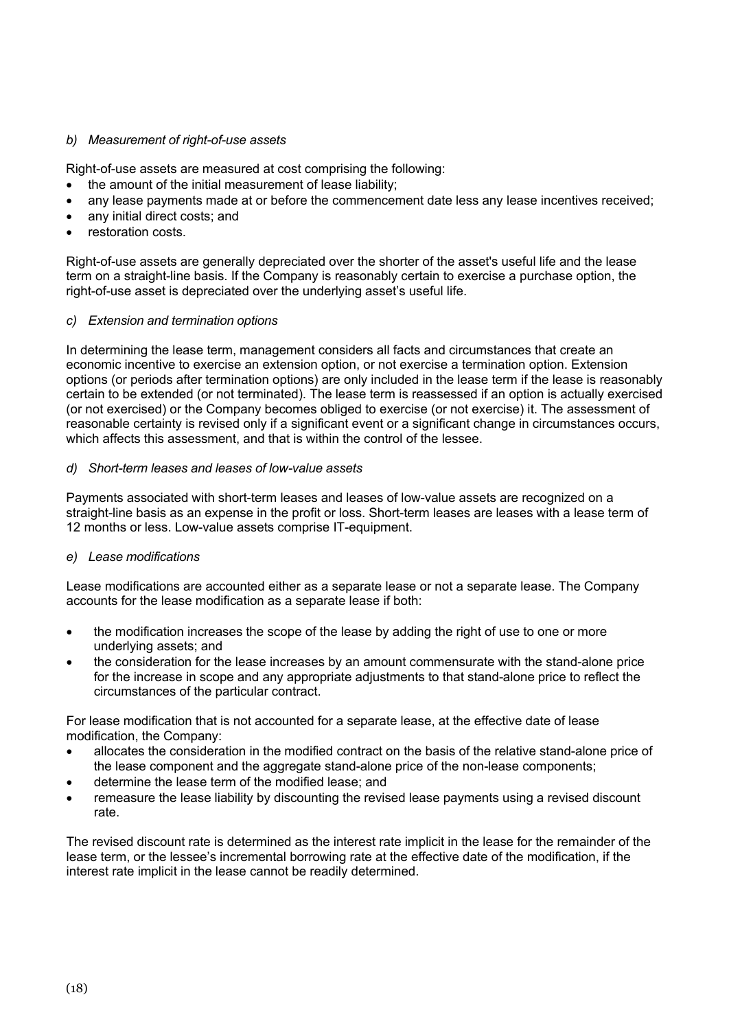*b) Measurement of right-of-use assets*

Right-of-use assets are measured at cost comprising the following:

- the amount of the initial measurement of lease liability;
- any lease payments made at or before the commencement date less any lease incentives received;
- any initial direct costs; and
- restoration costs.

Right-of-use assets are generally depreciated over the shorter of the asset's useful life and the lease term on a straight-line basis. If the Company is reasonably certain to exercise a purchase option, the right-of-use asset is depreciated over the underlying asset's useful life.

*c) Extension and termination options*

In determining the lease term, management considers all facts and circumstances that create an economic incentive to exercise an extension option, or not exercise a termination option. Extension options (or periods after termination options) are only included in the lease term if the lease is reasonably certain to be extended (or not terminated). The lease term is reassessed if an option is actually exercised (or not exercised) or the Company becomes obliged to exercise (or not exercise) it. The assessment of reasonable certainty is revised only if a significant event or a significant change in circumstances occurs, which affects this assessment, and that is within the control of the lessee.

*d) Short-term leases and leases of low-value assets*

Payments associated with short-term leases and leases of low-value assets are recognized on a straight-line basis as an expense in the profit or loss. Short-term leases are leases with a lease term of 12 months or less. Low-value assets comprise IT-equipment.

*e) Lease modifications*

Lease modifications are accounted either as a separate lease or not a separate lease. The Company accounts for the lease modification as a separate lease if both:

- the modification increases the scope of the lease by adding the right of use to one or more underlying assets; and
- the consideration for the lease increases by an amount commensurate with the stand-alone price for the increase in scope and any appropriate adjustments to that stand-alone price to reflect the circumstances of the particular contract.

For lease modification that is not accounted for a separate lease, at the effective date of lease modification, the Company:

- allocates the consideration in the modified contract on the basis of the relative stand-alone price of the lease component and the aggregate stand-alone price of the non-lease components;
- determine the lease term of the modified lease; and
- remeasure the lease liability by discounting the revised lease payments using a revised discount rate.

The revised discount rate is determined as the interest rate implicit in the lease for the remainder of the lease term, or the lessee's incremental borrowing rate at the effective date of the modification, if the interest rate implicit in the lease cannot be readily determined.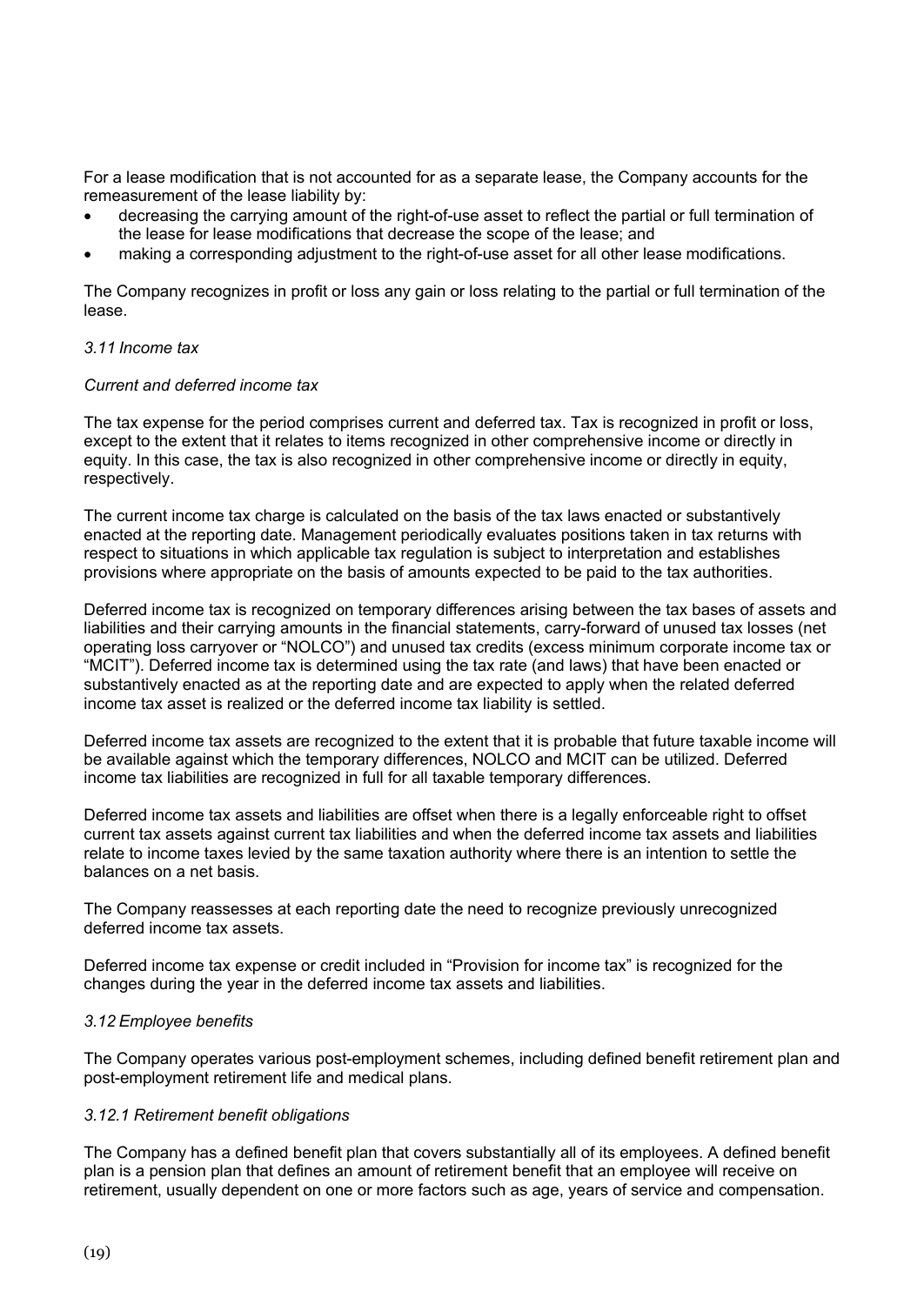For a lease modification that is not accounted for as a separate lease, the Company accounts for the remeasurement of the lease liability by:

- decreasing the carrying amount of the right-of-use asset to reflect the partial or full termination of the lease for lease modifications that decrease the scope of the lease; and
- making a corresponding adjustment to the right-of-use asset for all other lease modifications.

The Company recognizes in profit or loss any gain or loss relating to the partial or full termination of the lease.

*3.11 Income tax*

*Current and deferred income tax*

The tax expense for the period comprises current and deferred tax. Tax is recognized in profit or loss, except to the extent that it relates to items recognized in other comprehensive income or directly in equity. In this case, the tax is also recognized in other comprehensive income or directly in equity, respectively.

The current income tax charge is calculated on the basis of the tax laws enacted or substantively enacted at the reporting date. Management periodically evaluates positions taken in tax returns with respect to situations in which applicable tax regulation is subject to interpretation and establishes provisions where appropriate on the basis of amounts expected to be paid to the tax authorities.

Deferred income tax is recognized on temporary differences arising between the tax bases of assets and liabilities and their carrying amounts in the financial statements, carry-forward of unused tax losses (net operating loss carryover or "NOLCO") and unused tax credits (excess minimum corporate income tax or "MCIT"). Deferred income tax is determined using the tax rate (and laws) that have been enacted or substantively enacted as at the reporting date and are expected to apply when the related deferred income tax asset is realized or the deferred income tax liability is settled.

Deferred income tax assets are recognized to the extent that it is probable that future taxable income will be available against which the temporary differences, NOLCO and MCIT can be utilized. Deferred income tax liabilities are recognized in full for all taxable temporary differences.

Deferred income tax assets and liabilities are offset when there is a legally enforceable right to offset current tax assets against current tax liabilities and when the deferred income tax assets and liabilities relate to income taxes levied by the same taxation authority where there is an intention to settle the balances on a net basis.

The Company reassesses at each reporting date the need to recognize previously unrecognized deferred income tax assets.

Deferred income tax expense or credit included in "Provision for income tax" is recognized for the changes during the year in the deferred income tax assets and liabilities.

*3.12 Employee benefits*

The Company operates various post-employment schemes, including defined benefit retirement plan and post-employment retirement life and medical plans.

*3.12.1 Retirement benefit obligations*

The Company has a defined benefit plan that covers substantially all of its employees. A defined benefit plan is a pension plan that defines an amount of retirement benefit that an employee will receive on retirement, usually dependent on one or more factors such as age, years of service and compensation.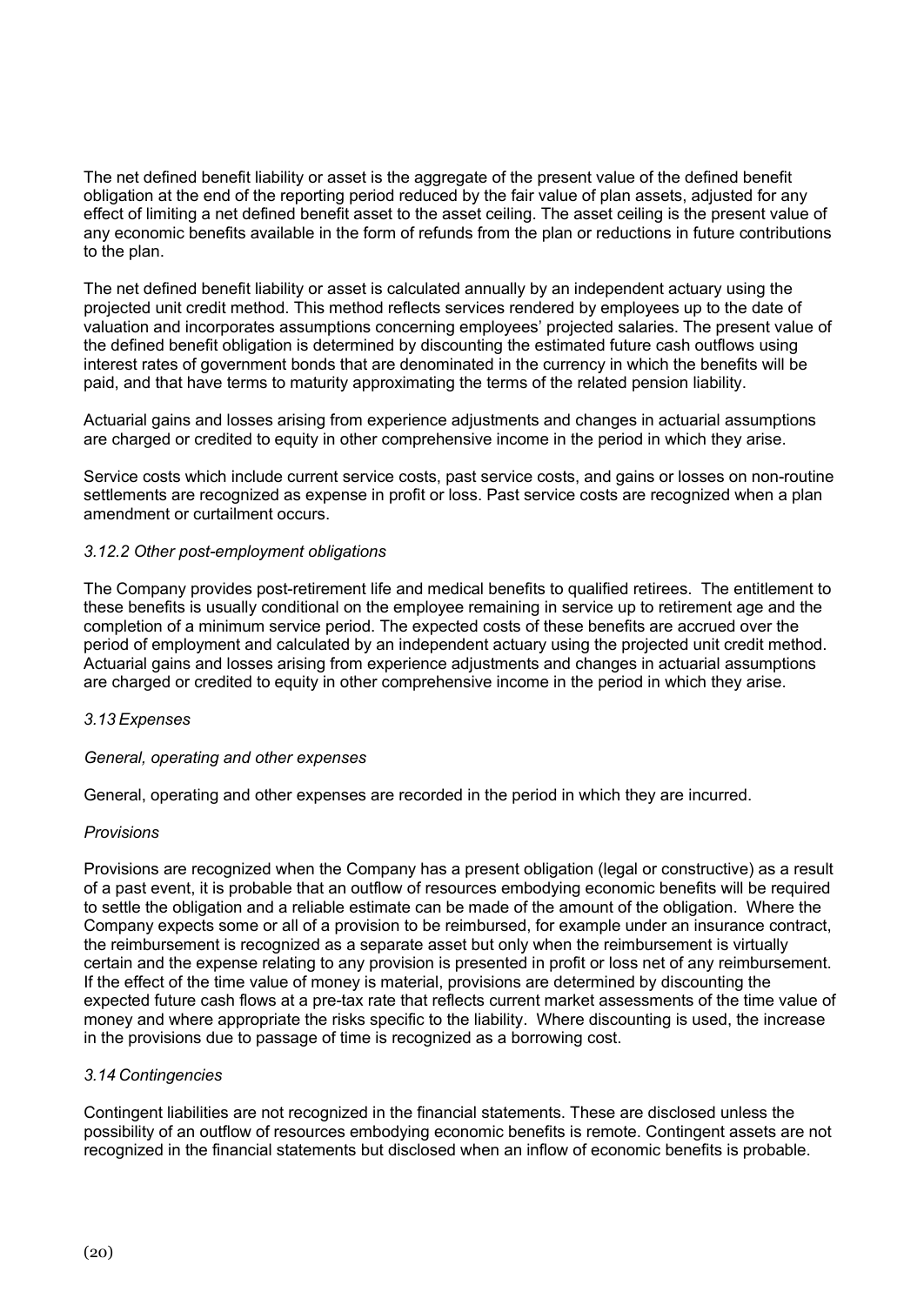The net defined benefit liability or asset is the aggregate of the present value of the defined benefit obligation at the end of the reporting period reduced by the fair value of plan assets, adjusted for any effect of limiting a net defined benefit asset to the asset ceiling. The asset ceiling is the present value of any economic benefits available in the form of refunds from the plan or reductions in future contributions to the plan.

The net defined benefit liability or asset is calculated annually by an independent actuary using the projected unit credit method. This method reflects services rendered by employees up to the date of valuation and incorporates assumptions concerning employees' projected salaries. The present value of the defined benefit obligation is determined by discounting the estimated future cash outflows using interest rates of government bonds that are denominated in the currency in which the benefits will be paid, and that have terms to maturity approximating the terms of the related pension liability.

Actuarial gains and losses arising from experience adjustments and changes in actuarial assumptions are charged or credited to equity in other comprehensive income in the period in which they arise.

Service costs which include current service costs, past service costs, and gains or losses on non-routine settlements are recognized as expense in profit or loss. Past service costs are recognized when a plan amendment or curtailment occurs.

*3.12.2 Other post-employment obligations*

The Company provides post-retirement life and medical benefits to qualified retirees. The entitlement to these benefits is usually conditional on the employee remaining in service up to retirement age and the completion of a minimum service period. The expected costs of these benefits are accrued over the period of employment and calculated by an independent actuary using the projected unit credit method. Actuarial gains and losses arising from experience adjustments and changes in actuarial assumptions are charged or credited to equity in other comprehensive income in the period in which they arise.

*3.13 Expenses*

*General, operating and other expenses*

General, operating and other expenses are recorded in the period in which they are incurred.

*Provisions*

Provisions are recognized when the Company has a present obligation (legal or constructive) as a result of a past event, it is probable that an outflow of resources embodying economic benefits will be required to settle the obligation and a reliable estimate can be made of the amount of the obligation. Where the Company expects some or all of a provision to be reimbursed, for example under an insurance contract, the reimbursement is recognized as a separate asset but only when the reimbursement is virtually certain and the expense relating to any provision is presented in profit or loss net of any reimbursement. If the effect of the time value of money is material, provisions are determined by discounting the expected future cash flows at a pre-tax rate that reflects current market assessments of the time value of money and where appropriate the risks specific to the liability. Where discounting is used, the increase in the provisions due to passage of time is recognized as a borrowing cost.

*3.14 Contingencies*

Contingent liabilities are not recognized in the financial statements. These are disclosed unless the possibility of an outflow of resources embodying economic benefits is remote. Contingent assets are not recognized in the financial statements but disclosed when an inflow of economic benefits is probable.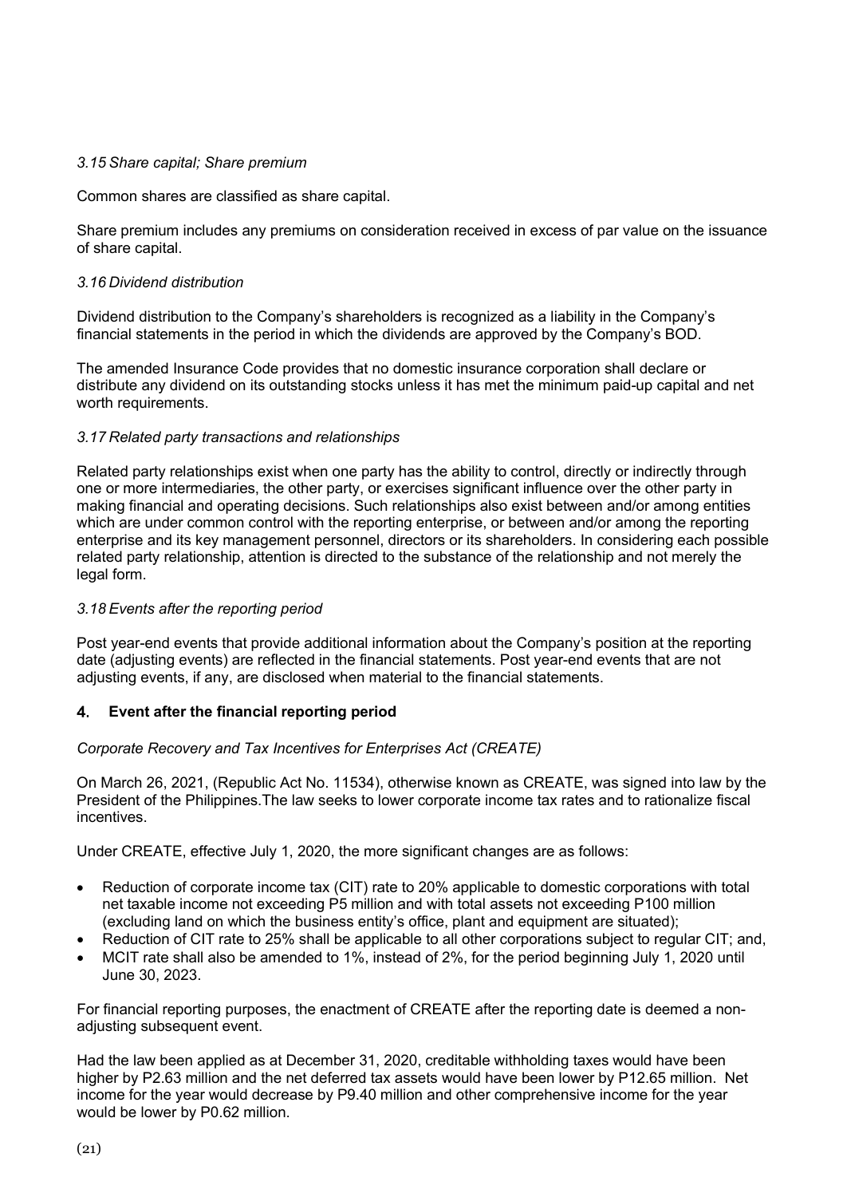### *3.15 Share capital; Share premium*

Common shares are classified as share capital.

Share premium includes any premiums on consideration received in excess of par value on the issuance of share capital.

### *3.16 Dividend distribution*

Dividend distribution to the Company's shareholders is recognized as a liability in the Company's financial statements in the period in which the dividends are approved by the Company's BOD.

The amended Insurance Code provides that no domestic insurance corporation shall declare or distribute any dividend on its outstanding stocks unless it has met the minimum paid-up capital and net worth requirements.

### *3.17 Related party transactions and relationships*

Related party relationships exist when one party has the ability to control, directly or indirectly through one or more intermediaries, the other party, or exercises significant influence over the other party in making financial and operating decisions. Such relationships also exist between and/or among entities which are under common control with the reporting enterprise, or between and/or among the reporting enterprise and its key management personnel, directors or its shareholders. In considering each possible related party relationship, attention is directed to the substance of the relationship and not merely the legal form.

### *3.18 Events after the reporting period*

Post year-end events that provide additional information about the Company's position at the reporting date (adjusting events) are reflected in the financial statements. Post year-end events that are not adjusting events, if any, are disclosed when material to the financial statements.

## 4. Event after the financial reporting period

*Corporate Recovery and Tax Incentives for Enterprises Act (CREATE)*

On March 26, 2021, (Republic Act No. 11534), otherwise known as CREATE, was signed into law by the President of the Philippines.The law seeks to lower corporate income tax rates and to rationalize fiscal incentives.

Under CREATE, effective July 1, 2020, the more significant changes are as follows:

- Reduction of corporate income tax (CIT) rate to 20% applicable to domestic corporations with total net taxable income not exceeding P5 million and with total assets not exceeding P100 million (excluding land on which the business entity's office, plant and equipment are situated);
- Reduction of CIT rate to 25% shall be applicable to all other corporations subject to regular CIT; and,
- MCIT rate shall also be amended to 1%, instead of 2%, for the period beginning July 1, 2020 until June 30, 2023.

For financial reporting purposes, the enactment of CREATE after the reporting date is deemed a non-adjusting subsequent event.

Had the law been applied as at December 31, 2020, creditable withholding taxes would have been higher by P2.63 million and the net deferred tax assets would have been lower by P12.65 million. Net income for the year would decrease by P9.40 million and other comprehensive income for the year would be lower by P0.62 million.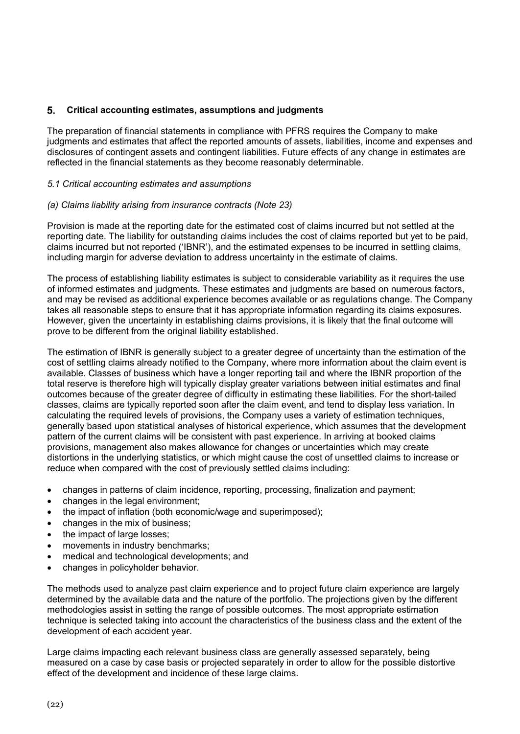## 5. Critical accounting estimates, assumptions and judgments

The preparation of financial statements in compliance with PFRS requires the Company to make judgments and estimates that affect the reported amounts of assets, liabilities, income and expenses and disclosures of contingent assets and contingent liabilities. Future effects of any change in estimates are reflected in the financial statements as they become reasonably determinable.

### *5.1 Critical accounting estimates and assumptions*

*(a) Claims liability arising from insurance contracts (Note 23)*

Provision is made at the reporting date for the estimated cost of claims incurred but not settled at the reporting date. The liability for outstanding claims includes the cost of claims reported but yet to be paid, claims incurred but not reported ('IBNR'), and the estimated expenses to be incurred in settling claims, including margin for adverse deviation to address uncertainty in the estimate of claims.

The process of establishing liability estimates is subject to considerable variability as it requires the use of informed estimates and judgments. These estimates and judgments are based on numerous factors, and may be revised as additional experience becomes available or as regulations change. The Company takes all reasonable steps to ensure that it has appropriate information regarding its claims exposures. However, given the uncertainty in establishing claims provisions, it is likely that the final outcome will prove to be different from the original liability established.

The estimation of IBNR is generally subject to a greater degree of uncertainty than the estimation of the cost of settling claims already notified to the Company, where more information about the claim event is available. Classes of business which have a longer reporting tail and where the IBNR proportion of the total reserve is therefore high will typically display greater variations between initial estimates and final outcomes because of the greater degree of difficulty in estimating these liabilities. For the short-tailed classes, claims are typically reported soon after the claim event, and tend to display less variation. In calculating the required levels of provisions, the Company uses a variety of estimation techniques, generally based upon statistical analyses of historical experience, which assumes that the development pattern of the current claims will be consistent with past experience. In arriving at booked claims provisions, management also makes allowance for changes or uncertainties which may create distortions in the underlying statistics, or which might cause the cost of unsettled claims to increase or reduce when compared with the cost of previously settled claims including:

- changes in patterns of claim incidence, reporting, processing, finalization and payment;
- changes in the legal environment;
- the impact of inflation (both economic/wage and superimposed);
- changes in the mix of business;
- the impact of large losses;
- movements in industry benchmarks;
- medical and technological developments; and
- changes in policyholder behavior.

The methods used to analyze past claim experience and to project future claim experience are largely determined by the available data and the nature of the portfolio. The projections given by the different methodologies assist in setting the range of possible outcomes. The most appropriate estimation technique is selected taking into account the characteristics of the business class and the extent of the development of each accident year.

Large claims impacting each relevant business class are generally assessed separately, being measured on a case by case basis or projected separately in order to allow for the possible distortive effect of the development and incidence of these large claims.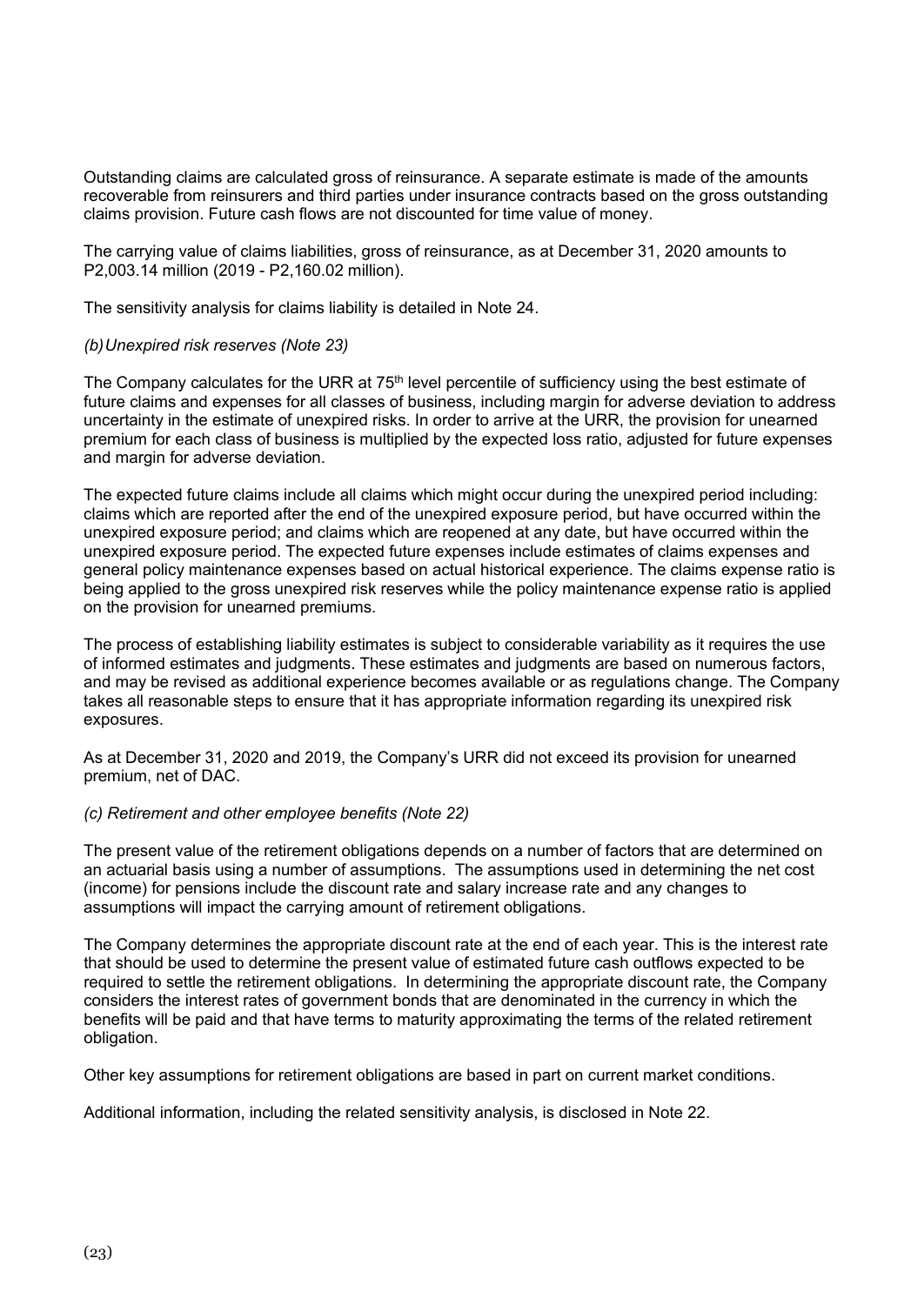Outstanding claims are calculated gross of reinsurance. A separate estimate is made of the amounts recoverable from reinsurers and third parties under insurance contracts based on the gross outstanding claims provision. Future cash flows are not discounted for time value of money.

The carrying value of claims liabilities, gross of reinsurance, as at December 31, 2020 amounts to P2,003.14 million (2019 - P2,160.02 million).

The sensitivity analysis for claims liability is detailed in Note 24.

*(b) Unexpired risk reserves (Note 23)*

The Company calculates for the URR at 75th level percentile of sufficiency using the best estimate of future claims and expenses for all classes of business, including margin for adverse deviation to address uncertainty in the estimate of unexpired risks. In order to arrive at the URR, the provision for unearned premium for each class of business is multiplied by the expected loss ratio, adjusted for future expenses and margin for adverse deviation.

The expected future claims include all claims which might occur during the unexpired period including: claims which are reported after the end of the unexpired exposure period, but have occurred within the unexpired exposure period; and claims which are reopened at any date, but have occurred within the unexpired exposure period. The expected future expenses include estimates of claims expenses and general policy maintenance expenses based on actual historical experience. The claims expense ratio is being applied to the gross unexpired risk reserves while the policy maintenance expense ratio is applied on the provision for unearned premiums.

The process of establishing liability estimates is subject to considerable variability as it requires the use of informed estimates and judgments. These estimates and judgments are based on numerous factors, and may be revised as additional experience becomes available or as regulations change. The Company takes all reasonable steps to ensure that it has appropriate information regarding its unexpired risk exposures.

As at December 31, 2020 and 2019, the Company's URR did not exceed its provision for unearned premium, net of DAC.

*(c) Retirement and other employee benefits (Note 22)*

The present value of the retirement obligations depends on a number of factors that are determined on an actuarial basis using a number of assumptions. The assumptions used in determining the net cost (income) for pensions include the discount rate and salary increase rate and any changes to assumptions will impact the carrying amount of retirement obligations.

The Company determines the appropriate discount rate at the end of each year. This is the interest rate that should be used to determine the present value of estimated future cash outflows expected to be required to settle the retirement obligations. In determining the appropriate discount rate, the Company considers the interest rates of government bonds that are denominated in the currency in which the benefits will be paid and that have terms to maturity approximating the terms of the related retirement obligation.

Other key assumptions for retirement obligations are based in part on current market conditions.

Additional information, including the related sensitivity analysis, is disclosed in Note 22.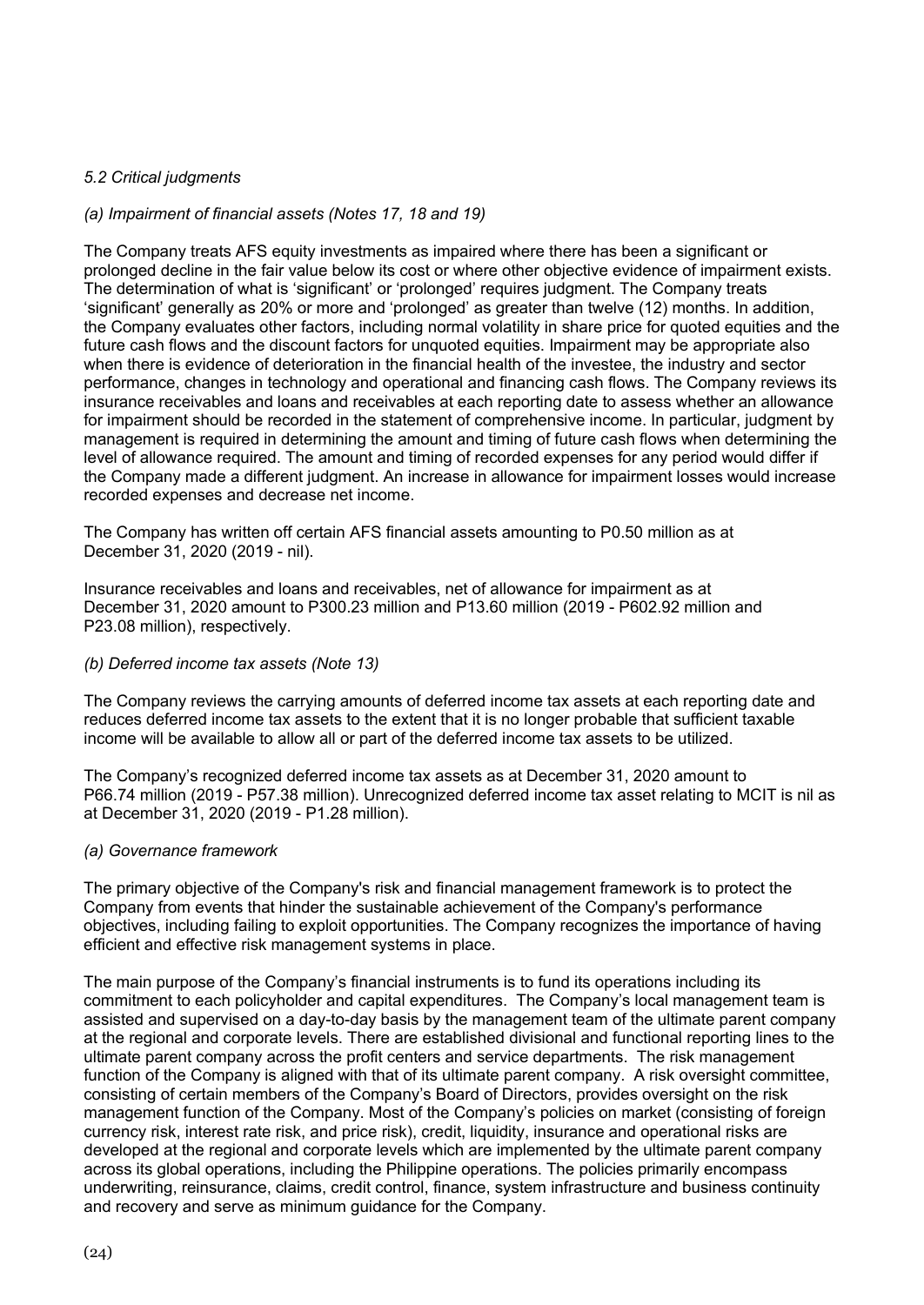*5.2 Critical judgments*

*(a) Impairment of financial assets (Notes 17, 18 and 19)*

The Company treats AFS equity investments as impaired where there has been a significant or prolonged decline in the fair value below its cost or where other objective evidence of impairment exists. The determination of what is 'significant' or 'prolonged' requires judgment. The Company treats 'significant' generally as 20% or more and 'prolonged' as greater than twelve (12) months. In addition, the Company evaluates other factors, including normal volatility in share price for quoted equities and the future cash flows and the discount factors for unquoted equities. Impairment may be appropriate also when there is evidence of deterioration in the financial health of the investee, the industry and sector performance, changes in technology and operational and financing cash flows. The Company reviews its insurance receivables and loans and receivables at each reporting date to assess whether an allowance for impairment should be recorded in the statement of comprehensive income. In particular, judgment by management is required in determining the amount and timing of future cash flows when determining the level of allowance required. The amount and timing of recorded expenses for any period would differ if the Company made a different judgment. An increase in allowance for impairment losses would increase recorded expenses and decrease net income.

The Company has written off certain AFS financial assets amounting to P0.50 million as at December 31, 2020 (2019 - nil).

Insurance receivables and loans and receivables, net of allowance for impairment as at December 31, 2020 amount to P300.23 million and P13.60 million (2019 - P602.92 million and P23.08 million), respectively.

*(b) Deferred income tax assets (Note 13)*

The Company reviews the carrying amounts of deferred income tax assets at each reporting date and reduces deferred income tax assets to the extent that it is no longer probable that sufficient taxable income will be available to allow all or part of the deferred income tax assets to be utilized.

The Company's recognized deferred income tax assets as at December 31, 2020 amount to P66.74 million (2019 - P57.38 million). Unrecognized deferred income tax asset relating to MCIT is nil as at December 31, 2020 (2019 - P1.28 million).

*(a) Governance framework*

The primary objective of the Company's risk and financial management framework is to protect the Company from events that hinder the sustainable achievement of the Company's performance objectives, including failing to exploit opportunities. The Company recognizes the importance of having efficient and effective risk management systems in place.

The main purpose of the Company's financial instruments is to fund its operations including its commitment to each policyholder and capital expenditures. The Company's local management team is assisted and supervised on a day-to-day basis by the management team of the ultimate parent company at the regional and corporate levels. There are established divisional and functional reporting lines to the ultimate parent company across the profit centers and service departments. The risk management function of the Company is aligned with that of its ultimate parent company. A risk oversight committee, consisting of certain members of the Company's Board of Directors, provides oversight on the risk management function of the Company. Most of the Company's policies on market (consisting of foreign currency risk, interest rate risk, and price risk), credit, liquidity, insurance and operational risks are developed at the regional and corporate levels which are implemented by the ultimate parent company across its global operations, including the Philippine operations. The policies primarily encompass underwriting, reinsurance, claims, credit control, finance, system infrastructure and business continuity and recovery and serve as minimum guidance for the Company.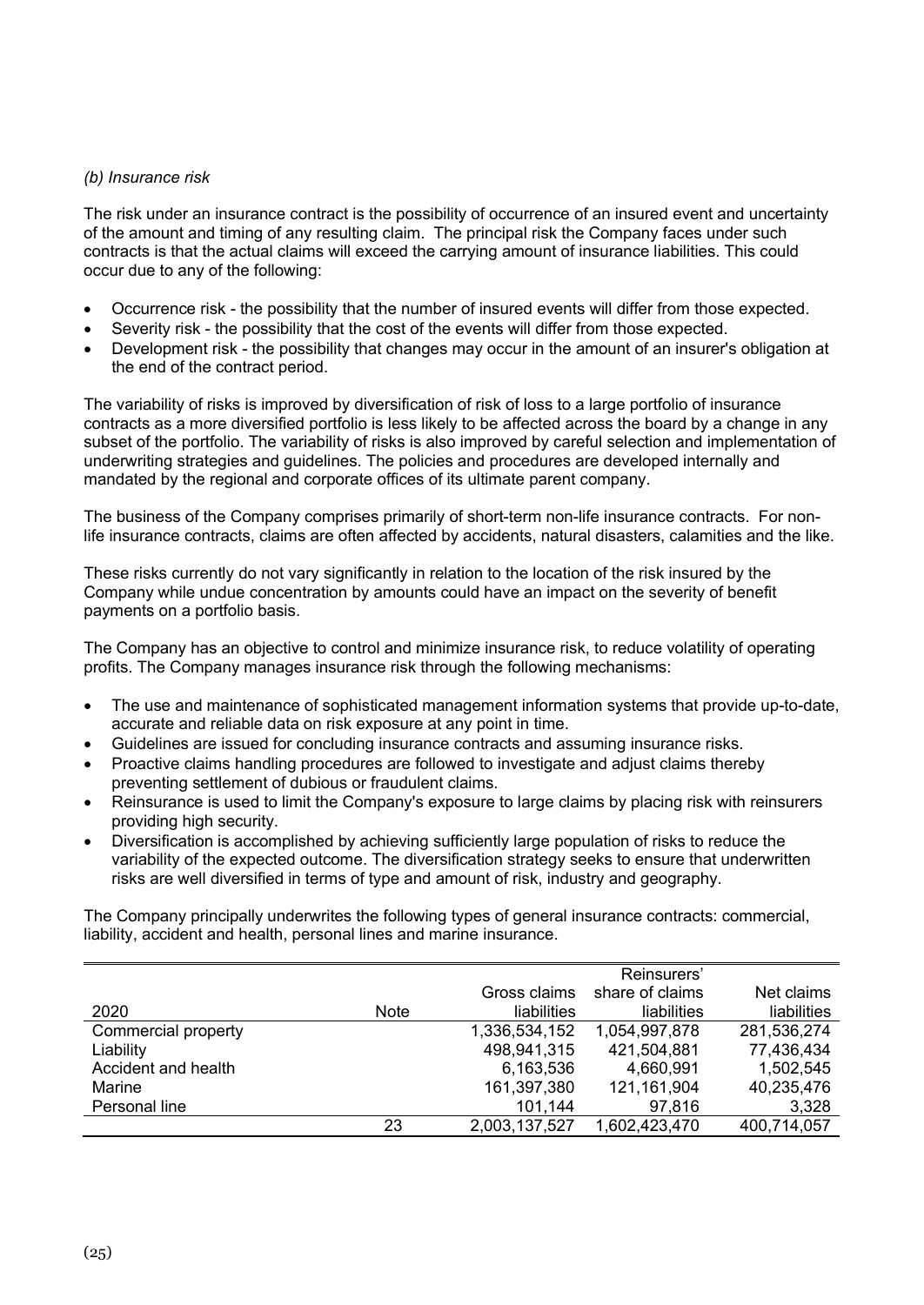*(b) Insurance risk*

The risk under an insurance contract is the possibility of occurrence of an insured event and uncertainty of the amount and timing of any resulting claim. The principal risk the Company faces under such contracts is that the actual claims will exceed the carrying amount of insurance liabilities. This could occur due to any of the following:

- Occurrence risk - the possibility that the number of insured events will differ from those expected.
- Severity risk - the possibility that the cost of the events will differ from those expected.
- Development risk - the possibility that changes may occur in the amount of an insurer's obligation at the end of the contract period.

The variability of risks is improved by diversification of risk of loss to a large portfolio of insurance contracts as a more diversified portfolio is less likely to be affected across the board by a change in any subset of the portfolio. The variability of risks is also improved by careful selection and implementation of underwriting strategies and guidelines. The policies and procedures are developed internally and mandated by the regional and corporate offices of its ultimate parent company.

The business of the Company comprises primarily of short-term non-life insurance contracts. For non-life insurance contracts, claims are often affected by accidents, natural disasters, calamities and the like.

These risks currently do not vary significantly in relation to the location of the risk insured by the Company while undue concentration by amounts could have an impact on the severity of benefit payments on a portfolio basis.

The Company has an objective to control and minimize insurance risk, to reduce volatility of operating profits. The Company manages insurance risk through the following mechanisms:

- The use and maintenance of sophisticated management information systems that provide up-to-date, accurate and reliable data on risk exposure at any point in time.
- Guidelines are issued for concluding insurance contracts and assuming insurance risks.
- Proactive claims handling procedures are followed to investigate and adjust claims thereby preventing settlement of dubious or fraudulent claims.
- Reinsurance is used to limit the Company's exposure to large claims by placing risk with reinsurers providing high security.
- Diversification is accomplished by achieving sufficiently large population of risks to reduce the variability of the expected outcome. The diversification strategy seeks to ensure that underwritten risks are well diversified in terms of type and amount of risk, industry and geography.

The Company principally underwrites the following types of general insurance contracts: commercial, liability, accident and health, personal lines and marine insurance.

| 2020 | Note | Gross claims liabilities | Reinsurers' share of claims liabilities | Net claims liabilities |
|---|---|---|---|---|
| Commercial property | | 1,336,534,152 | 1,054,997,878 | 281,536,274 |
| Liability | | 498,941,315 | 421,504,881 | 77,436,434 |
| Accident and health | | 6,163,536 | 4,660,991 | 1,502,545 |
| Marine | | 161,397,380 | 121,161,904 | 40,235,476 |
| Personal line | | 101,144 | 97,816 | 3,328 |
| | 23 | 2,003,137,527 | 1,602,423,470 | 400,714,057 |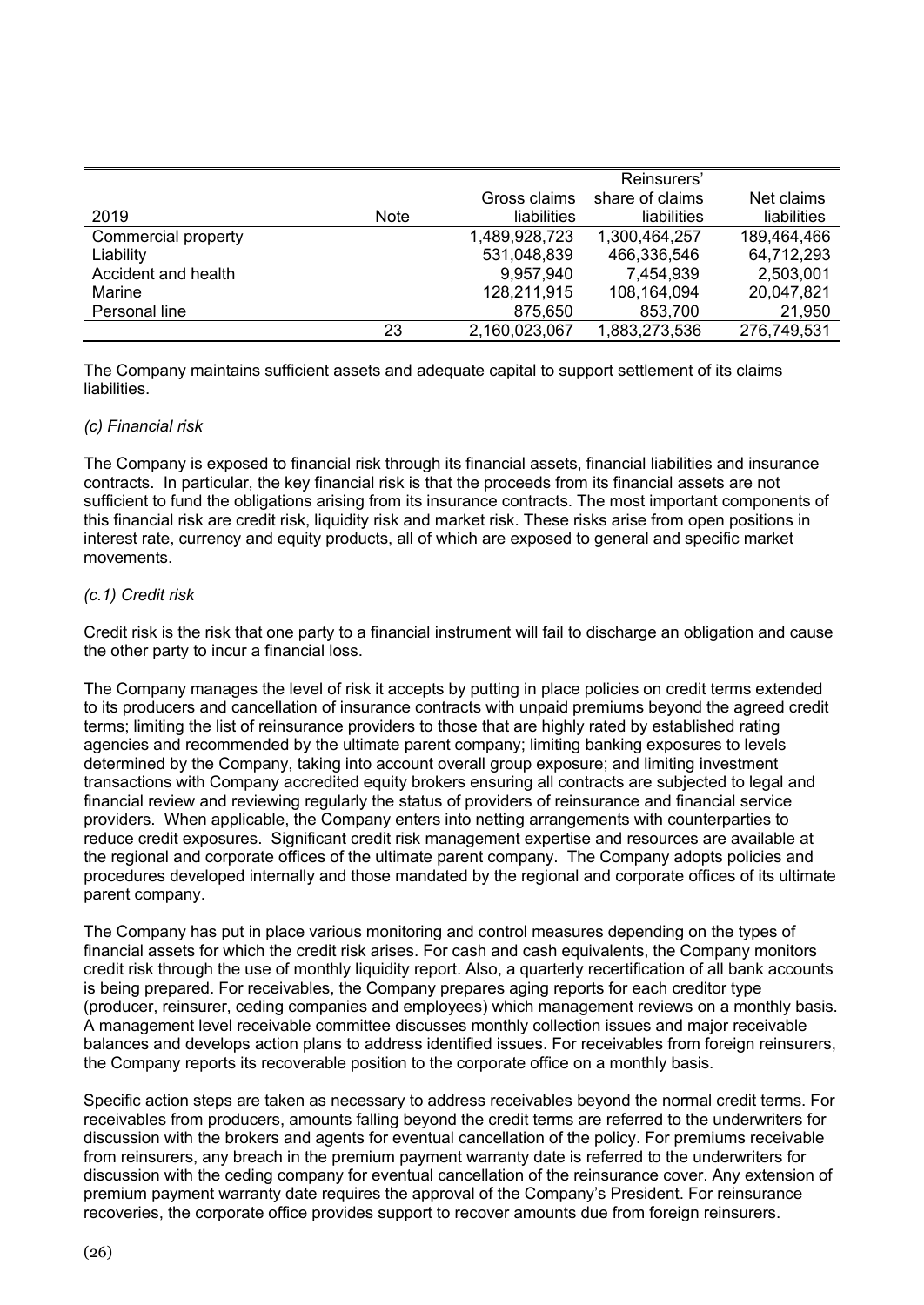| 2019 | Note | Gross claims liabilities | Reinsurers' share of claims liabilities | Net claims liabilities |
|---|---|---|---|---|
| Commercial property | | 1,489,928,723 | 1,300,464,257 | 189,464,466 |
| Liability | | 531,048,839 | 466,336,546 | 64,712,293 |
| Accident and health | | 9,957,940 | 7,454,939 | 2,503,001 |
| Marine | | 128,211,915 | 108,164,094 | 20,047,821 |
| Personal line | | 875,650 | 853,700 | 21,950 |
| | 23 | 2,160,023,067 | 1,883,273,536 | 276,749,531 |

The Company maintains sufficient assets and adequate capital to support settlement of its claims liabilities.

*(c) Financial risk*

The Company is exposed to financial risk through its financial assets, financial liabilities and insurance contracts. In particular, the key financial risk is that the proceeds from its financial assets are not sufficient to fund the obligations arising from its insurance contracts. The most important components of this financial risk are credit risk, liquidity risk and market risk. These risks arise from open positions in interest rate, currency and equity products, all of which are exposed to general and specific market movements.

*(c.1) Credit risk*

Credit risk is the risk that one party to a financial instrument will fail to discharge an obligation and cause the other party to incur a financial loss.

The Company manages the level of risk it accepts by putting in place policies on credit terms extended to its producers and cancellation of insurance contracts with unpaid premiums beyond the agreed credit terms; limiting the list of reinsurance providers to those that are highly rated by established rating agencies and recommended by the ultimate parent company; limiting banking exposures to levels determined by the Company, taking into account overall group exposure; and limiting investment transactions with Company accredited equity brokers ensuring all contracts are subjected to legal and financial review and reviewing regularly the status of providers of reinsurance and financial service providers. When applicable, the Company enters into netting arrangements with counterparties to reduce credit exposures. Significant credit risk management expertise and resources are available at the regional and corporate offices of the ultimate parent company. The Company adopts policies and procedures developed internally and those mandated by the regional and corporate offices of its ultimate parent company.

The Company has put in place various monitoring and control measures depending on the types of financial assets for which the credit risk arises. For cash and cash equivalents, the Company monitors credit risk through the use of monthly liquidity report. Also, a quarterly recertification of all bank accounts is being prepared. For receivables, the Company prepares aging reports for each creditor type (producer, reinsurer, ceding companies and employees) which management reviews on a monthly basis. A management level receivable committee discusses monthly collection issues and major receivable balances and develops action plans to address identified issues. For receivables from foreign reinsurers, the Company reports its recoverable position to the corporate office on a monthly basis.

Specific action steps are taken as necessary to address receivables beyond the normal credit terms. For receivables from producers, amounts falling beyond the credit terms are referred to the underwriters for discussion with the brokers and agents for eventual cancellation of the policy. For premiums receivable from reinsurers, any breach in the premium payment warranty date is referred to the underwriters for discussion with the ceding company for eventual cancellation of the reinsurance cover. Any extension of premium payment warranty date requires the approval of the Company's President. For reinsurance recoveries, the corporate office provides support to recover amounts due from foreign reinsurers.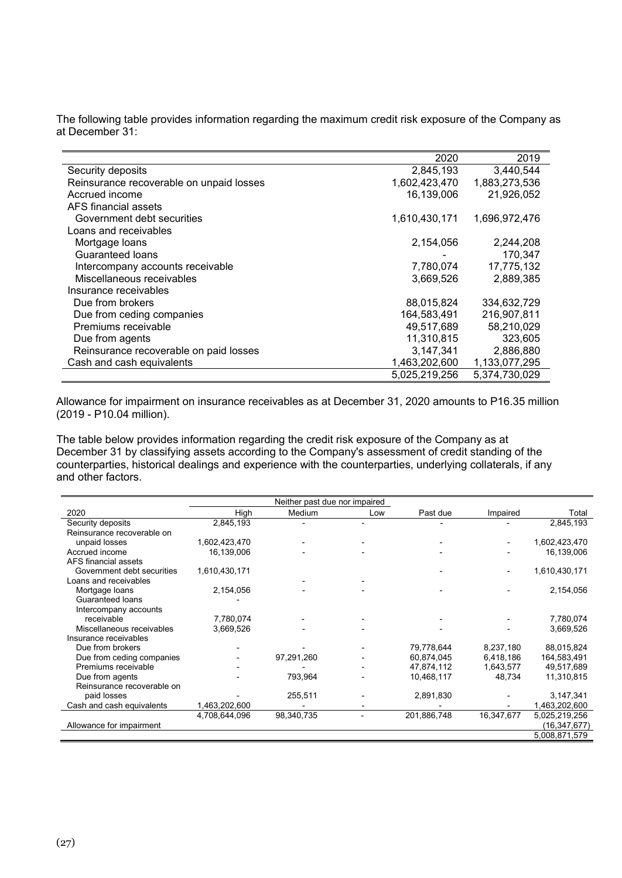The following table provides information regarding the maximum credit risk exposure of the Company as at December 31:

| | 2020 | 2019 |
|---|---:|---:|
| Security deposits | 2,845,193 | 3,440,544 |
| Reinsurance recoverable on unpaid losses | 1,602,423,470 | 1,883,273,536 |
| Accrued income | 16,139,006 | 21,926,052 |
| AFS financial assets | | |
| Government debt securities | 1,610,430,171 | 1,696,972,476 |
| Loans and receivables | | |
| Mortgage loans | 2,154,056 | 2,244,208 |
| Guaranteed loans | - | 170,347 |
| Intercompany accounts receivable | 7,780,074 | 17,775,132 |
| Miscellaneous receivables | 3,669,526 | 2,889,385 |
| Insurance receivables | | |
| Due from brokers | 88,015,824 | 334,632,729 |
| Due from ceding companies | 164,583,491 | 216,907,811 |
| Premiums receivable | 49,517,689 | 58,210,029 |
| Due from agents | 11,310,815 | 323,605 |
| Reinsurance recoverable on paid losses | 3,147,341 | 2,886,880 |
| Cash and cash equivalents | 1,463,202,600 | 1,133,077,295 |
| | 5,025,219,256 | 5,374,730,029 |

Allowance for impairment on insurance receivables as at December 31, 2020 amounts to P16.35 million (2019 - P10.04 million).

The table below provides information regarding the credit risk exposure of the Company as at December 31 by classifying assets according to the Company's assessment of credit standing of the counterparties, historical dealings and experience with the counterparties, underlying collaterals, if any and other factors.

| | Neither past due nor impaired | | | | | |
|---|---:|---:|---:|---:|---:|---:|
| 2020 | High | Medium | Low | Past due | Impaired | Total |
| Security deposits | 2,845,193 | - | - | - | - | 2,845,193 |
| Reinsurance recoverable on unpaid losses | 1,602,423,470 | - | - | - | - | 1,602,423,470 |
| Accrued income | 16,139,006 | - | - | - | - | 16,139,006 |
| AFS financial assets | | | | | | |
| Government debt securities | 1,610,430,171 | | | - | - | 1,610,430,171 |
| Loans and receivables | | - | - | | | |
| Mortgage loans | 2,154,056 | - | - | - | - | 2,154,056 |
| Guaranteed loans | - | | | | | |
| Intercompany accounts receivable | 7,780,074 | - | - | - | - | 7,780,074 |
| Miscellaneous receivables | 3,669,526 | - | - | - | - | 3,669,526 |
| Insurance receivables | | | | | | |
| Due from brokers | - | - | - | 79,778,644 | 8,237,180 | 88,015,824 |
| Due from ceding companies | - | 97,291,260 | - | 60,874,045 | 6,418,186 | 164,583,491 |
| Premiums receivable | - | - | - | 47,874,112 | 1,643,577 | 49,517,689 |
| Due from agents | - | 793,964 | - | 10,468,117 | 48,734 | 11,310,815 |
| Reinsurance recoverable on paid losses | - | 255,511 | - | 2,891,830 | - | 3,147,341 |
| Cash and cash equivalents | 1,463,202,600 | - | - | - | - | 1,463,202,600 |
| | 4,708,644,096 | 98,340,735 | - | 201,886,748 | 16,347,677 | 5,025,219,256 |
| Allowance for impairment | | | | | | (16,347,677) |
| | | | | | | 5,008,871,579 |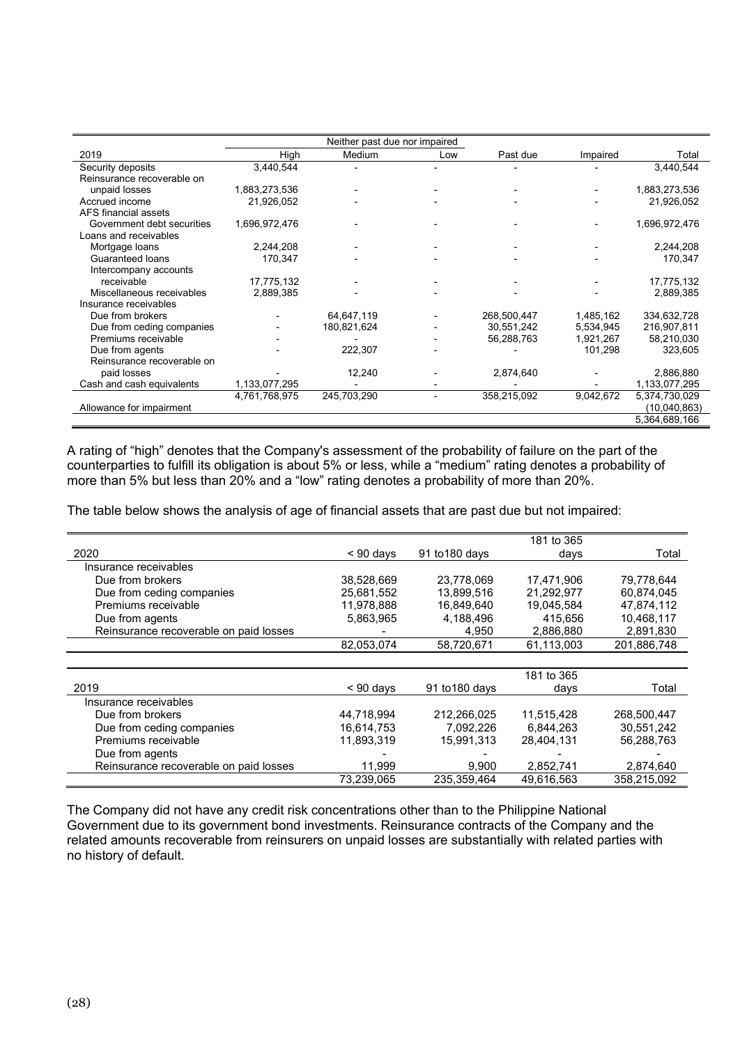| 2019 | Neither past due nor impaired | | | Past due | Impaired | Total |
|---|---|---|---|---|---|---|
| | High | Medium | Low | | | |
| Security deposits | 3,440,544 | - | - | - | - | 3,440,544 |
| Reinsurance recoverable on unpaid losses | 1,883,273,536 | - | - | - | - | 1,883,273,536 |
| Accrued income | 21,926,052 | - | - | - | - | 21,926,052 |
| AFS financial assets | | | | | | |
| Government debt securities | 1,696,972,476 | - | - | - | - | 1,696,972,476 |
| Loans and receivables | | | | | | |
| Mortgage loans | 2,244,208 | - | - | - | - | 2,244,208 |
| Guaranteed loans | 170,347 | - | - | - | - | 170,347 |
| Intercompany accounts receivable | 17,775,132 | - | - | - | - | 17,775,132 |
| Miscellaneous receivables | 2,889,385 | - | - | - | - | 2,889,385 |
| Insurance receivables | | | | | | |
| Due from brokers | - | 64,647,119 | - | 268,500,447 | 1,485,162 | 334,632,728 |
| Due from ceding companies | - | 180,821,624 | - | 30,551,242 | 5,534,945 | 216,907,811 |
| Premiums receivable | - | - | - | 56,288,763 | 1,921,267 | 58,210,030 |
| Due from agents | - | 222,307 | - | - | 101,298 | 323,605 |
| Reinsurance recoverable on paid losses | - | 12,240 | - | 2,874,640 | - | 2,886,880 |
| Cash and cash equivalents | 1,133,077,295 | - | - | - | - | 1,133,077,295 |
| | 4,761,768,975 | 245,703,290 | - | 358,215,092 | 9,042,672 | 5,374,730,029 |
| Allowance for impairment | | | | | | (10,040,863) |
| | | | | | | 5,364,689,166 |

A rating of “high” denotes that the Company's assessment of the probability of failure on the part of the counterparties to fulfill its obligation is about 5% or less, while a “medium” rating denotes a probability of more than 5% but less than 20% and a “low” rating denotes a probability of more than 20%.

The table below shows the analysis of age of financial assets that are past due but not impaired:

| 2020 | < 90 days | 91 to180 days | 181 to 365 days | Total |
|---|---|---|---|---|
| Insurance receivables | | | | |
| Due from brokers | 38,528,669 | 23,778,069 | 17,471,906 | 79,778,644 |
| Due from ceding companies | 25,681,552 | 13,899,516 | 21,292,977 | 60,874,045 |
| Premiums receivable | 11,978,888 | 16,849,640 | 19,045,584 | 47,874,112 |
| Due from agents | 5,863,965 | 4,188,496 | 415,656 | 10,468,117 |
| Reinsurance recoverable on paid losses | - | 4,950 | 2,886,880 | 2,891,830 |
| | 82,053,074 | 58,720,671 | 61,113,003 | 201,886,748 |

| 2019 | < 90 days | 91 to180 days | 181 to 365 days | Total |
|---|---|---|---|---|
| Insurance receivables | | | | |
| Due from brokers | 44,718,994 | 212,266,025 | 11,515,428 | 268,500,447 |
| Due from ceding companies | 16,614,753 | 7,092,226 | 6,844,263 | 30,551,242 |
| Premiums receivable | 11,893,319 | 15,991,313 | 28,404,131 | 56,288,763 |
| Due from agents | - | - | - | - |
| Reinsurance recoverable on paid losses | 11,999 | 9,900 | 2,852,741 | 2,874,640 |
| | 73,239,065 | 235,359,464 | 49,616,563 | 358,215,092 |

The Company did not have any credit risk concentrations other than to the Philippine National Government due to its government bond investments. Reinsurance contracts of the Company and the related amounts recoverable from reinsurers on unpaid losses are substantially with related parties with no history of default.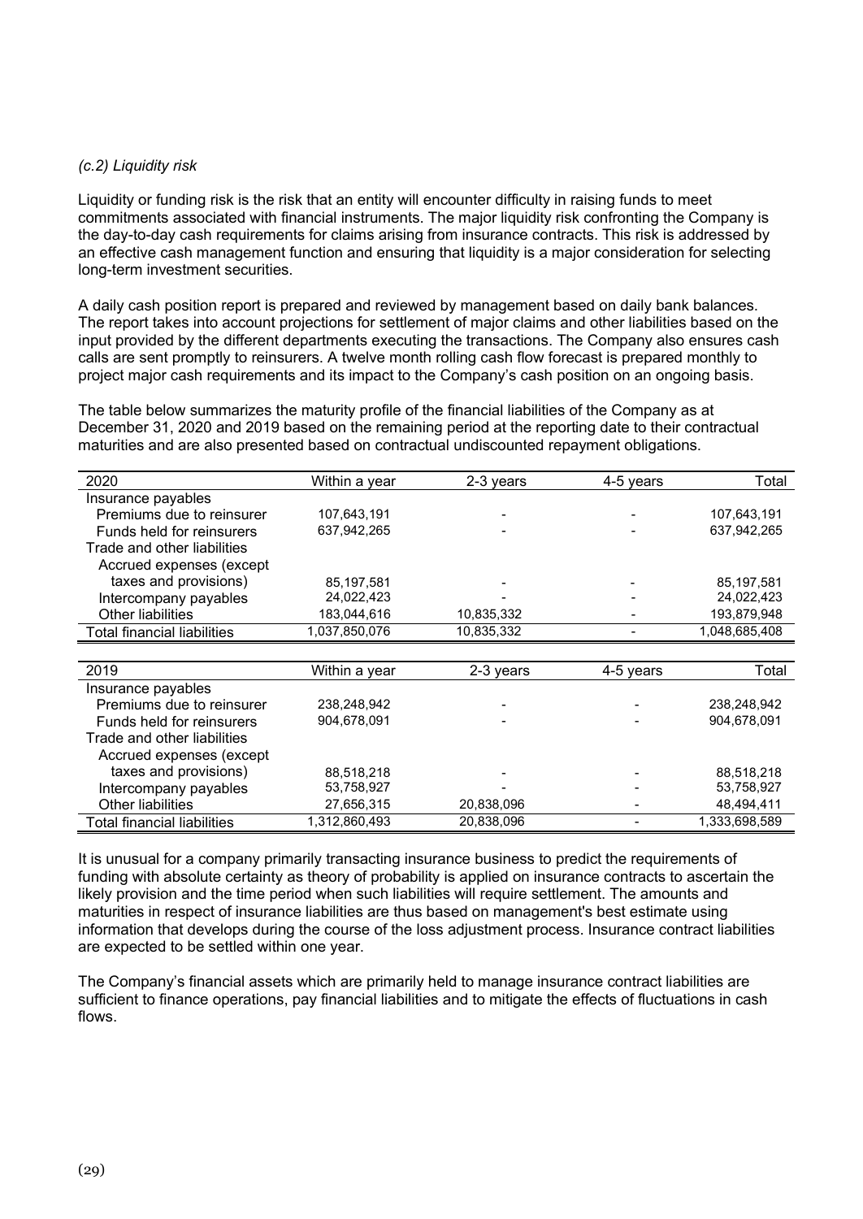*(c.2) Liquidity risk*

Liquidity or funding risk is the risk that an entity will encounter difficulty in raising funds to meet commitments associated with financial instruments. The major liquidity risk confronting the Company is the day-to-day cash requirements for claims arising from insurance contracts. This risk is addressed by an effective cash management function and ensuring that liquidity is a major consideration for selecting long-term investment securities.

A daily cash position report is prepared and reviewed by management based on daily bank balances. The report takes into account projections for settlement of major claims and other liabilities based on the input provided by the different departments executing the transactions. The Company also ensures cash calls are sent promptly to reinsurers. A twelve month rolling cash flow forecast is prepared monthly to project major cash requirements and its impact to the Company's cash position on an ongoing basis.

The table below summarizes the maturity profile of the financial liabilities of the Company as at December 31, 2020 and 2019 based on the remaining period at the reporting date to their contractual maturities and are also presented based on contractual undiscounted repayment obligations.

| 2020 | Within a year | 2-3 years | 4-5 years | Total |
|---|---|---|---|---|
| Insurance payables | | | | |
| Premiums due to reinsurer | 107,643,191 | - | - | 107,643,191 |
| Funds held for reinsurers | 637,942,265 | - | - | 637,942,265 |
| Trade and other liabilities | | | | |
| Accrued expenses (except taxes and provisions) | 85,197,581 | - | - | 85,197,581 |
| Intercompany payables | 24,022,423 | - | - | 24,022,423 |
| Other liabilities | 183,044,616 | 10,835,332 | - | 193,879,948 |
| Total financial liabilities | 1,037,850,076 | 10,835,332 | - | 1,048,685,408 |

| 2019 | Within a year | 2-3 years | 4-5 years | Total |
|---|---|---|---|---|
| Insurance payables | | | | |
| Premiums due to reinsurer | 238,248,942 | - | - | 238,248,942 |
| Funds held for reinsurers | 904,678,091 | - | - | 904,678,091 |
| Trade and other liabilities | | | | |
| Accrued expenses (except taxes and provisions) | 88,518,218 | - | - | 88,518,218 |
| Intercompany payables | 53,758,927 | - | - | 53,758,927 |
| Other liabilities | 27,656,315 | 20,838,096 | - | 48,494,411 |
| Total financial liabilities | 1,312,860,493 | 20,838,096 | - | 1,333,698,589 |

It is unusual for a company primarily transacting insurance business to predict the requirements of funding with absolute certainty as theory of probability is applied on insurance contracts to ascertain the likely provision and the time period when such liabilities will require settlement. The amounts and maturities in respect of insurance liabilities are thus based on management's best estimate using information that develops during the course of the loss adjustment process. Insurance contract liabilities are expected to be settled within one year.

The Company's financial assets which are primarily held to manage insurance contract liabilities are sufficient to finance operations, pay financial liabilities and to mitigate the effects of fluctuations in cash flows.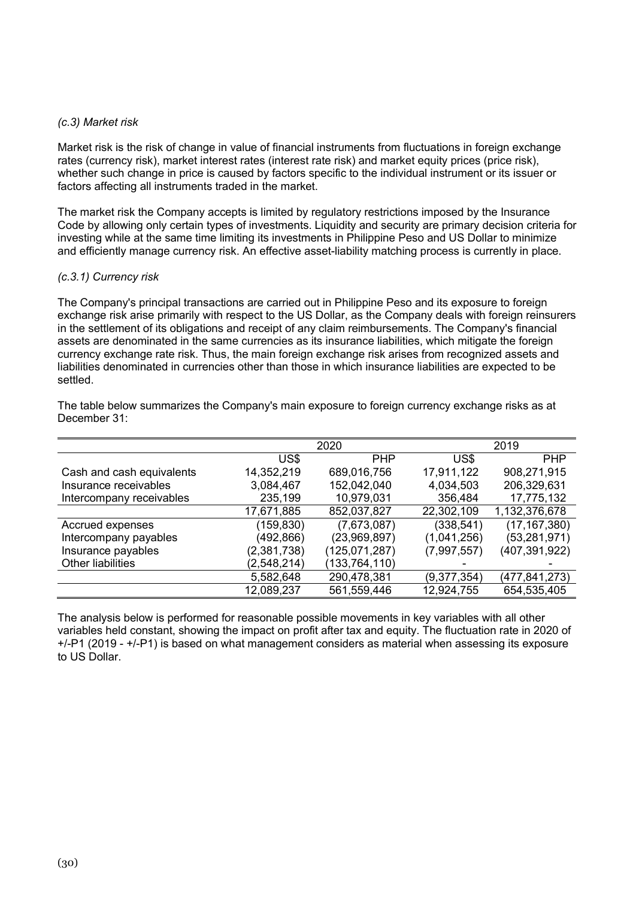*(c.3) Market risk*

Market risk is the risk of change in value of financial instruments from fluctuations in foreign exchange rates (currency risk), market interest rates (interest rate risk) and market equity prices (price risk), whether such change in price is caused by factors specific to the individual instrument or its issuer or factors affecting all instruments traded in the market.

The market risk the Company accepts is limited by regulatory restrictions imposed by the Insurance Code by allowing only certain types of investments. Liquidity and security are primary decision criteria for investing while at the same time limiting its investments in Philippine Peso and US Dollar to minimize and efficiently manage currency risk. An effective asset-liability matching process is currently in place.

*(c.3.1) Currency risk*

The Company's principal transactions are carried out in Philippine Peso and its exposure to foreign exchange risk arise primarily with respect to the US Dollar, as the Company deals with foreign reinsurers in the settlement of its obligations and receipt of any claim reimbursements. The Company's financial assets are denominated in the same currencies as its insurance liabilities, which mitigate the foreign currency exchange rate risk. Thus, the main foreign exchange risk arises from recognized assets and liabilities denominated in currencies other than those in which insurance liabilities are expected to be settled.

The table below summarizes the Company's main exposure to foreign currency exchange risks as at December 31:

| | 2020 | | 2019 | |
|---|---|---|---|---|
| | US$ | PHP | US$ | PHP |
| Cash and cash equivalents | 14,352,219 | 689,016,756 | 17,911,122 | 908,271,915 |
| Insurance receivables | 3,084,467 | 152,042,040 | 4,034,503 | 206,329,631 |
| Intercompany receivables | 235,199 | 10,979,031 | 356,484 | 17,775,132 |
| | 17,671,885 | 852,037,827 | 22,302,109 | 1,132,376,678 |
| Accrued expenses | (159,830) | (7,673,087) | (338,541) | (17,167,380) |
| Intercompany payables | (492,866) | (23,969,897) | (1,041,256) | (53,281,971) |
| Insurance payables | (2,381,738) | (125,071,287) | (7,997,557) | (407,391,922) |
| Other liabilities | (2,548,214) | (133,764,110) | - | - |
| | 5,582,648 | 290,478,381 | (9,377,354) | (477,841,273) |
| | 12,089,237 | 561,559,446 | 12,924,755 | 654,535,405 |

The analysis below is performed for reasonable possible movements in key variables with all other variables held constant, showing the impact on profit after tax and equity. The fluctuation rate in 2020 of +/-P1 (2019 - +/-P1) is based on what management considers as material when assessing its exposure to US Dollar.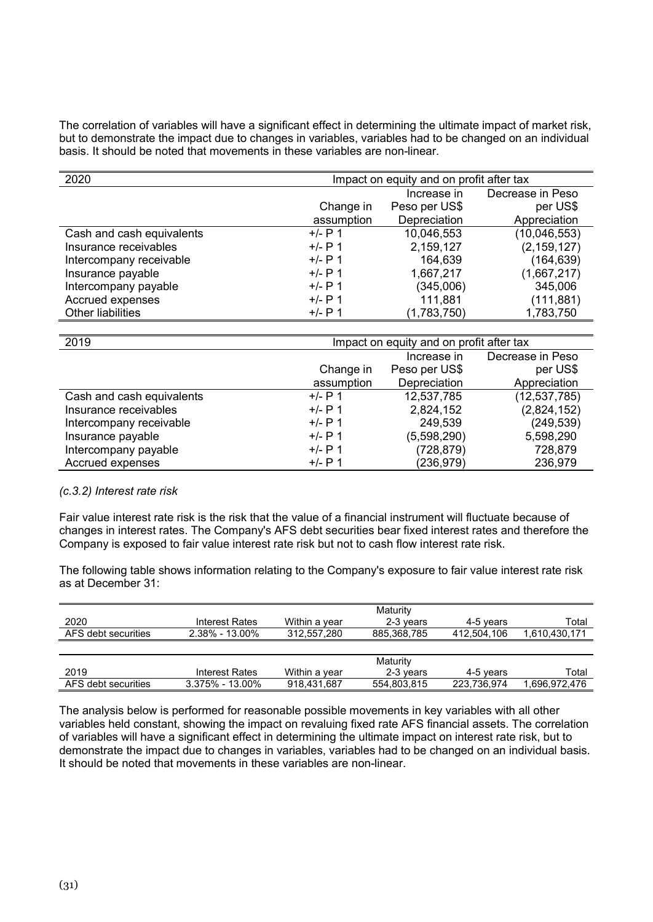The correlation of variables will have a significant effect in determining the ultimate impact of market risk, but to demonstrate the impact due to changes in variables, variables had to be changed on an individual basis. It should be noted that movements in these variables are non-linear.

| 2020 | Impact on equity and on profit after tax | | |
|---|---|---|---|
| | Change in assumption | Increase in Peso per US$ Depreciation | Decrease in Peso per US$ Appreciation |
| Cash and cash equivalents | +/- P 1 | 10,046,553 | (10,046,553) |
| Insurance receivables | +/- P 1 | 2,159,127 | (2,159,127) |
| Intercompany receivable | +/- P 1 | 164,639 | (164,639) |
| Insurance payable | +/- P 1 | 1,667,217 | (1,667,217) |
| Intercompany payable | +/- P 1 | (345,006) | 345,006 |
| Accrued expenses | +/- P 1 | 111,881 | (111,881) |
| Other liabilities | +/- P 1 | (1,783,750) | 1,783,750 |

| 2019 | Impact on equity and on profit after tax | | |
|---|---|---|---|
| | Change in assumption | Increase in Peso per US$ Depreciation | Decrease in Peso per US$ Appreciation |
| Cash and cash equivalents | +/- P 1 | 12,537,785 | (12,537,785) |
| Insurance receivables | +/- P 1 | 2,824,152 | (2,824,152) |
| Intercompany receivable | +/- P 1 | 249,539 | (249,539) |
| Insurance payable | +/- P 1 | (5,598,290) | 5,598,290 |
| Intercompany payable | +/- P 1 | (728,879) | 728,879 |
| Accrued expenses | +/- P 1 | (236,979) | 236,979 |

*(c.3.2) Interest rate risk*

Fair value interest rate risk is the risk that the value of a financial instrument will fluctuate because of changes in interest rates. The Company's AFS debt securities bear fixed interest rates and therefore the Company is exposed to fair value interest rate risk but not to cash flow interest rate risk.

The following table shows information relating to the Company's exposure to fair value interest rate risk as at December 31:

| | | Maturity | | | |
|---|---|---|---|---|---|
| 2020 | Interest Rates | Within a year | 2-3 years | 4-5 years | Total |
| AFS debt securities | 2.38% - 13.00% | 312,557,280 | 885,368,785 | 412,504,106 | 1,610,430,171 |

| | | Maturity | | | |
|---|---|---|---|---|---|
| 2019 | Interest Rates | Within a year | 2-3 years | 4-5 years | Total |
| AFS debt securities | 3.375% - 13.00% | 918,431,687 | 554,803,815 | 223,736,974 | 1,696,972,476 |

The analysis below is performed for reasonable possible movements in key variables with all other variables held constant, showing the impact on revaluing fixed rate AFS financial assets. The correlation of variables will have a significant effect in determining the ultimate impact on interest rate risk, but to demonstrate the impact due to changes in variables, variables had to be changed on an individual basis. It should be noted that movements in these variables are non-linear.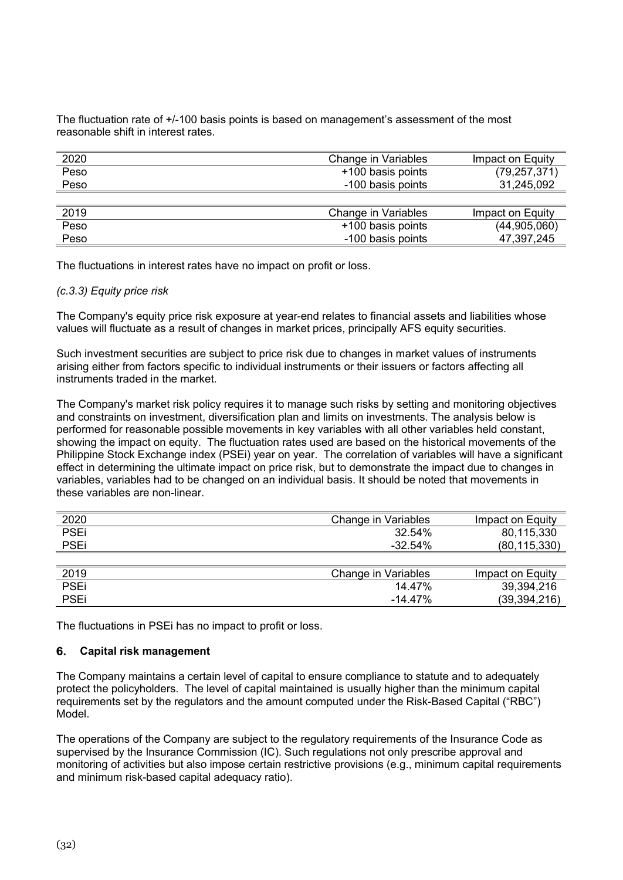The fluctuation rate of +/-100 basis points is based on management's assessment of the most reasonable shift in interest rates.

| 2020 | Change in Variables | Impact on Equity |
| --- | --- | --- |
| Peso | +100 basis points | (79,257,371) |
| Peso | -100 basis points | 31,245,092 |

| 2019 | Change in Variables | Impact on Equity |
| --- | --- | --- |
| Peso | +100 basis points | (44,905,060) |
| Peso | -100 basis points | 47,397,245 |

The fluctuations in interest rates have no impact on profit or loss.

*(c.3.3) Equity price risk*

The Company's equity price risk exposure at year-end relates to financial assets and liabilities whose values will fluctuate as a result of changes in market prices, principally AFS equity securities.

Such investment securities are subject to price risk due to changes in market values of instruments arising either from factors specific to individual instruments or their issuers or factors affecting all instruments traded in the market.

The Company's market risk policy requires it to manage such risks by setting and monitoring objectives and constraints on investment, diversification plan and limits on investments. The analysis below is performed for reasonable possible movements in key variables with all other variables held constant, showing the impact on equity. The fluctuation rates used are based on the historical movements of the Philippine Stock Exchange index (PSEi) year on year. The correlation of variables will have a significant effect in determining the ultimate impact on price risk, but to demonstrate the impact due to changes in variables, variables had to be changed on an individual basis. It should be noted that movements in these variables are non-linear.

| 2020 | Change in Variables | Impact on Equity |
| --- | --- | --- |
| PSEi | 32.54% | 80,115,330 |
| PSEi | -32.54% | (80,115,330) |

| 2019 | Change in Variables | Impact on Equity |
| --- | --- | --- |
| PSEi | 14.47% | 39,394,216 |
| PSEi | -14.47% | (39,394,216) |

The fluctuations in PSEi has no impact to profit or loss.

## 6. Capital risk management

The Company maintains a certain level of capital to ensure compliance to statute and to adequately protect the policyholders. The level of capital maintained is usually higher than the minimum capital requirements set by the regulators and the amount computed under the Risk-Based Capital ("RBC") Model.

The operations of the Company are subject to the regulatory requirements of the Insurance Code as supervised by the Insurance Commission (IC). Such regulations not only prescribe approval and monitoring of activities but also impose certain restrictive provisions (e.g., minimum capital requirements and minimum risk-based capital adequacy ratio).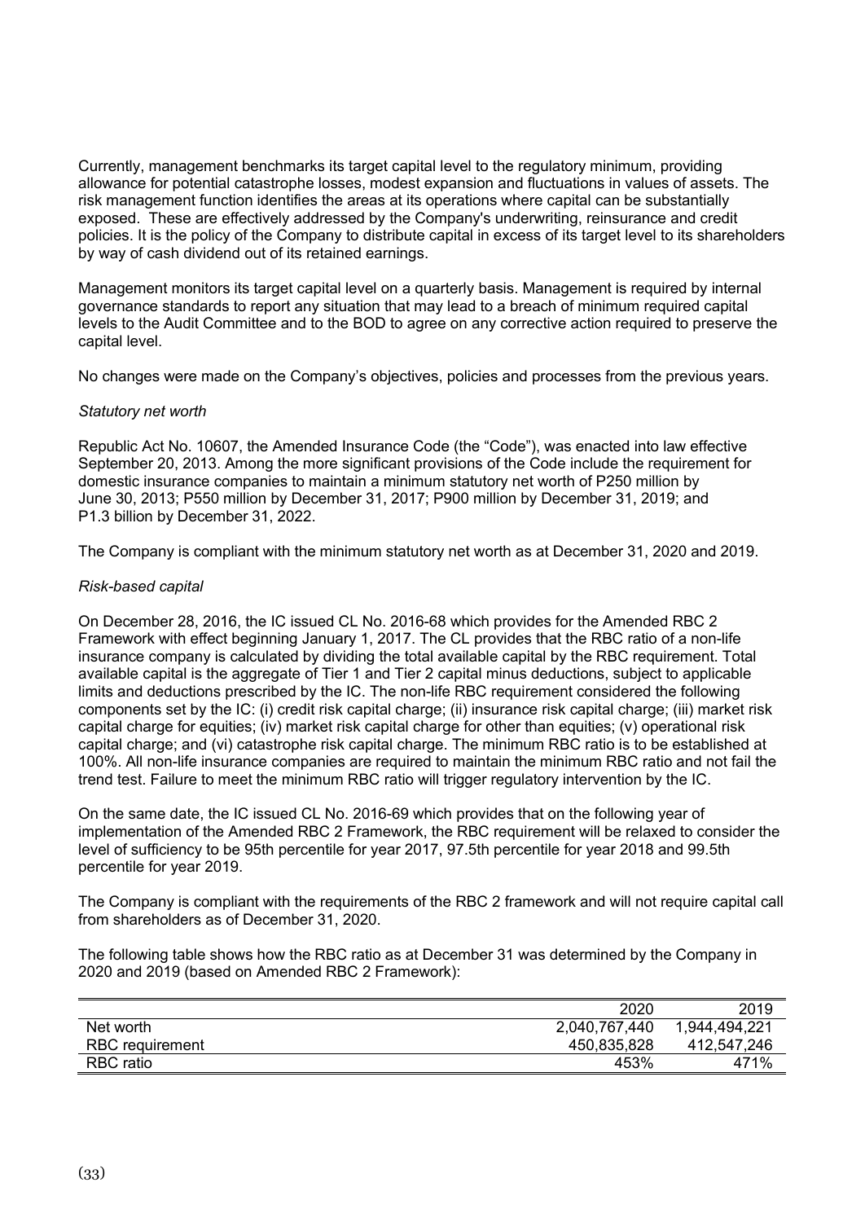Currently, management benchmarks its target capital level to the regulatory minimum, providing allowance for potential catastrophe losses, modest expansion and fluctuations in values of assets. The risk management function identifies the areas at its operations where capital can be substantially exposed. These are effectively addressed by the Company's underwriting, reinsurance and credit policies. It is the policy of the Company to distribute capital in excess of its target level to its shareholders by way of cash dividend out of its retained earnings.

Management monitors its target capital level on a quarterly basis. Management is required by internal governance standards to report any situation that may lead to a breach of minimum required capital levels to the Audit Committee and to the BOD to agree on any corrective action required to preserve the capital level.

No changes were made on the Company's objectives, policies and processes from the previous years.

*Statutory net worth*

Republic Act No. 10607, the Amended Insurance Code (the "Code"), was enacted into law effective September 20, 2013. Among the more significant provisions of the Code include the requirement for domestic insurance companies to maintain a minimum statutory net worth of P250 million by June 30, 2013; P550 million by December 31, 2017; P900 million by December 31, 2019; and P1.3 billion by December 31, 2022.

The Company is compliant with the minimum statutory net worth as at December 31, 2020 and 2019.

*Risk-based capital*

On December 28, 2016, the IC issued CL No. 2016-68 which provides for the Amended RBC 2 Framework with effect beginning January 1, 2017. The CL provides that the RBC ratio of a non-life insurance company is calculated by dividing the total available capital by the RBC requirement. Total available capital is the aggregate of Tier 1 and Tier 2 capital minus deductions, subject to applicable limits and deductions prescribed by the IC. The non-life RBC requirement considered the following components set by the IC: (i) credit risk capital charge; (ii) insurance risk capital charge; (iii) market risk capital charge for equities; (iv) market risk capital charge for other than equities; (v) operational risk capital charge; and (vi) catastrophe risk capital charge. The minimum RBC ratio is to be established at 100%. All non-life insurance companies are required to maintain the minimum RBC ratio and not fail the trend test. Failure to meet the minimum RBC ratio will trigger regulatory intervention by the IC.

On the same date, the IC issued CL No. 2016-69 which provides that on the following year of implementation of the Amended RBC 2 Framework, the RBC requirement will be relaxed to consider the level of sufficiency to be 95th percentile for year 2017, 97.5th percentile for year 2018 and 99.5th percentile for year 2019.

The Company is compliant with the requirements of the RBC 2 framework and will not require capital call from shareholders as of December 31, 2020.

The following table shows how the RBC ratio as at December 31 was determined by the Company in 2020 and 2019 (based on Amended RBC 2 Framework):

| | 2020 | 2019 |
|---|---|---|
| Net worth | 2,040,767,440 | 1,944,494,221 |
| RBC requirement | 450,835,828 | 412,547,246 |
| RBC ratio | 453% | 471% |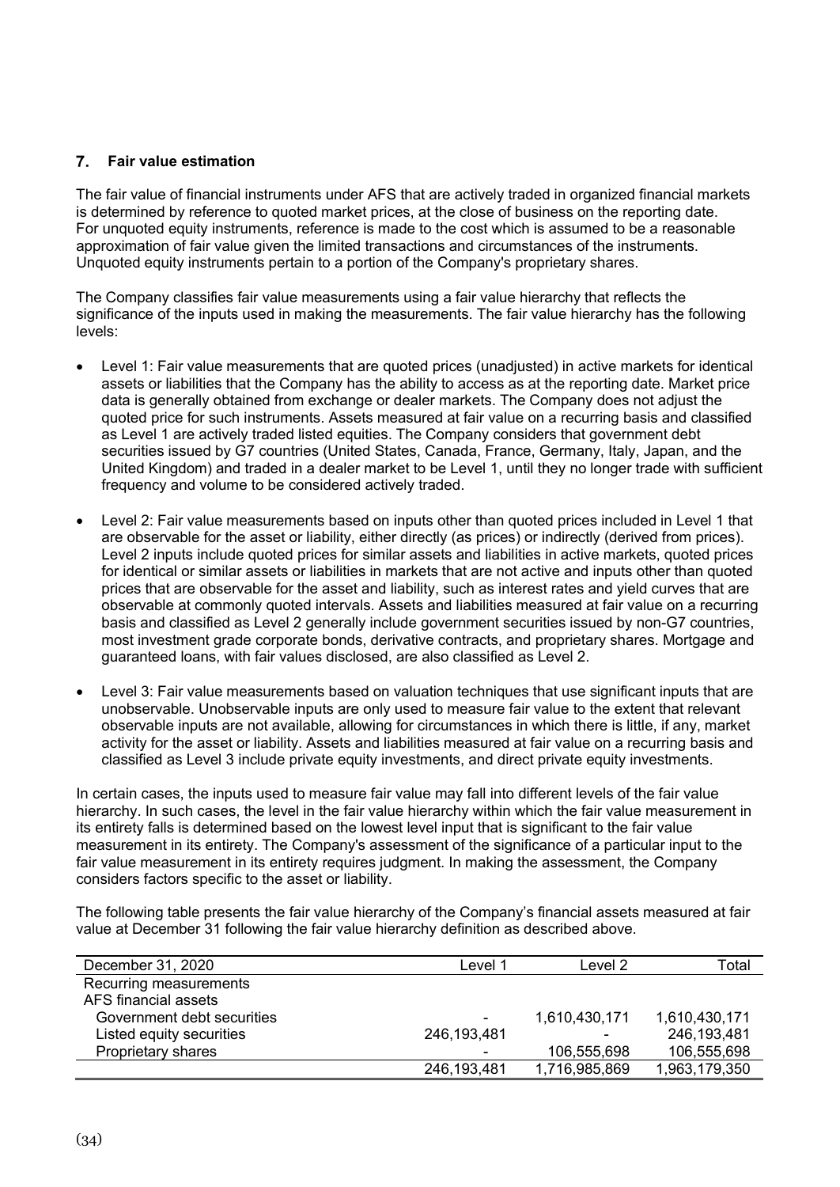## 7. Fair value estimation

The fair value of financial instruments under AFS that are actively traded in organized financial markets is determined by reference to quoted market prices, at the close of business on the reporting date. For unquoted equity instruments, reference is made to the cost which is assumed to be a reasonable approximation of fair value given the limited transactions and circumstances of the instruments. Unquoted equity instruments pertain to a portion of the Company's proprietary shares.

The Company classifies fair value measurements using a fair value hierarchy that reflects the significance of the inputs used in making the measurements. The fair value hierarchy has the following levels:

- Level 1: Fair value measurements that are quoted prices (unadjusted) in active markets for identical assets or liabilities that the Company has the ability to access as at the reporting date. Market price data is generally obtained from exchange or dealer markets. The Company does not adjust the quoted price for such instruments. Assets measured at fair value on a recurring basis and classified as Level 1 are actively traded listed equities. The Company considers that government debt securities issued by G7 countries (United States, Canada, France, Germany, Italy, Japan, and the United Kingdom) and traded in a dealer market to be Level 1, until they no longer trade with sufficient frequency and volume to be considered actively traded.

- Level 2: Fair value measurements based on inputs other than quoted prices included in Level 1 that are observable for the asset or liability, either directly (as prices) or indirectly (derived from prices). Level 2 inputs include quoted prices for similar assets and liabilities in active markets, quoted prices for identical or similar assets or liabilities in markets that are not active and inputs other than quoted prices that are observable for the asset and liability, such as interest rates and yield curves that are observable at commonly quoted intervals. Assets and liabilities measured at fair value on a recurring basis and classified as Level 2 generally include government securities issued by non-G7 countries, most investment grade corporate bonds, derivative contracts, and proprietary shares. Mortgage and guaranteed loans, with fair values disclosed, are also classified as Level 2.

- Level 3: Fair value measurements based on valuation techniques that use significant inputs that are unobservable. Unobservable inputs are only used to measure fair value to the extent that relevant observable inputs are not available, allowing for circumstances in which there is little, if any, market activity for the asset or liability. Assets and liabilities measured at fair value on a recurring basis and classified as Level 3 include private equity investments, and direct private equity investments.

In certain cases, the inputs used to measure fair value may fall into different levels of the fair value hierarchy. In such cases, the level in the fair value hierarchy within which the fair value measurement in its entirety falls is determined based on the lowest level input that is significant to the fair value measurement in its entirety. The Company's assessment of the significance of a particular input to the fair value measurement in its entirety requires judgment. In making the assessment, the Company considers factors specific to the asset or liability.

The following table presents the fair value hierarchy of the Company's financial assets measured at fair value at December 31 following the fair value hierarchy definition as described above.

| December 31, 2020 | Level 1 | Level 2 | Total |
|---|---|---|---|
| Recurring measurements | | | |
| AFS financial assets | | | |
| Government debt securities | - | 1,610,430,171 | 1,610,430,171 |
| Listed equity securities | 246,193,481 | - | 246,193,481 |
| Proprietary shares | - | 106,555,698 | 106,555,698 |
| | 246,193,481 | 1,716,985,869 | 1,963,179,350 |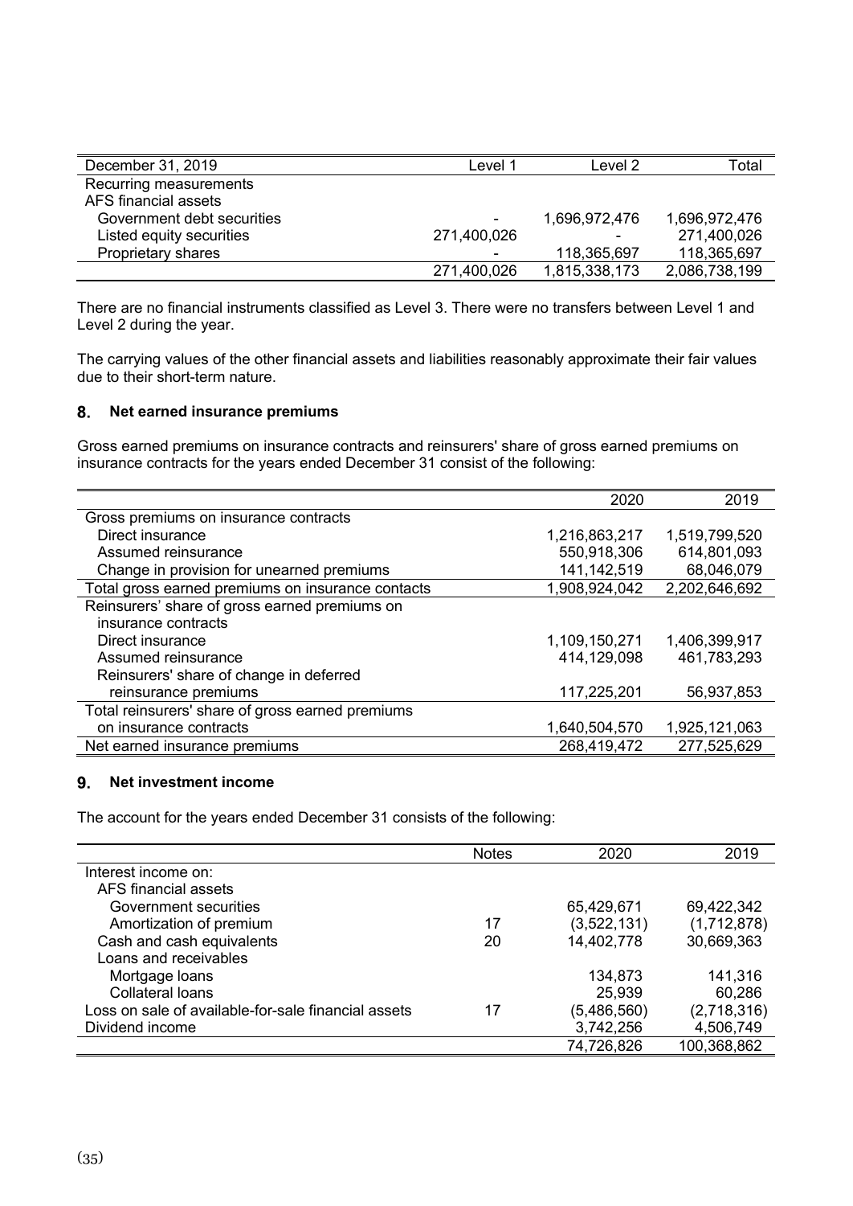| December 31, 2019 | Level 1 | Level 2 | Total |
|---|---|---|---|
| Recurring measurements | | | |
| AFS financial assets | | | |
| Government debt securities | - | 1,696,972,476 | 1,696,972,476 |
| Listed equity securities | 271,400,026 | - | 271,400,026 |
| Proprietary shares | - | 118,365,697 | 118,365,697 |
| | 271,400,026 | 1,815,338,173 | 2,086,738,199 |

There are no financial instruments classified as Level 3. There were no transfers between Level 1 and Level 2 during the year.

The carrying values of the other financial assets and liabilities reasonably approximate their fair values due to their short-term nature.

## 8. Net earned insurance premiums

Gross earned premiums on insurance contracts and reinsurers' share of gross earned premiums on insurance contracts for the years ended December 31 consist of the following:

| | 2020 | 2019 |
|---|---|---|
| Gross premiums on insurance contracts | | |
| Direct insurance | 1,216,863,217 | 1,519,799,520 |
| Assumed reinsurance | 550,918,306 | 614,801,093 |
| Change in provision for unearned premiums | 141,142,519 | 68,046,079 |
| Total gross earned premiums on insurance contacts | 1,908,924,042 | 2,202,646,692 |
| Reinsurers' share of gross earned premiums on insurance contracts | | |
| Direct insurance | 1,109,150,271 | 1,406,399,917 |
| Assumed reinsurance | 414,129,098 | 461,783,293 |
| Reinsurers' share of change in deferred reinsurance premiums | 117,225,201 | 56,937,853 |
| Total reinsurers' share of gross earned premiums on insurance contracts | 1,640,504,570 | 1,925,121,063 |
| Net earned insurance premiums | 268,419,472 | 277,525,629 |

## 9. Net investment income

The account for the years ended December 31 consists of the following:

| | Notes | 2020 | 2019 |
|---|---|---|---|
| Interest income on: | | | |
| AFS financial assets | | | |
| Government securities | | 65,429,671 | 69,422,342 |
| Amortization of premium | 17 | (3,522,131) | (1,712,878) |
| Cash and cash equivalents | 20 | 14,402,778 | 30,669,363 |
| Loans and receivables | | | |
| Mortgage loans | | 134,873 | 141,316 |
| Collateral loans | | 25,939 | 60,286 |
| Loss on sale of available-for-sale financial assets | 17 | (5,486,560) | (2,718,316) |
| Dividend income | | 3,742,256 | 4,506,749 |
| | | 74,726,826 | 100,368,862 |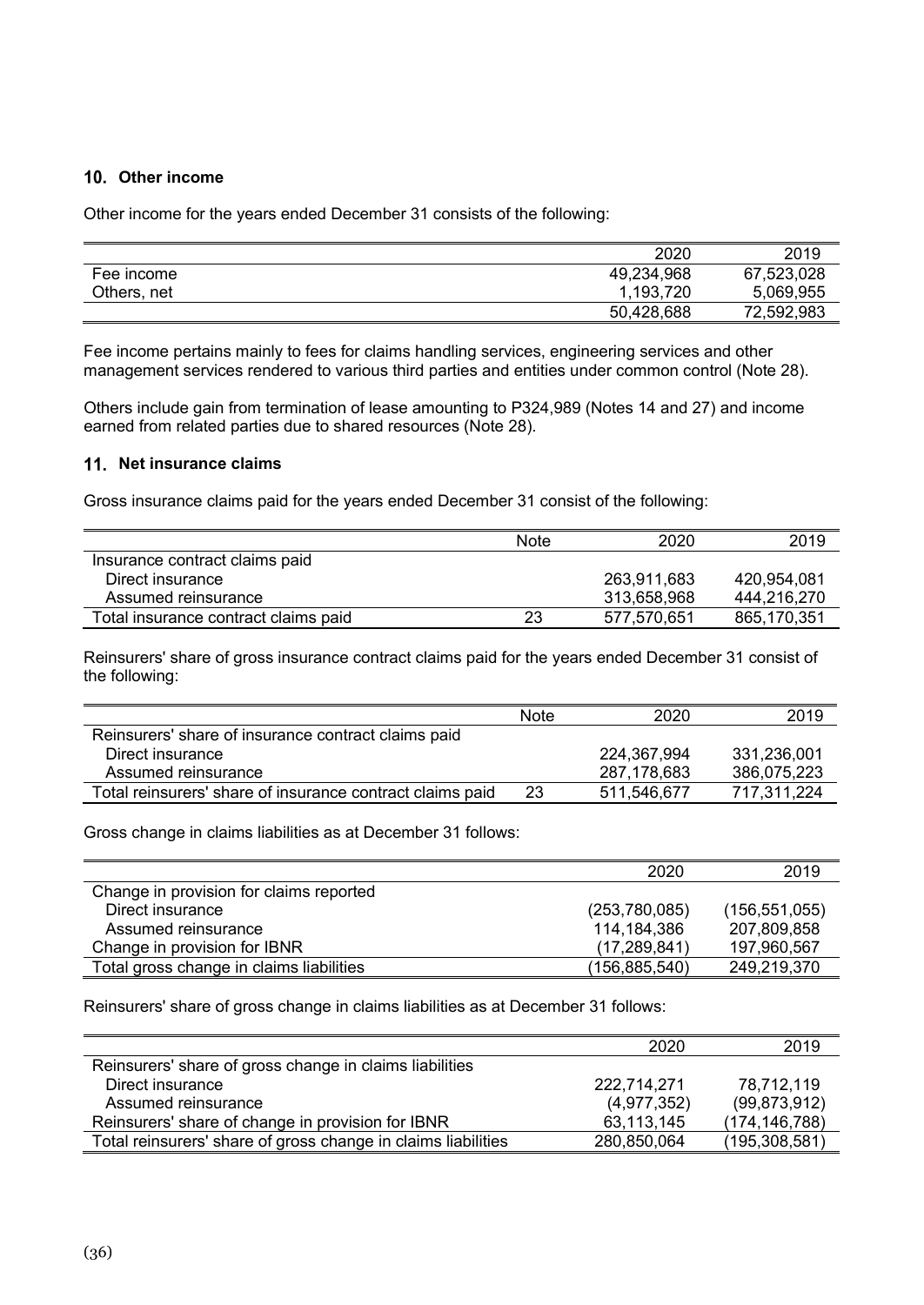## 10. Other income

Other income for the years ended December 31 consists of the following:

| | 2020 | 2019 |
|---|---|---|
| Fee income | 49,234,968 | 67,523,028 |
| Others, net | 1,193,720 | 5,069,955 |
| | 50,428,688 | 72,592,983 |

Fee income pertains mainly to fees for claims handling services, engineering services and other management services rendered to various third parties and entities under common control (Note 28).

Others include gain from termination of lease amounting to P324,989 (Notes 14 and 27) and income earned from related parties due to shared resources (Note 28).

## 11. Net insurance claims

Gross insurance claims paid for the years ended December 31 consist of the following:

| | Note | 2020 | 2019 |
|---|---|---|---|
| Insurance contract claims paid | | | |
| Direct insurance | | 263,911,683 | 420,954,081 |
| Assumed reinsurance | | 313,658,968 | 444,216,270 |
| Total insurance contract claims paid | 23 | 577,570,651 | 865,170,351 |

Reinsurers' share of gross insurance contract claims paid for the years ended December 31 consist of the following:

| | Note | 2020 | 2019 |
|---|---|---|---|
| Reinsurers' share of insurance contract claims paid | | | |
| Direct insurance | | 224,367,994 | 331,236,001 |
| Assumed reinsurance | | 287,178,683 | 386,075,223 |
| Total reinsurers' share of insurance contract claims paid | 23 | 511,546,677 | 717,311,224 |

Gross change in claims liabilities as at December 31 follows:

| | 2020 | 2019 |
|---|---|---|
| Change in provision for claims reported | | |
| Direct insurance | (253,780,085) | (156,551,055) |
| Assumed reinsurance | 114,184,386 | 207,809,858 |
| Change in provision for IBNR | (17,289,841) | 197,960,567 |
| Total gross change in claims liabilities | (156,885,540) | 249,219,370 |

Reinsurers' share of gross change in claims liabilities as at December 31 follows:

| | 2020 | 2019 |
|---|---|---|
| Reinsurers' share of gross change in claims liabilities | | |
| Direct insurance | 222,714,271 | 78,712,119 |
| Assumed reinsurance | (4,977,352) | (99,873,912) |
| Reinsurers' share of change in provision for IBNR | 63,113,145 | (174,146,788) |
| Total reinsurers' share of gross change in claims liabilities | 280,850,064 | (195,308,581) |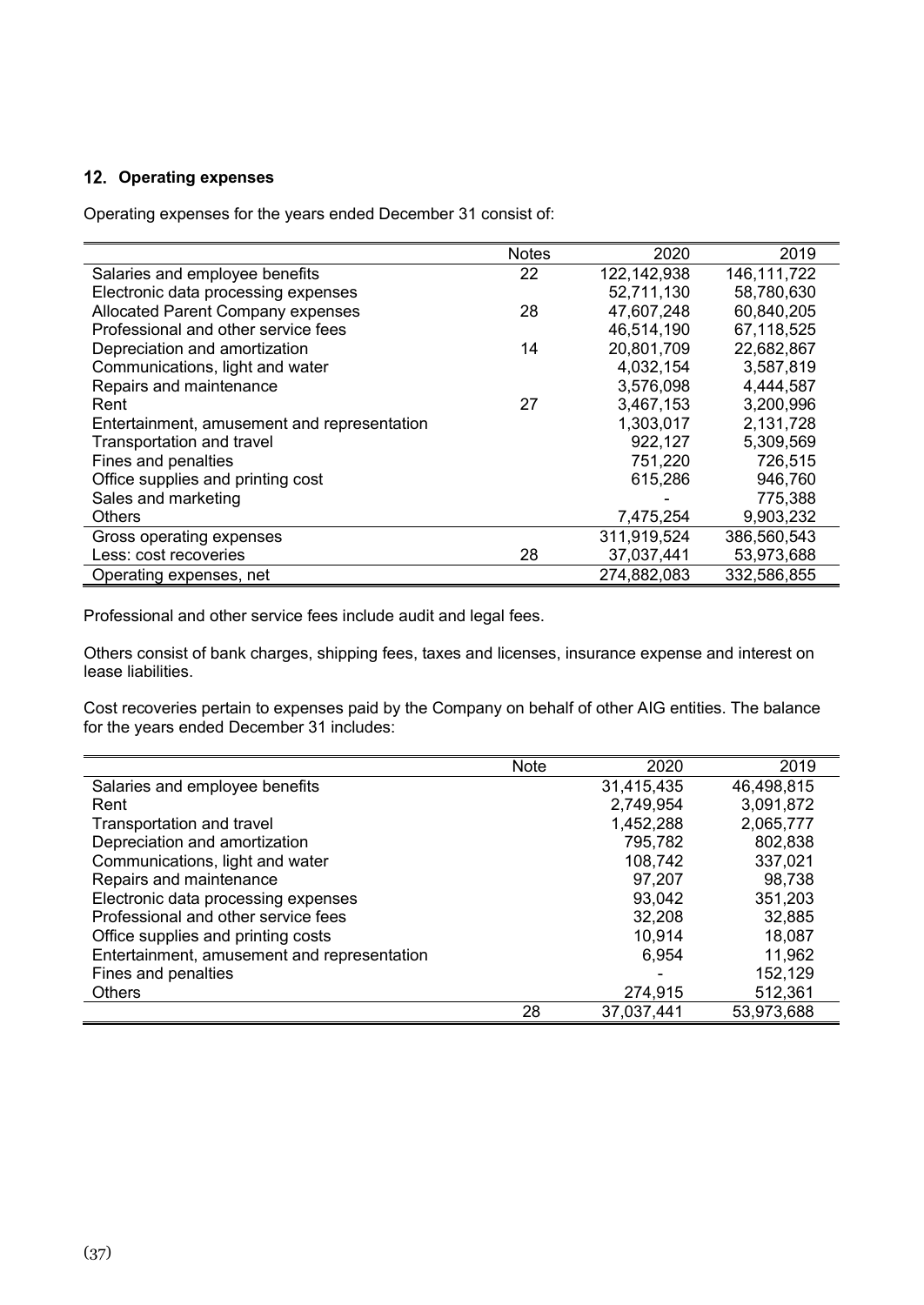## 12. Operating expenses

Operating expenses for the years ended December 31 consist of:

| | Notes | 2020 | 2019 |
|---|---|---|---|
| Salaries and employee benefits | 22 | 122,142,938 | 146,111,722 |
| Electronic data processing expenses | | 52,711,130 | 58,780,630 |
| Allocated Parent Company expenses | 28 | 47,607,248 | 60,840,205 |
| Professional and other service fees | | 46,514,190 | 67,118,525 |
| Depreciation and amortization | 14 | 20,801,709 | 22,682,867 |
| Communications, light and water | | 4,032,154 | 3,587,819 |
| Repairs and maintenance | | 3,576,098 | 4,444,587 |
| Rent | 27 | 3,467,153 | 3,200,996 |
| Entertainment, amusement and representation | | 1,303,017 | 2,131,728 |
| Transportation and travel | | 922,127 | 5,309,569 |
| Fines and penalties | | 751,220 | 726,515 |
| Office supplies and printing cost | | 615,286 | 946,760 |
| Sales and marketing | | - | 775,388 |
| Others | | 7,475,254 | 9,903,232 |
| Gross operating expenses | | 311,919,524 | 386,560,543 |
| Less: cost recoveries | 28 | 37,037,441 | 53,973,688 |
| Operating expenses, net | | 274,882,083 | 332,586,855 |

Professional and other service fees include audit and legal fees.

Others consist of bank charges, shipping fees, taxes and licenses, insurance expense and interest on lease liabilities.

Cost recoveries pertain to expenses paid by the Company on behalf of other AIG entities. The balance for the years ended December 31 includes:

| | Note | 2020 | 2019 |
|---|---|---|---|
| Salaries and employee benefits | | 31,415,435 | 46,498,815 |
| Rent | | 2,749,954 | 3,091,872 |
| Transportation and travel | | 1,452,288 | 2,065,777 |
| Depreciation and amortization | | 795,782 | 802,838 |
| Communications, light and water | | 108,742 | 337,021 |
| Repairs and maintenance | | 97,207 | 98,738 |
| Electronic data processing expenses | | 93,042 | 351,203 |
| Professional and other service fees | | 32,208 | 32,885 |
| Office supplies and printing costs | | 10,914 | 18,087 |
| Entertainment, amusement and representation | | 6,954 | 11,962 |
| Fines and penalties | | - | 152,129 |
| Others | | 274,915 | 512,361 |
| | 28 | 37,037,441 | 53,973,688 |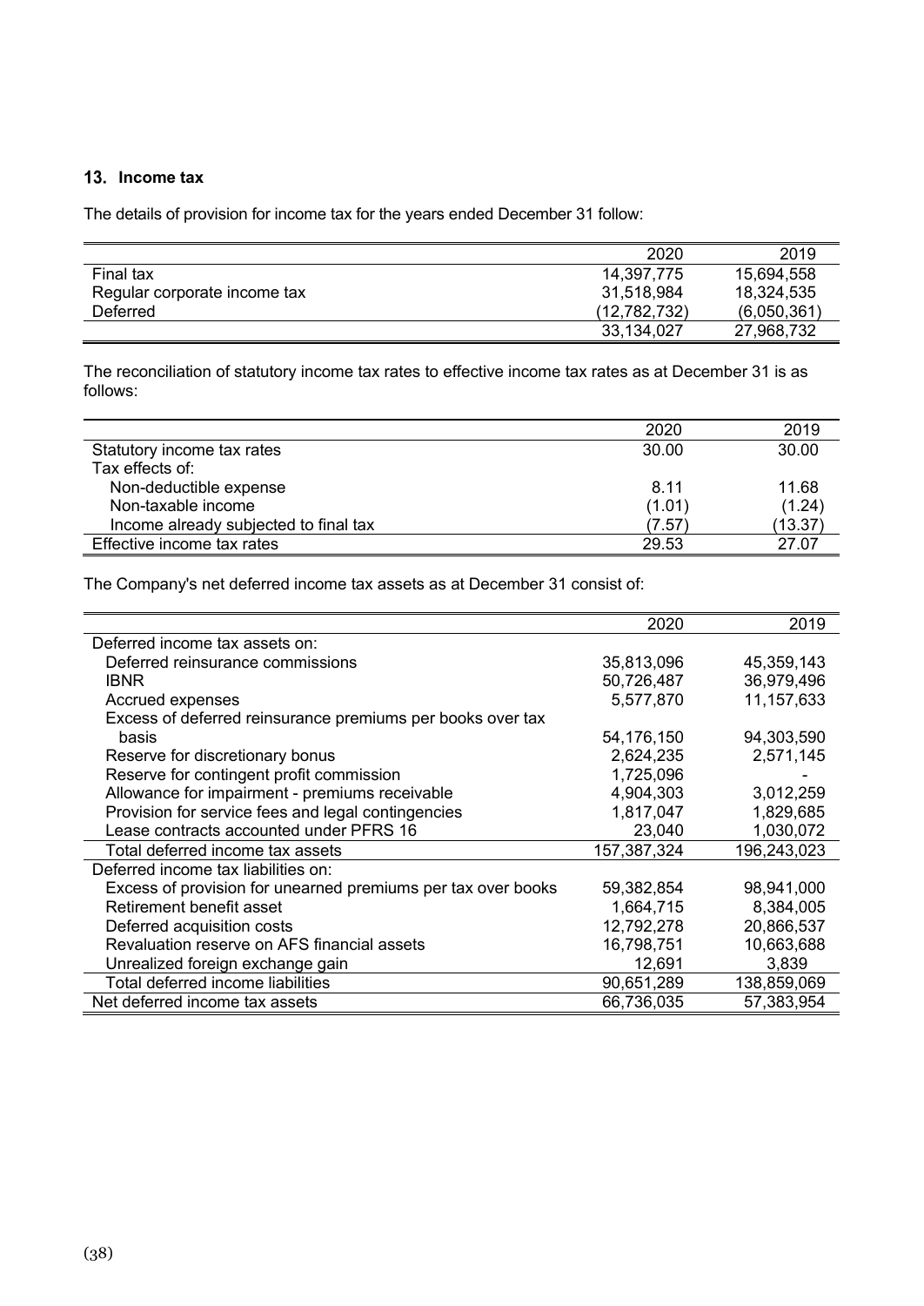## 13. Income tax

The details of provision for income tax for the years ended December 31 follow:

| | 2020 | 2019 |
|---|---|---|
| Final tax | 14,397,775 | 15,694,558 |
| Regular corporate income tax | 31,518,984 | 18,324,535 |
| Deferred | (12,782,732) | (6,050,361) |
| | 33,134,027 | 27,968,732 |

The reconciliation of statutory income tax rates to effective income tax rates as at December 31 is as follows:

| | 2020 | 2019 |
|---|---|---|
| Statutory income tax rates | 30.00 | 30.00 |
| Tax effects of: | | |
| Non-deductible expense | 8.11 | 11.68 |
| Non-taxable income | (1.01) | (1.24) |
| Income already subjected to final tax | (7.57) | (13.37) |
| Effective income tax rates | 29.53 | 27.07 |

The Company's net deferred income tax assets as at December 31 consist of:

| | 2020 | 2019 |
|---|---|---|
| Deferred income tax assets on: | | |
| Deferred reinsurance commissions | 35,813,096 | 45,359,143 |
| IBNR | 50,726,487 | 36,979,496 |
| Accrued expenses | 5,577,870 | 11,157,633 |
| Excess of deferred reinsurance premiums per books over tax basis | 54,176,150 | 94,303,590 |
| Reserve for discretionary bonus | 2,624,235 | 2,571,145 |
| Reserve for contingent profit commission | 1,725,096 | - |
| Allowance for impairment - premiums receivable | 4,904,303 | 3,012,259 |
| Provision for service fees and legal contingencies | 1,817,047 | 1,829,685 |
| Lease contracts accounted under PFRS 16 | 23,040 | 1,030,072 |
| Total deferred income tax assets | 157,387,324 | 196,243,023 |
| Deferred income tax liabilities on: | | |
| Excess of provision for unearned premiums per tax over books | 59,382,854 | 98,941,000 |
| Retirement benefit asset | 1,664,715 | 8,384,005 |
| Deferred acquisition costs | 12,792,278 | 20,866,537 |
| Revaluation reserve on AFS financial assets | 16,798,751 | 10,663,688 |
| Unrealized foreign exchange gain | 12,691 | 3,839 |
| Total deferred income liabilities | 90,651,289 | 138,859,069 |
| Net deferred income tax assets | 66,736,035 | 57,383,954 |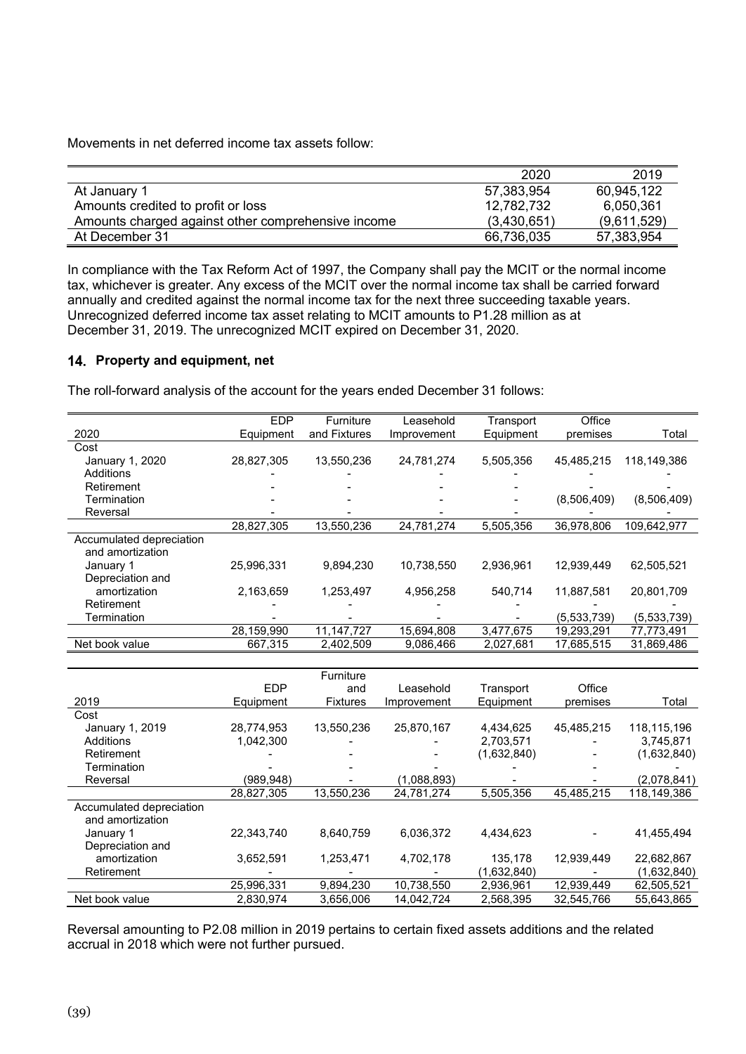Movements in net deferred income tax assets follow:

| | 2020 | 2019 |
|---|---|---|
| At January 1 | 57,383,954 | 60,945,122 |
| Amounts credited to profit or loss | 12,782,732 | 6,050,361 |
| Amounts charged against other comprehensive income | (3,430,651) | (9,611,529) |
| At December 31 | 66,736,035 | 57,383,954 |

In compliance with the Tax Reform Act of 1997, the Company shall pay the MCIT or the normal income tax, whichever is greater. Any excess of the MCIT over the normal income tax shall be carried forward annually and credited against the normal income tax for the next three succeeding taxable years. Unrecognized deferred income tax asset relating to MCIT amounts to P1.28 million as at December 31, 2019. The unrecognized MCIT expired on December 31, 2020.

## 14. Property and equipment, net

The roll-forward analysis of the account for the years ended December 31 follows:

| 2020 | EDP Equipment | Furniture and Fixtures | Leasehold Improvement | Transport Equipment | Office premises | Total |
|---|---|---|---|---|---|---|
| Cost | | | | | | |
| January 1, 2020 | 28,827,305 | 13,550,236 | 24,781,274 | 5,505,356 | 45,485,215 | 118,149,386 |
| Additions | - | - | - | - | - | - |
| Retirement | - | - | - | - | - | - |
| Termination | - | - | - | - | (8,506,409) | (8,506,409) |
| Reversal | - | - | - | - | - | - |
| | 28,827,305 | 13,550,236 | 24,781,274 | 5,505,356 | 36,978,806 | 109,642,977 |
| Accumulated depreciation and amortization | | | | | | |
| January 1 | 25,996,331 | 9,894,230 | 10,738,550 | 2,936,961 | 12,939,449 | 62,505,521 |
| Depreciation and amortization | 2,163,659 | 1,253,497 | 4,956,258 | 540,714 | 11,887,581 | 20,801,709 |
| Retirement | - | - | - | - | - | - |
| Termination | - | - | - | - | (5,533,739) | (5,533,739) |
| | 28,159,990 | 11,147,727 | 15,694,808 | 3,477,675 | 19,293,291 | 77,773,491 |
| Net book value | 667,315 | 2,402,509 | 9,086,466 | 2,027,681 | 17,685,515 | 31,869,486 |

| 2019 | EDP Equipment | Furniture and Fixtures | Leasehold Improvement | Transport Equipment | Office premises | Total |
|---|---|---|---|---|---|---|
| Cost | | | | | | |
| January 1, 2019 | 28,774,953 | 13,550,236 | 25,870,167 | 4,434,625 | 45,485,215 | 118,115,196 |
| Additions | 1,042,300 | - | - | 2,703,571 | - | 3,745,871 |
| Retirement | - | - | - | (1,632,840) | - | (1,632,840) |
| Termination | - | - | - | - | - | - |
| Reversal | (989,948) | - | (1,088,893) | - | - | (2,078,841) |
| | 28,827,305 | 13,550,236 | 24,781,274 | 5,505,356 | 45,485,215 | 118,149,386 |
| Accumulated depreciation and amortization | | | | | | |
| January 1 | 22,343,740 | 8,640,759 | 6,036,372 | 4,434,623 | - | 41,455,494 |
| Depreciation and amortization | 3,652,591 | 1,253,471 | 4,702,178 | 135,178 | 12,939,449 | 22,682,867 |
| Retirement | - | - | - | (1,632,840) | - | (1,632,840) |
| | 25,996,331 | 9,894,230 | 10,738,550 | 2,936,961 | 12,939,449 | 62,505,521 |
| Net book value | 2,830,974 | 3,656,006 | 14,042,724 | 2,568,395 | 32,545,766 | 55,643,865 |

Reversal amounting to P2.08 million in 2019 pertains to certain fixed assets additions and the related accrual in 2018 which were not further pursued.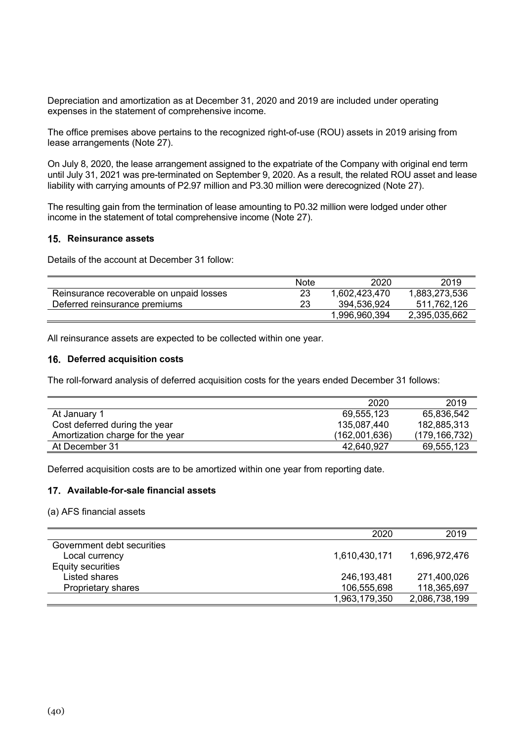Depreciation and amortization as at December 31, 2020 and 2019 are included under operating expenses in the statement of comprehensive income.

The office premises above pertains to the recognized right-of-use (ROU) assets in 2019 arising from lease arrangements (Note 27).

On July 8, 2020, the lease arrangement assigned to the expatriate of the Company with original end term until July 31, 2021 was pre-terminated on September 9, 2020. As a result, the related ROU asset and lease liability with carrying amounts of P2.97 million and P3.30 million were derecognized (Note 27).

The resulting gain from the termination of lease amounting to P0.32 million were lodged under other income in the statement of total comprehensive income (Note 27).

## 15. Reinsurance assets

Details of the account at December 31 follow:

| | Note | 2020 | 2019 |
|---|---|---|---|
| Reinsurance recoverable on unpaid losses | 23 | 1,602,423,470 | 1,883,273,536 |
| Deferred reinsurance premiums | 23 | 394,536,924 | 511,762,126 |
| | | 1,996,960,394 | 2,395,035,662 |

All reinsurance assets are expected to be collected within one year.

## 16. Deferred acquisition costs

The roll-forward analysis of deferred acquisition costs for the years ended December 31 follows:

| | 2020 | 2019 |
|---|---|---|
| At January 1 | 69,555,123 | 65,836,542 |
| Cost deferred during the year | 135,087,440 | 182,885,313 |
| Amortization charge for the year | (162,001,636) | (179,166,732) |
| At December 31 | 42,640,927 | 69,555,123 |

Deferred acquisition costs are to be amortized within one year from reporting date.

## 17. Available-for-sale financial assets

(a) AFS financial assets

| | 2020 | 2019 |
|---|---|---|
| Government debt securities | | |
| Local currency | 1,610,430,171 | 1,696,972,476 |
| Equity securities | | |
| Listed shares | 246,193,481 | 271,400,026 |
| Proprietary shares | 106,555,698 | 118,365,697 |
| | 1,963,179,350 | 2,086,738,199 |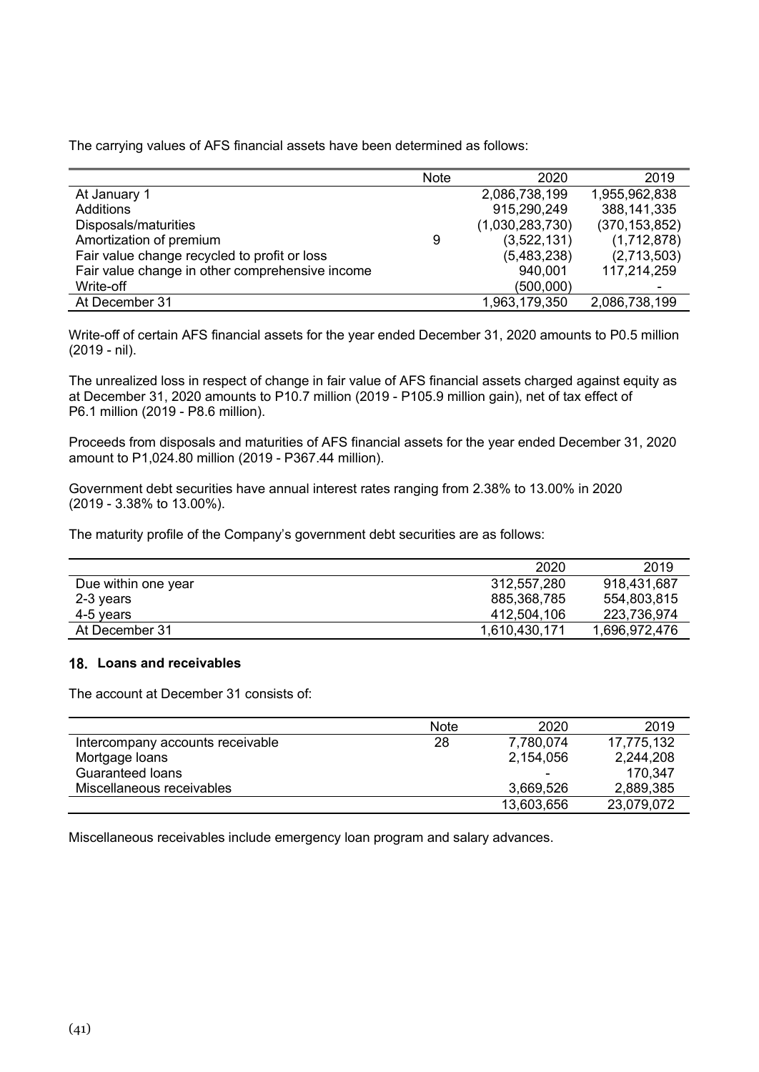The carrying values of AFS financial assets have been determined as follows:

| | Note | 2020 | 2019 |
|---|---|---|---|
| At January 1 | | 2,086,738,199 | 1,955,962,838 |
| Additions | | 915,290,249 | 388,141,335 |
| Disposals/maturities | | (1,030,283,730) | (370,153,852) |
| Amortization of premium | 9 | (3,522,131) | (1,712,878) |
| Fair value change recycled to profit or loss | | (5,483,238) | (2,713,503) |
| Fair value change in other comprehensive income | | 940,001 | 117,214,259 |
| Write-off | | (500,000) | - |
| At December 31 | | 1,963,179,350 | 2,086,738,199 |

Write-off of certain AFS financial assets for the year ended December 31, 2020 amounts to P0.5 million (2019 - nil).

The unrealized loss in respect of change in fair value of AFS financial assets charged against equity as at December 31, 2020 amounts to P10.7 million (2019 - P105.9 million gain), net of tax effect of P6.1 million (2019 - P8.6 million).

Proceeds from disposals and maturities of AFS financial assets for the year ended December 31, 2020 amount to P1,024.80 million (2019 - P367.44 million).

Government debt securities have annual interest rates ranging from 2.38% to 13.00% in 2020 (2019 - 3.38% to 13.00%).

The maturity profile of the Company's government debt securities are as follows:

| | 2020 | 2019 |
|---|---|---|
| Due within one year | 312,557,280 | 918,431,687 |
| 2-3 years | 885,368,785 | 554,803,815 |
| 4-5 years | 412,504,106 | 223,736,974 |
| At December 31 | 1,610,430,171 | 1,696,972,476 |

## 18. Loans and receivables

The account at December 31 consists of:

| | Note | 2020 | 2019 |
|---|---|---|---|
| Intercompany accounts receivable | 28 | 7,780,074 | 17,775,132 |
| Mortgage loans | | 2,154,056 | 2,244,208 |
| Guaranteed loans | | - | 170,347 |
| Miscellaneous receivables | | 3,669,526 | 2,889,385 |
| | | 13,603,656 | 23,079,072 |

Miscellaneous receivables include emergency loan program and salary advances.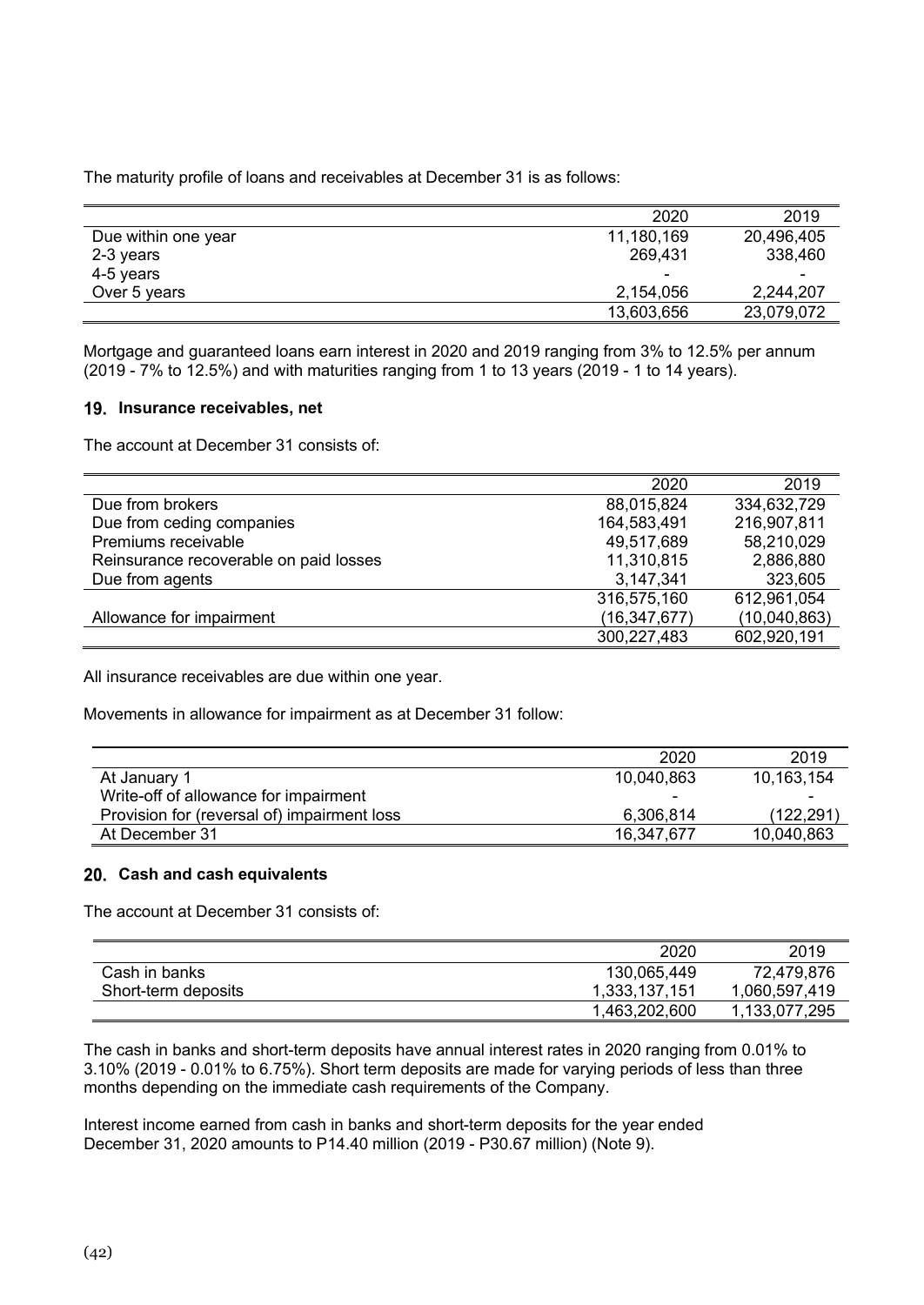The maturity profile of loans and receivables at December 31 is as follows:

| | 2020 | 2019 |
|---|---|---|
| Due within one year | 11,180,169 | 20,496,405 |
| 2-3 years | 269,431 | 338,460 |
| 4-5 years | - | - |
| Over 5 years | 2,154,056 | 2,244,207 |
| | 13,603,656 | 23,079,072 |

Mortgage and guaranteed loans earn interest in 2020 and 2019 ranging from 3% to 12.5% per annum (2019 - 7% to 12.5%) and with maturities ranging from 1 to 13 years (2019 - 1 to 14 years).

### 19. Insurance receivables, net

The account at December 31 consists of:

| | 2020 | 2019 |
|---|---|---|
| Due from brokers | 88,015,824 | 334,632,729 |
| Due from ceding companies | 164,583,491 | 216,907,811 |
| Premiums receivable | 49,517,689 | 58,210,029 |
| Reinsurance recoverable on paid losses | 11,310,815 | 2,886,880 |
| Due from agents | 3,147,341 | 323,605 |
| | 316,575,160 | 612,961,054 |
| Allowance for impairment | (16,347,677) | (10,040,863) |
| | 300,227,483 | 602,920,191 |

All insurance receivables are due within one year.

Movements in allowance for impairment as at December 31 follow:

| | 2020 | 2019 |
|---|---|---|
| At January 1 | 10,040,863 | 10,163,154 |
| Write-off of allowance for impairment | - | - |
| Provision for (reversal of) impairment loss | 6,306,814 | (122,291) |
| At December 31 | 16,347,677 | 10,040,863 |

### 20. Cash and cash equivalents

The account at December 31 consists of:

| | 2020 | 2019 |
|---|---|---|
| Cash in banks | 130,065,449 | 72,479,876 |
| Short-term deposits | 1,333,137,151 | 1,060,597,419 |
| | 1,463,202,600 | 1,133,077,295 |

The cash in banks and short-term deposits have annual interest rates in 2020 ranging from 0.01% to 3.10% (2019 - 0.01% to 6.75%). Short term deposits are made for varying periods of less than three months depending on the immediate cash requirements of the Company.

Interest income earned from cash in banks and short-term deposits for the year ended December 31, 2020 amounts to P14.40 million (2019 - P30.67 million) (Note 9).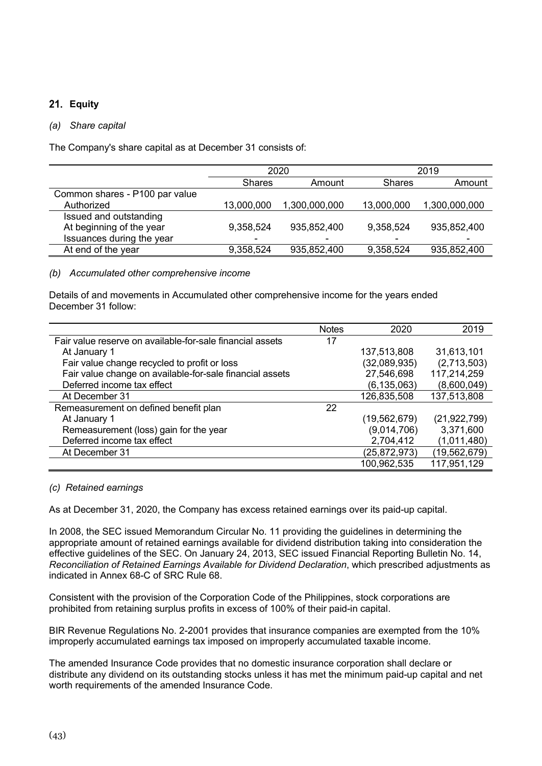## 21. Equity

### *(a) Share capital*

The Company's share capital as at December 31 consists of:

| | 2020 | | 2019 | |
|---|---|---|---|---|
| | Shares | Amount | Shares | Amount |
| Common shares - P100 par value | | | | |
| Authorized | 13,000,000 | 1,300,000,000 | 13,000,000 | 1,300,000,000 |
| Issued and outstanding | | | | |
| At beginning of the year | 9,358,524 | 935,852,400 | 9,358,524 | 935,852,400 |
| Issuances during the year | - | - | - | - |
| At end of the year | 9,358,524 | 935,852,400 | 9,358,524 | 935,852,400 |

### *(b) Accumulated other comprehensive income*

Details of and movements in Accumulated other comprehensive income for the years ended December 31 follow:

| | Notes | 2020 | 2019 |
|---|---|---|---|
| Fair value reserve on available-for-sale financial assets | 17 | | |
| At January 1 | | 137,513,808 | 31,613,101 |
| Fair value change recycled to profit or loss | | (32,089,935) | (2,713,503) |
| Fair value change on available-for-sale financial assets | | 27,546,698 | 117,214,259 |
| Deferred income tax effect | | (6,135,063) | (8,600,049) |
| At December 31 | | 126,835,508 | 137,513,808 |
| Remeasurement on defined benefit plan | 22 | | |
| At January 1 | | (19,562,679) | (21,922,799) |
| Remeasurement (loss) gain for the year | | (9,014,706) | 3,371,600 |
| Deferred income tax effect | | 2,704,412 | (1,011,480) |
| At December 31 | | (25,872,973) | (19,562,679) |
| | | 100,962,535 | 117,951,129 |

### *(c) Retained earnings*

As at December 31, 2020, the Company has excess retained earnings over its paid-up capital.

In 2008, the SEC issued Memorandum Circular No. 11 providing the guidelines in determining the appropriate amount of retained earnings available for dividend distribution taking into consideration the effective guidelines of the SEC. On January 24, 2013, SEC issued Financial Reporting Bulletin No. 14, *Reconciliation of Retained Earnings Available for Dividend Declaration*, which prescribed adjustments as indicated in Annex 68-C of SRC Rule 68.

Consistent with the provision of the Corporation Code of the Philippines, stock corporations are prohibited from retaining surplus profits in excess of 100% of their paid-in capital.

BIR Revenue Regulations No. 2-2001 provides that insurance companies are exempted from the 10% improperly accumulated earnings tax imposed on improperly accumulated taxable income.

The amended Insurance Code provides that no domestic insurance corporation shall declare or distribute any dividend on its outstanding stocks unless it has met the minimum paid-up capital and net worth requirements of the amended Insurance Code.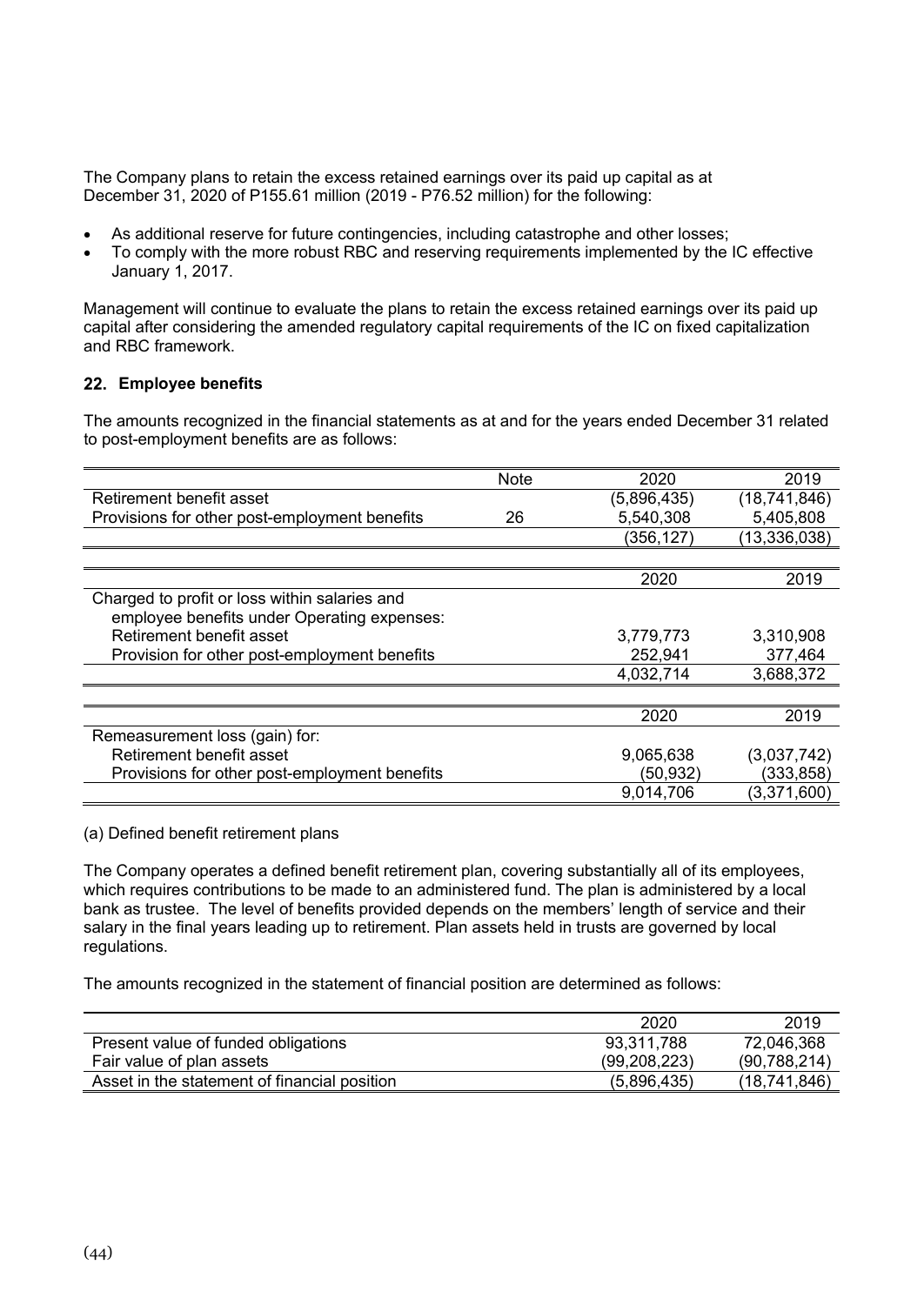The Company plans to retain the excess retained earnings over its paid up capital as at December 31, 2020 of P155.61 million (2019 - P76.52 million) for the following:

- As additional reserve for future contingencies, including catastrophe and other losses;
- To comply with the more robust RBC and reserving requirements implemented by the IC effective January 1, 2017.

Management will continue to evaluate the plans to retain the excess retained earnings over its paid up capital after considering the amended regulatory capital requirements of the IC on fixed capitalization and RBC framework.

## 22. Employee benefits

The amounts recognized in the financial statements as at and for the years ended December 31 related to post-employment benefits are as follows:

| | Note | 2020 | 2019 |
|---|---|---|---|
| Retirement benefit asset | | (5,896,435) | (18,741,846) |
| Provisions for other post-employment benefits | 26 | 5,540,308 | 5,405,808 |
| | | (356,127) | (13,336,038) |

| | 2020 | 2019 |
|---|---|---|
| Charged to profit or loss within salaries and employee benefits under Operating expenses: | | |
| Retirement benefit asset | 3,779,773 | 3,310,908 |
| Provision for other post-employment benefits | 252,941 | 377,464 |
| | 4,032,714 | 3,688,372 |

| | 2020 | 2019 |
|---|---|---|
| Remeasurement loss (gain) for: | | |
| Retirement benefit asset | 9,065,638 | (3,037,742) |
| Provisions for other post-employment benefits | (50,932) | (333,858) |
| | 9,014,706 | (3,371,600) |

(a) Defined benefit retirement plans

The Company operates a defined benefit retirement plan, covering substantially all of its employees, which requires contributions to be made to an administered fund. The plan is administered by a local bank as trustee. The level of benefits provided depends on the members' length of service and their salary in the final years leading up to retirement. Plan assets held in trusts are governed by local regulations.

The amounts recognized in the statement of financial position are determined as follows:

| | 2020 | 2019 |
|---|---|---|
| Present value of funded obligations | 93,311,788 | 72,046,368 |
| Fair value of plan assets | (99,208,223) | (90,788,214) |
| Asset in the statement of financial position | (5,896,435) | (18,741,846) |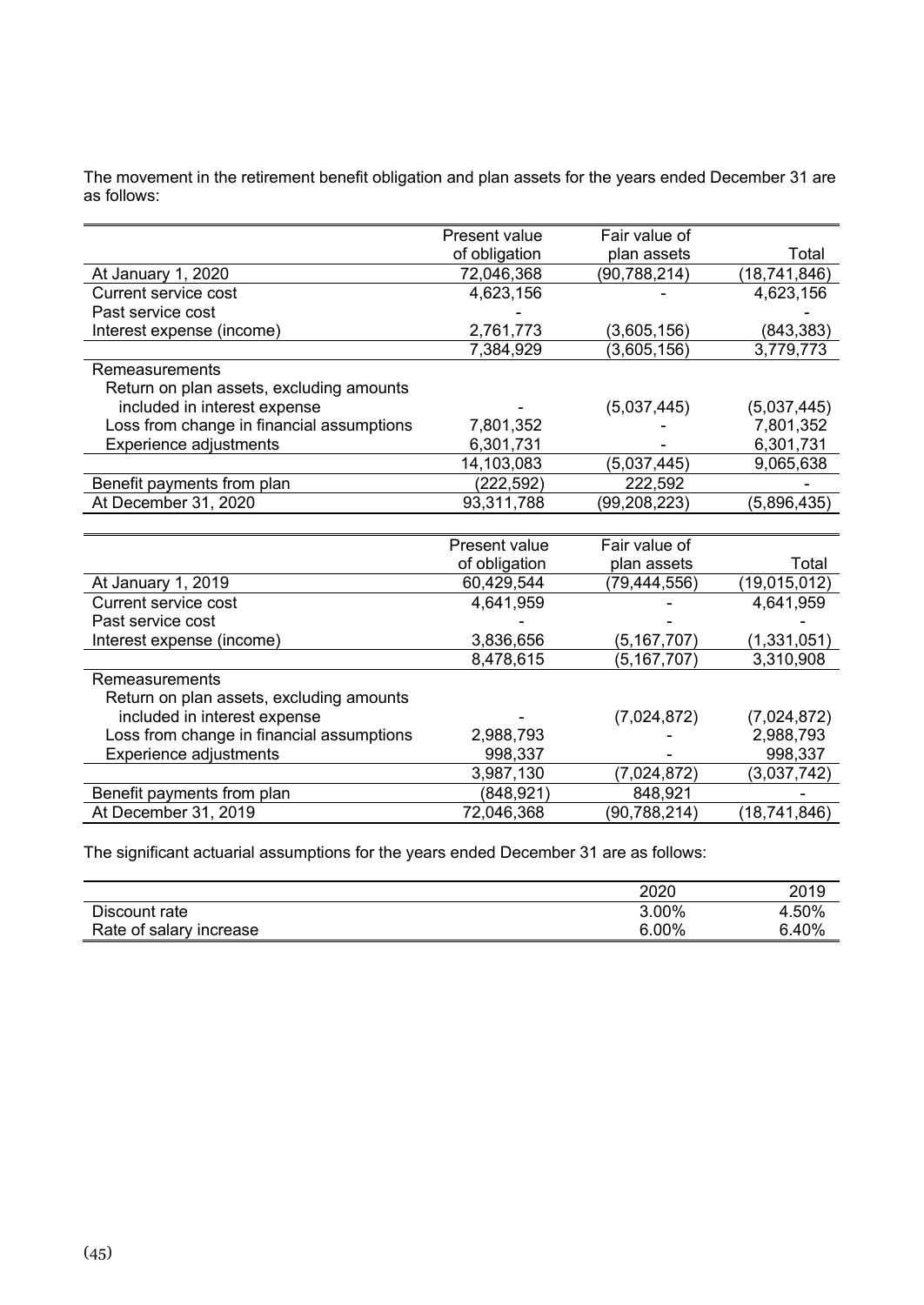The movement in the retirement benefit obligation and plan assets for the years ended December 31 are as follows:

| | Present value of obligation | Fair value of plan assets | Total |
|---|---|---|---|
| At January 1, 2020 | 72,046,368 | (90,788,214) | (18,741,846) |
| Current service cost | 4,623,156 | - | 4,623,156 |
| Past service cost | - | | - |
| Interest expense (income) | 2,761,773 | (3,605,156) | (843,383) |
| | 7,384,929 | (3,605,156) | 3,779,773 |
| Remeasurements | | | |
| Return on plan assets, excluding amounts included in interest expense | - | (5,037,445) | (5,037,445) |
| Loss from change in financial assumptions | 7,801,352 | - | 7,801,352 |
| Experience adjustments | 6,301,731 | - | 6,301,731 |
| | 14,103,083 | (5,037,445) | 9,065,638 |
| Benefit payments from plan | (222,592) | 222,592 | - |
| At December 31, 2020 | 93,311,788 | (99,208,223) | (5,896,435) |

| | Present value of obligation | Fair value of plan assets | Total |
|---|---|---|---|
| At January 1, 2019 | 60,429,544 | (79,444,556) | (19,015,012) |
| Current service cost | 4,641,959 | - | 4,641,959 |
| Past service cost | - | - | - |
| Interest expense (income) | 3,836,656 | (5,167,707) | (1,331,051) |
| | 8,478,615 | (5,167,707) | 3,310,908 |
| Remeasurements | | | |
| Return on plan assets, excluding amounts included in interest expense | - | (7,024,872) | (7,024,872) |
| Loss from change in financial assumptions | 2,988,793 | - | 2,988,793 |
| Experience adjustments | 998,337 | - | 998,337 |
| | 3,987,130 | (7,024,872) | (3,037,742) |
| Benefit payments from plan | (848,921) | 848,921 | - |
| At December 31, 2019 | 72,046,368 | (90,788,214) | (18,741,846) |

The significant actuarial assumptions for the years ended December 31 are as follows:

| | 2020 | 2019 |
|---|---|---|
| Discount rate | 3.00% | 4.50% |
| Rate of salary increase | 6.00% | 6.40% |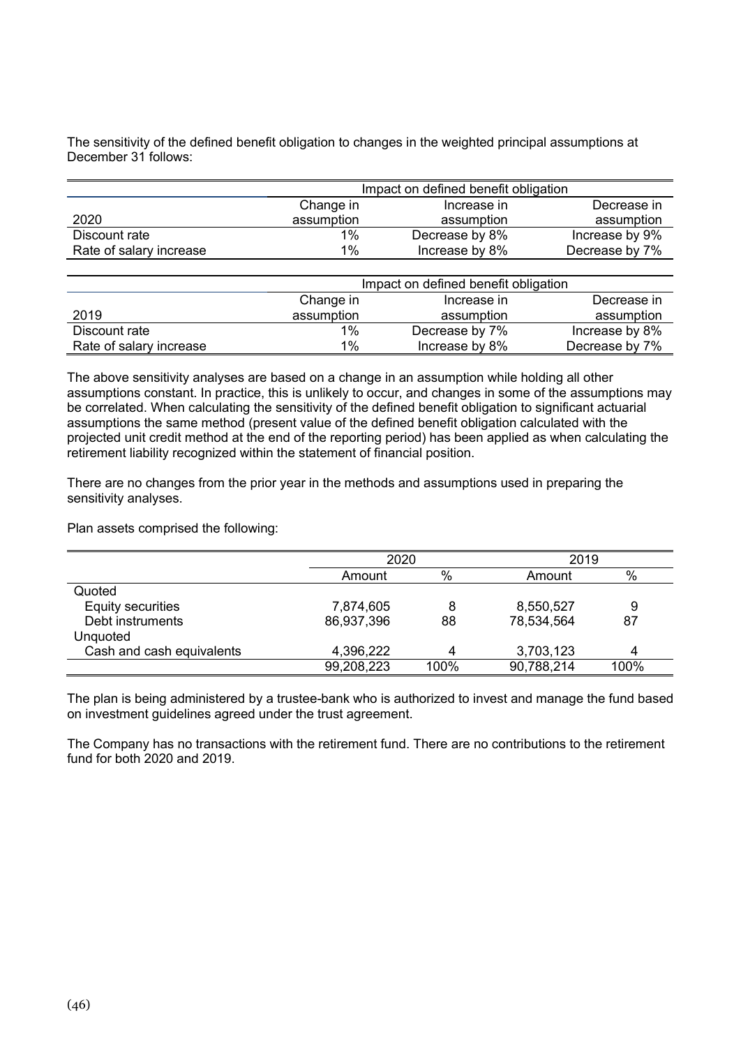The sensitivity of the defined benefit obligation to changes in the weighted principal assumptions at December 31 follows:

| | Impact on defined benefit obligation | | |
|---|---|---|---|
| 2020 | Change in assumption | Increase in assumption | Decrease in assumption |
| Discount rate | 1% | Decrease by 8% | Increase by 9% |
| Rate of salary increase | 1% | Increase by 8% | Decrease by 7% |

| | Impact on defined benefit obligation | | |
|---|---|---|---|
| 2019 | Change in assumption | Increase in assumption | Decrease in assumption |
| Discount rate | 1% | Decrease by 7% | Increase by 8% |
| Rate of salary increase | 1% | Increase by 8% | Decrease by 7% |

The above sensitivity analyses are based on a change in an assumption while holding all other assumptions constant. In practice, this is unlikely to occur, and changes in some of the assumptions may be correlated. When calculating the sensitivity of the defined benefit obligation to significant actuarial assumptions the same method (present value of the defined benefit obligation calculated with the projected unit credit method at the end of the reporting period) has been applied as when calculating the retirement liability recognized within the statement of financial position.

There are no changes from the prior year in the methods and assumptions used in preparing the sensitivity analyses.

Plan assets comprised the following:

| | 2020 | | 2019 | |
|---|---|---|---|---|
| | Amount | % | Amount | % |
| Quoted | | | | |
| Equity securities | 7,874,605 | 8 | 8,550,527 | 9 |
| Debt instruments | 86,937,396 | 88 | 78,534,564 | 87 |
| Unquoted | | | | |
| Cash and cash equivalents | 4,396,222 | 4 | 3,703,123 | 4 |
| | 99,208,223 | 100% | 90,788,214 | 100% |

The plan is being administered by a trustee-bank who is authorized to invest and manage the fund based on investment guidelines agreed under the trust agreement.

The Company has no transactions with the retirement fund. There are no contributions to the retirement fund for both 2020 and 2019.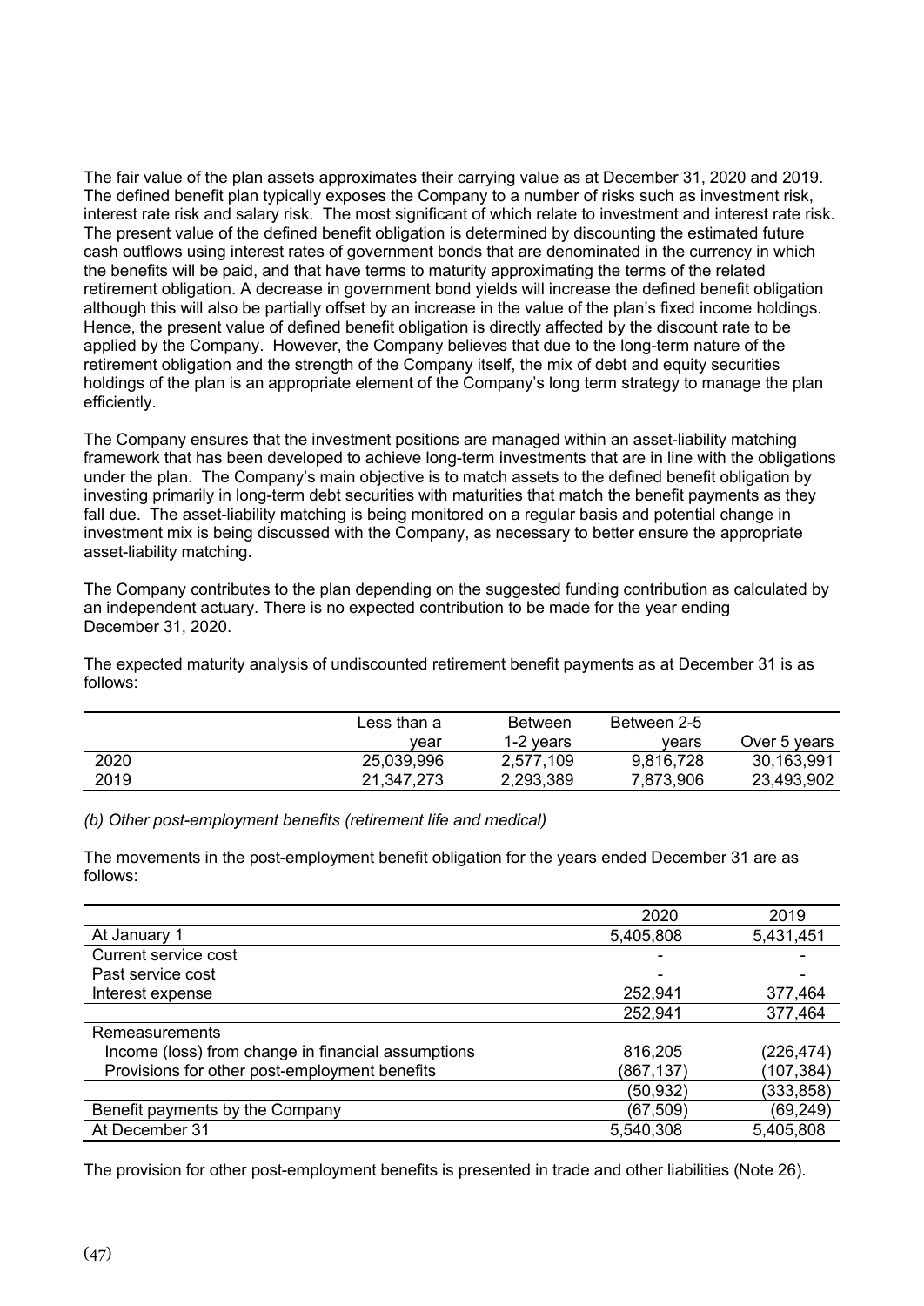The fair value of the plan assets approximates their carrying value as at December 31, 2020 and 2019. The defined benefit plan typically exposes the Company to a number of risks such as investment risk, interest rate risk and salary risk. The most significant of which relate to investment and interest rate risk. The present value of the defined benefit obligation is determined by discounting the estimated future cash outflows using interest rates of government bonds that are denominated in the currency in which the benefits will be paid, and that have terms to maturity approximating the terms of the related retirement obligation. A decrease in government bond yields will increase the defined benefit obligation although this will also be partially offset by an increase in the value of the plan's fixed income holdings. Hence, the present value of defined benefit obligation is directly affected by the discount rate to be applied by the Company. However, the Company believes that due to the long-term nature of the retirement obligation and the strength of the Company itself, the mix of debt and equity securities holdings of the plan is an appropriate element of the Company's long term strategy to manage the plan efficiently.

The Company ensures that the investment positions are managed within an asset-liability matching framework that has been developed to achieve long-term investments that are in line with the obligations under the plan. The Company's main objective is to match assets to the defined benefit obligation by investing primarily in long-term debt securities with maturities that match the benefit payments as they fall due. The asset-liability matching is being monitored on a regular basis and potential change in investment mix is being discussed with the Company, as necessary to better ensure the appropriate asset-liability matching.

The Company contributes to the plan depending on the suggested funding contribution as calculated by an independent actuary. There is no expected contribution to be made for the year ending December 31, 2020.

The expected maturity analysis of undiscounted retirement benefit payments as at December 31 is as follows:

| | Less than a year | Between 1-2 years | Between 2-5 years | Over 5 years |
|---|---|---|---|---|
| 2020 | 25,039,996 | 2,577,109 | 9,816,728 | 30,163,991 |
| 2019 | 21,347,273 | 2,293,389 | 7,873,906 | 23,493,902 |

*(b) Other post-employment benefits (retirement life and medical)*

The movements in the post-employment benefit obligation for the years ended December 31 are as follows:

| | 2020 | 2019 |
|---|---|---|
| At January 1 | 5,405,808 | 5,431,451 |
| Current service cost | - | - |
| Past service cost | - | - |
| Interest expense | 252,941 | 377,464 |
| | 252,941 | 377,464 |
| Remeasurements | | |
| Income (loss) from change in financial assumptions | 816,205 | (226,474) |
| Provisions for other post-employment benefits | (867,137) | (107,384) |
| | (50,932) | (333,858) |
| Benefit payments by the Company | (67,509) | (69,249) |
| At December 31 | 5,540,308 | 5,405,808 |

The provision for other post-employment benefits is presented in trade and other liabilities (Note 26).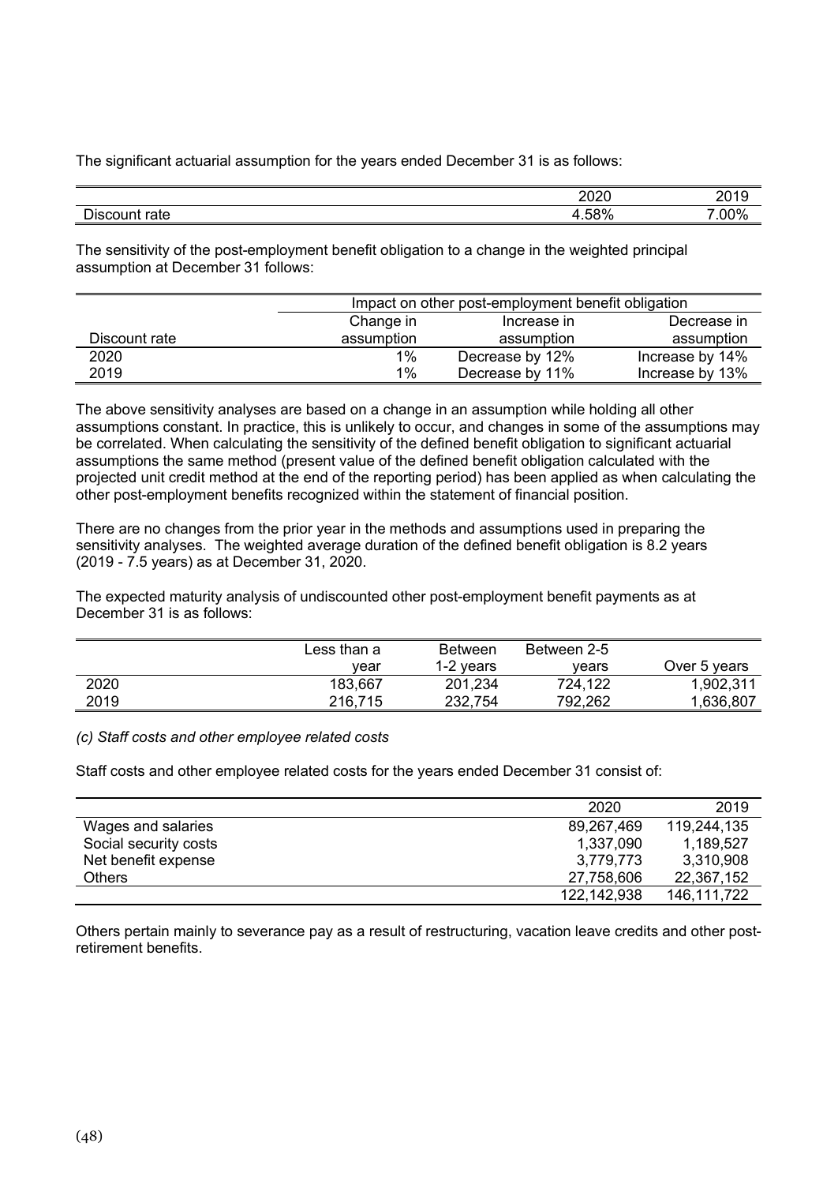The significant actuarial assumption for the years ended December 31 is as follows:

| | 2020 | 2019 |
|---|---|---|
| Discount rate | 4.58% | 7.00% |

The sensitivity of the post-employment benefit obligation to a change in the weighted principal assumption at December 31 follows:

| | Impact on other post-employment benefit obligation | | |
|---|---|---|---|
| Discount rate | Change in assumption | Increase in assumption | Decrease in assumption |
| 2020 | 1% | Decrease by 12% | Increase by 14% |
| 2019 | 1% | Decrease by 11% | Increase by 13% |

The above sensitivity analyses are based on a change in an assumption while holding all other assumptions constant. In practice, this is unlikely to occur, and changes in some of the assumptions may be correlated. When calculating the sensitivity of the defined benefit obligation to significant actuarial assumptions the same method (present value of the defined benefit obligation calculated with the projected unit credit method at the end of the reporting period) has been applied as when calculating the other post-employment benefits recognized within the statement of financial position.

There are no changes from the prior year in the methods and assumptions used in preparing the sensitivity analyses. The weighted average duration of the defined benefit obligation is 8.2 years (2019 - 7.5 years) as at December 31, 2020.

The expected maturity analysis of undiscounted other post-employment benefit payments as at December 31 is as follows:

| | Less than a year | Between 1-2 years | Between 2-5 years | Over 5 years |
|---|---|---|---|---|
| 2020 | 183,667 | 201,234 | 724,122 | 1,902,311 |
| 2019 | 216,715 | 232,754 | 792,262 | 1,636,807 |

*(c) Staff costs and other employee related costs*

Staff costs and other employee related costs for the years ended December 31 consist of:

| | 2020 | 2019 |
|---|---|---|
| Wages and salaries | 89,267,469 | 119,244,135 |
| Social security costs | 1,337,090 | 1,189,527 |
| Net benefit expense | 3,779,773 | 3,310,908 |
| Others | 27,758,606 | 22,367,152 |
| | 122,142,938 | 146,111,722 |

Others pertain mainly to severance pay as a result of restructuring, vacation leave credits and other post-retirement benefits.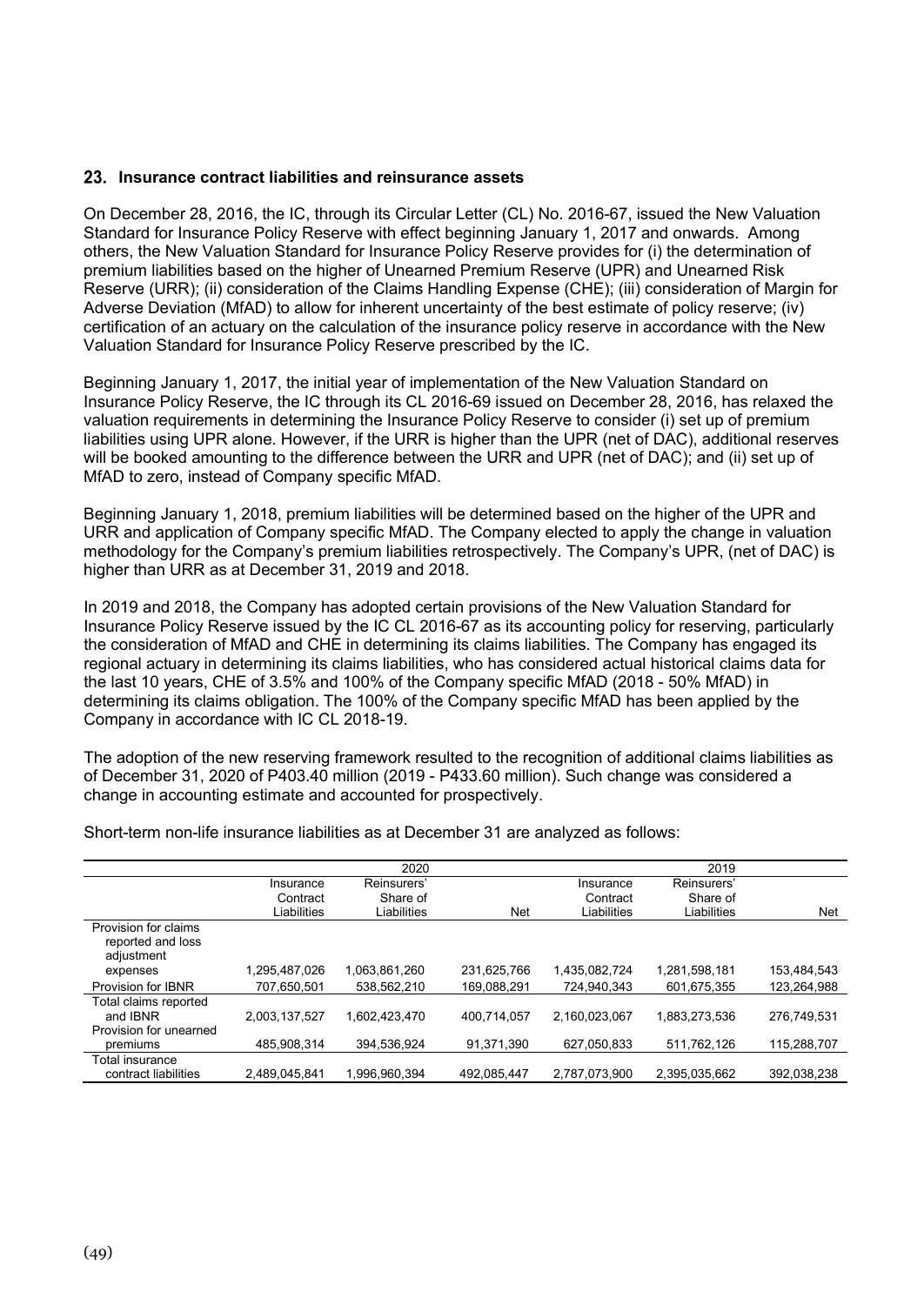## 23. Insurance contract liabilities and reinsurance assets

On December 28, 2016, the IC, through its Circular Letter (CL) No. 2016-67, issued the New Valuation Standard for Insurance Policy Reserve with effect beginning January 1, 2017 and onwards. Among others, the New Valuation Standard for Insurance Policy Reserve provides for (i) the determination of premium liabilities based on the higher of Unearned Premium Reserve (UPR) and Unearned Risk Reserve (URR); (ii) consideration of the Claims Handling Expense (CHE); (iii) consideration of Margin for Adverse Deviation (MfAD) to allow for inherent uncertainty of the best estimate of policy reserve; (iv) certification of an actuary on the calculation of the insurance policy reserve in accordance with the New Valuation Standard for Insurance Policy Reserve prescribed by the IC.

Beginning January 1, 2017, the initial year of implementation of the New Valuation Standard on Insurance Policy Reserve, the IC through its CL 2016-69 issued on December 28, 2016, has relaxed the valuation requirements in determining the Insurance Policy Reserve to consider (i) set up of premium liabilities using UPR alone. However, if the URR is higher than the UPR (net of DAC), additional reserves will be booked amounting to the difference between the URR and UPR (net of DAC); and (ii) set up of MfAD to zero, instead of Company specific MfAD.

Beginning January 1, 2018, premium liabilities will be determined based on the higher of the UPR and URR and application of Company specific MfAD. The Company elected to apply the change in valuation methodology for the Company's premium liabilities retrospectively. The Company's UPR, (net of DAC) is higher than URR as at December 31, 2019 and 2018.

In 2019 and 2018, the Company has adopted certain provisions of the New Valuation Standard for Insurance Policy Reserve issued by the IC CL 2016-67 as its accounting policy for reserving, particularly the consideration of MfAD and CHE in determining its claims liabilities. The Company has engaged its regional actuary in determining its claims liabilities, who has considered actual historical claims data for the last 10 years, CHE of 3.5% and 100% of the Company specific MfAD (2018 - 50% MfAD) in determining its claims obligation. The 100% of the Company specific MfAD has been applied by the Company in accordance with IC CL 2018-19.

The adoption of the new reserving framework resulted to the recognition of additional claims liabilities as of December 31, 2020 of P403.40 million (2019 - P433.60 million). Such change was considered a change in accounting estimate and accounted for prospectively.

Short-term non-life insurance liabilities as at December 31 are analyzed as follows:

| | 2020 | | | 2019 | | |
|---|---|---|---|---|---|---|
| | Insurance Contract Liabilities | Reinsurers' Share of Liabilities | Net | Insurance Contract Liabilities | Reinsurers' Share of Liabilities | Net |
| Provision for claims reported and loss adjustment expenses | 1,295,487,026 | 1,063,861,260 | 231,625,766 | 1,435,082,724 | 1,281,598,181 | 153,484,543 |
| Provision for IBNR | 707,650,501 | 538,562,210 | 169,088,291 | 724,940,343 | 601,675,355 | 123,264,988 |
| Total claims reported and IBNR | 2,003,137,527 | 1,602,423,470 | 400,714,057 | 2,160,023,067 | 1,883,273,536 | 276,749,531 |
| Provision for unearned premiums | 485,908,314 | 394,536,924 | 91,371,390 | 627,050,833 | 511,762,126 | 115,288,707 |
| Total insurance contract liabilities | 2,489,045,841 | 1,996,960,394 | 492,085,447 | 2,787,073,900 | 2,395,035,662 | 392,038,238 |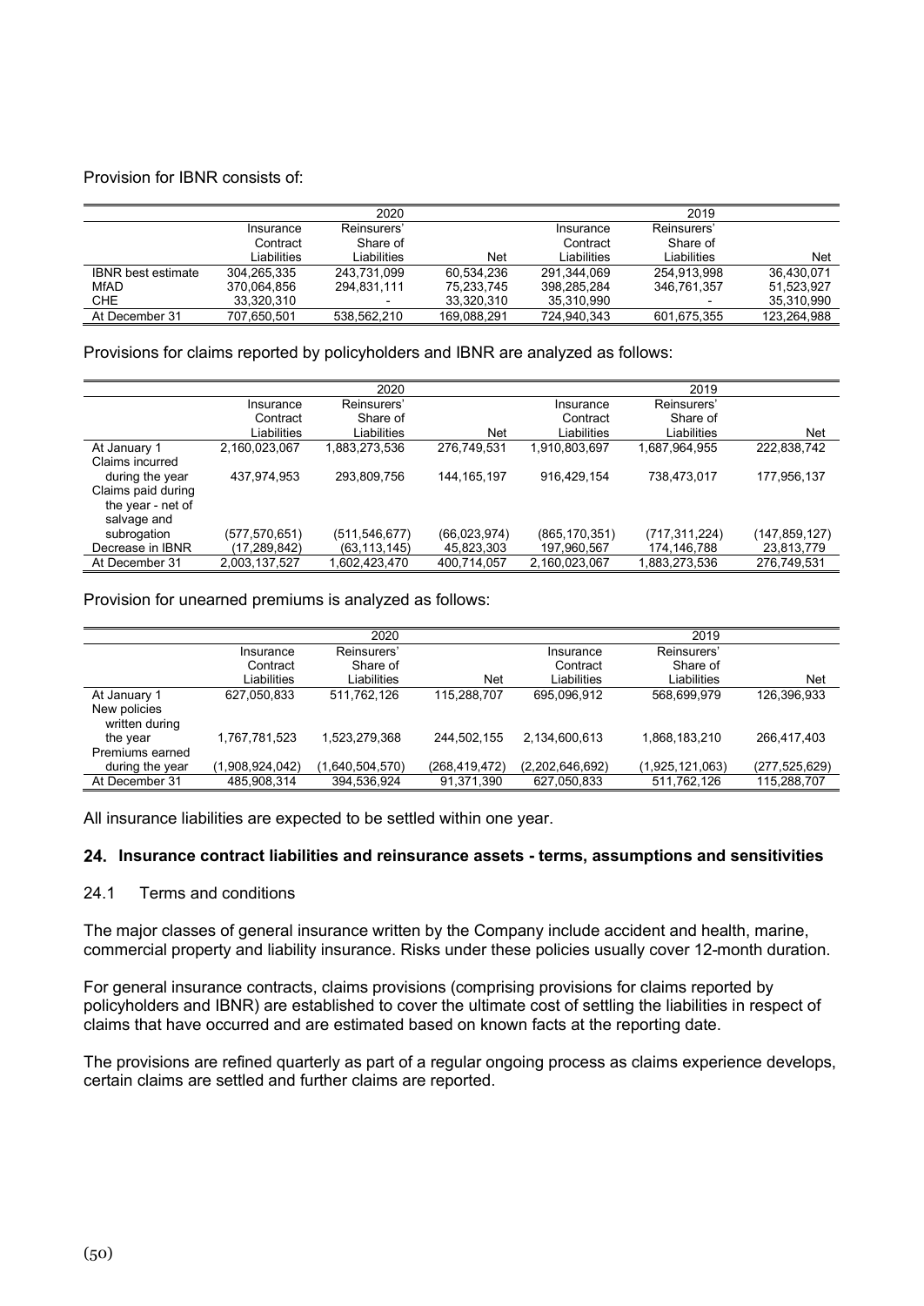Provision for IBNR consists of:

| | 2020 | | | 2019 | | |
|---|---|---|---|---|---|---|
| | Insurance Contract Liabilities | Reinsurers' Share of Liabilities | Net | Insurance Contract Liabilities | Reinsurers' Share of Liabilities | Net |
| IBNR best estimate | 304,265,335 | 243,731,099 | 60,534,236 | 291,344,069 | 254,913,998 | 36,430,071 |
| MfAD | 370,064,856 | 294,831,111 | 75,233,745 | 398,285,284 | 346,761,357 | 51,523,927 |
| CHE | 33,320,310 | - | 33,320,310 | 35,310,990 | - | 35,310,990 |
| At December 31 | 707,650,501 | 538,562,210 | 169,088,291 | 724,940,343 | 601,675,355 | 123,264,988 |

Provisions for claims reported by policyholders and IBNR are analyzed as follows:

| | 2020 | | | 2019 | | |
|---|---|---|---|---|---|---|
| | Insurance Contract Liabilities | Reinsurers' Share of Liabilities | Net | Insurance Contract Liabilities | Reinsurers' Share of Liabilities | Net |
| At January 1 | 2,160,023,067 | 1,883,273,536 | 276,749,531 | 1,910,803,697 | 1,687,964,955 | 222,838,742 |
| Claims incurred during the year | 437,974,953 | 293,809,756 | 144,165,197 | 916,429,154 | 738,473,017 | 177,956,137 |
| Claims paid during the year - net of salvage and subrogation | (577,570,651) | (511,546,677) | (66,023,974) | (865,170,351) | (717,311,224) | (147,859,127) |
| Decrease in IBNR | (17,289,842) | (63,113,145) | 45,823,303 | 197,960,567 | 174,146,788 | 23,813,779 |
| At December 31 | 2,003,137,527 | 1,602,423,470 | 400,714,057 | 2,160,023,067 | 1,883,273,536 | 276,749,531 |

Provision for unearned premiums is analyzed as follows:

| | 2020 | | | 2019 | | |
|---|---|---|---|---|---|---|
| | Insurance Contract Liabilities | Reinsurers' Share of Liabilities | Net | Insurance Contract Liabilities | Reinsurers' Share of Liabilities | Net |
| At January 1 | 627,050,833 | 511,762,126 | 115,288,707 | 695,096,912 | 568,699,979 | 126,396,933 |
| New policies written during the year | 1,767,781,523 | 1,523,279,368 | 244,502,155 | 2,134,600,613 | 1,868,183,210 | 266,417,403 |
| Premiums earned during the year | (1,908,924,042) | (1,640,504,570) | (268,419,472) | (2,202,646,692) | (1,925,121,063) | (277,525,629) |
| At December 31 | 485,908,314 | 394,536,924 | 91,371,390 | 627,050,833 | 511,762,126 | 115,288,707 |

All insurance liabilities are expected to be settled within one year.

## 24. Insurance contract liabilities and reinsurance assets - terms, assumptions and sensitivities

### 24.1 Terms and conditions

The major classes of general insurance written by the Company include accident and health, marine, commercial property and liability insurance. Risks under these policies usually cover 12-month duration.

For general insurance contracts, claims provisions (comprising provisions for claims reported by policyholders and IBNR) are established to cover the ultimate cost of settling the liabilities in respect of claims that have occurred and are estimated based on known facts at the reporting date.

The provisions are refined quarterly as part of a regular ongoing process as claims experience develops, certain claims are settled and further claims are reported.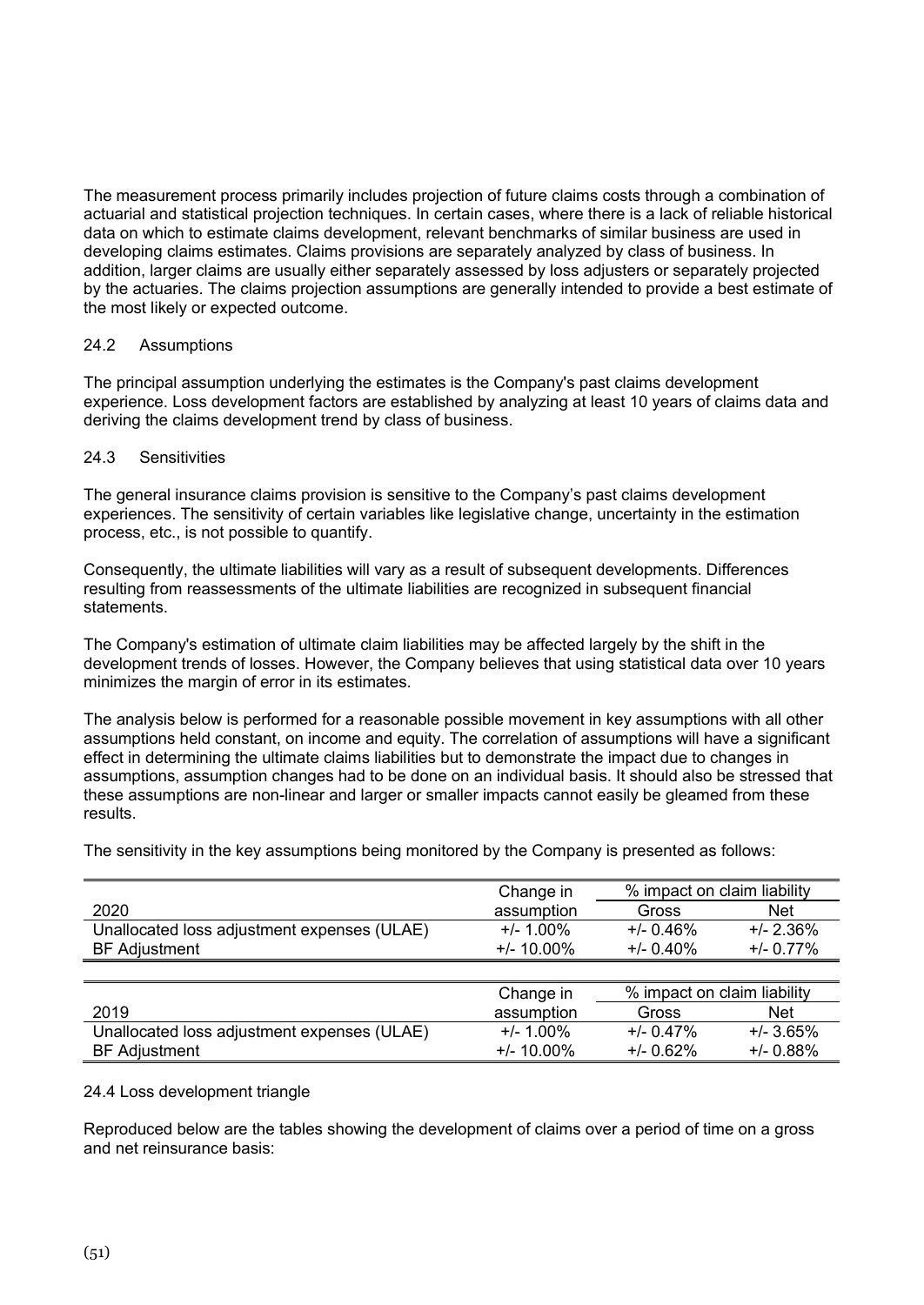The measurement process primarily includes projection of future claims costs through a combination of actuarial and statistical projection techniques. In certain cases, where there is a lack of reliable historical data on which to estimate claims development, relevant benchmarks of similar business are used in developing claims estimates. Claims provisions are separately analyzed by class of business. In addition, larger claims are usually either separately assessed by loss adjusters or separately projected by the actuaries. The claims projection assumptions are generally intended to provide a best estimate of the most likely or expected outcome.

### 24.2 Assumptions

The principal assumption underlying the estimates is the Company's past claims development experience. Loss development factors are established by analyzing at least 10 years of claims data and deriving the claims development trend by class of business.

### 24.3 Sensitivities

The general insurance claims provision is sensitive to the Company's past claims development experiences. The sensitivity of certain variables like legislative change, uncertainty in the estimation process, etc., is not possible to quantify.

Consequently, the ultimate liabilities will vary as a result of subsequent developments. Differences resulting from reassessments of the ultimate liabilities are recognized in subsequent financial statements.

The Company's estimation of ultimate claim liabilities may be affected largely by the shift in the development trends of losses. However, the Company believes that using statistical data over 10 years minimizes the margin of error in its estimates.

The analysis below is performed for a reasonable possible movement in key assumptions with all other assumptions held constant, on income and equity. The correlation of assumptions will have a significant effect in determining the ultimate claims liabilities but to demonstrate the impact due to changes in assumptions, assumption changes had to be done on an individual basis. It should also be stressed that these assumptions are non-linear and larger or smaller impacts cannot easily be gleamed from these results.

The sensitivity in the key assumptions being monitored by the Company is presented as follows:

| | Change in | % impact on claim liability | |
|---|---|---|---|
| 2020 | assumption | Gross | Net |
| Unallocated loss adjustment expenses (ULAE) | +/- 1.00% | +/- 0.46% | +/- 2.36% |
| BF Adjustment | +/- 10.00% | +/- 0.40% | +/- 0.77% |

| | Change in | % impact on claim liability | |
|---|---|---|---|
| 2019 | assumption | Gross | Net |
| Unallocated loss adjustment expenses (ULAE) | +/- 1.00% | +/- 0.47% | +/- 3.65% |
| BF Adjustment | +/- 10.00% | +/- 0.62% | +/- 0.88% |

### 24.4 Loss development triangle

Reproduced below are the tables showing the development of claims over a period of time on a gross and net reinsurance basis: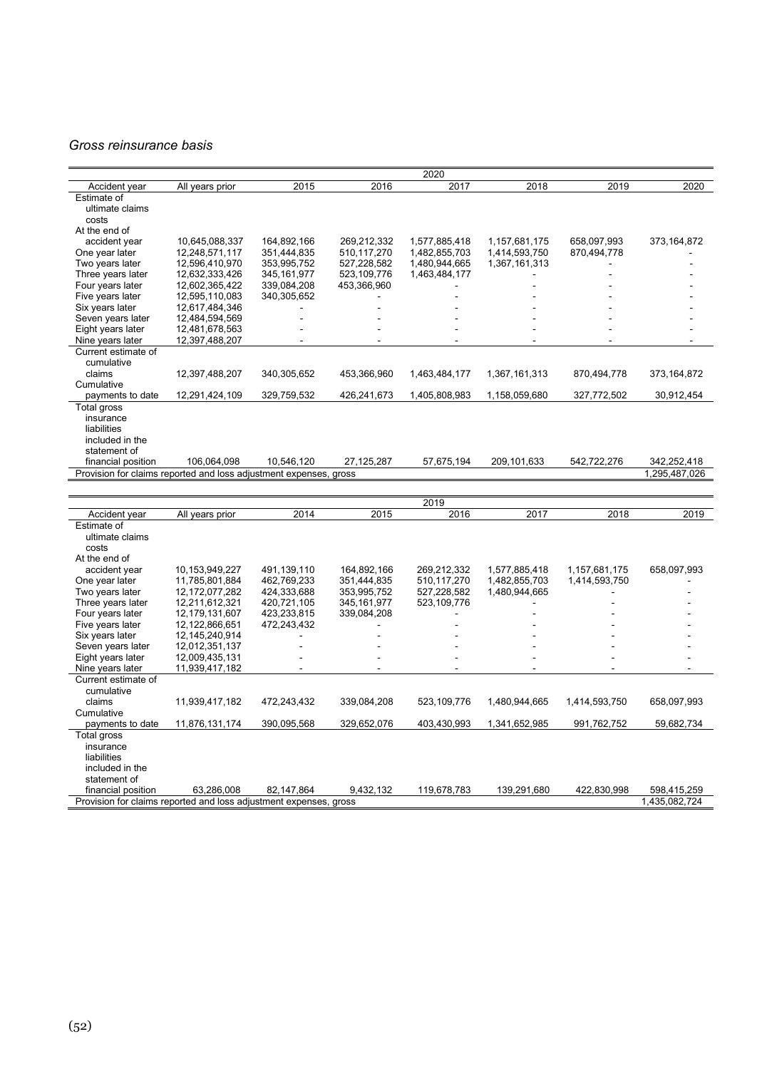*Gross reinsurance basis*

| | | | | 2020 | | | |
|---|---|---|---|---|---|---|---|
| Accident year | All years prior | 2015 | 2016 | 2017 | 2018 | 2019 | 2020 |
| Estimate of ultimate claims costs | | | | | | | |
| At the end of accident year | 10,645,088,337 | 164,892,166 | 269,212,332 | 1,577,885,418 | 1,157,681,175 | 658,097,993 | 373,164,872 |
| One year later | 12,248,571,117 | 351,444,835 | 510,117,270 | 1,482,855,703 | 1,414,593,750 | 870,494,778 | - |
| Two years later | 12,596,410,970 | 353,995,752 | 527,228,582 | 1,480,944,665 | 1,367,161,313 | - | - |
| Three years later | 12,632,333,426 | 345,161,977 | 523,109,776 | 1,463,484,177 | - | - | - |
| Four years later | 12,602,365,422 | 339,084,208 | 453,366,960 | - | - | - | - |
| Five years later | 12,595,110,083 | 340,305,652 | - | - | - | - | - |
| Six years later | 12,617,484,346 | - | - | - | - | - | - |
| Seven years later | 12,484,594,569 | - | - | - | - | - | - |
| Eight years later | 12,481,678,563 | - | - | - | - | - | - |
| Nine years later | 12,397,488,207 | - | - | - | - | - | - |
| Current estimate of cumulative claims | 12,397,488,207 | 340,305,652 | 453,366,960 | 1,463,484,177 | 1,367,161,313 | 870,494,778 | 373,164,872 |
| Cumulative payments to date | 12,291,424,109 | 329,759,532 | 426,241,673 | 1,405,808,983 | 1,158,059,680 | 327,772,502 | 30,912,454 |
| Total gross insurance liabilities included in the statement of financial position | 106,064,098 | 10,546,120 | 27,125,287 | 57,675,194 | 209,101,633 | 542,722,276 | 342,252,418 |
| Provision for claims reported and loss adjustment expenses, gross | | | | | | | 1,295,487,026 |

| | | | | 2019 | | | |
|---|---|---|---|---|---|---|---|
| Accident year | All years prior | 2014 | 2015 | 2016 | 2017 | 2018 | 2019 |
| Estimate of ultimate claims costs | | | | | | | |
| At the end of accident year | 10,153,949,227 | 491,139,110 | 164,892,166 | 269,212,332 | 1,577,885,418 | 1,157,681,175 | 658,097,993 |
| One year later | 11,785,801,884 | 462,769,233 | 351,444,835 | 510,117,270 | 1,482,855,703 | 1,414,593,750 | - |
| Two years later | 12,172,077,282 | 424,333,688 | 353,995,752 | 527,228,582 | 1,480,944,665 | - | - |
| Three years later | 12,211,612,321 | 420,721,105 | 345,161,977 | 523,109,776 | - | - | - |
| Four years later | 12,179,131,607 | 423,233,815 | 339,084,208 | - | - | - | - |
| Five years later | 12,122,866,651 | 472,243,432 | - | - | - | - | - |
| Six years later | 12,145,240,914 | - | - | - | - | - | - |
| Seven years later | 12,012,351,137 | - | - | - | - | - | - |
| Eight years later | 12,009,435,131 | - | - | - | - | - | - |
| Nine years later | 11,939,417,182 | - | - | - | - | - | - |
| Current estimate of cumulative claims | 11,939,417,182 | 472,243,432 | 339,084,208 | 523,109,776 | 1,480,944,665 | 1,414,593,750 | 658,097,993 |
| Cumulative payments to date | 11,876,131,174 | 390,095,568 | 329,652,076 | 403,430,993 | 1,341,652,985 | 991,762,752 | 59,682,734 |
| Total gross insurance liabilities included in the statement of financial position | 63,286,008 | 82,147,864 | 9,432,132 | 119,678,783 | 139,291,680 | 422,830,998 | 598,415,259 |
| Provision for claims reported and loss adjustment expenses, gross | | | | | | | 1,435,082,724 |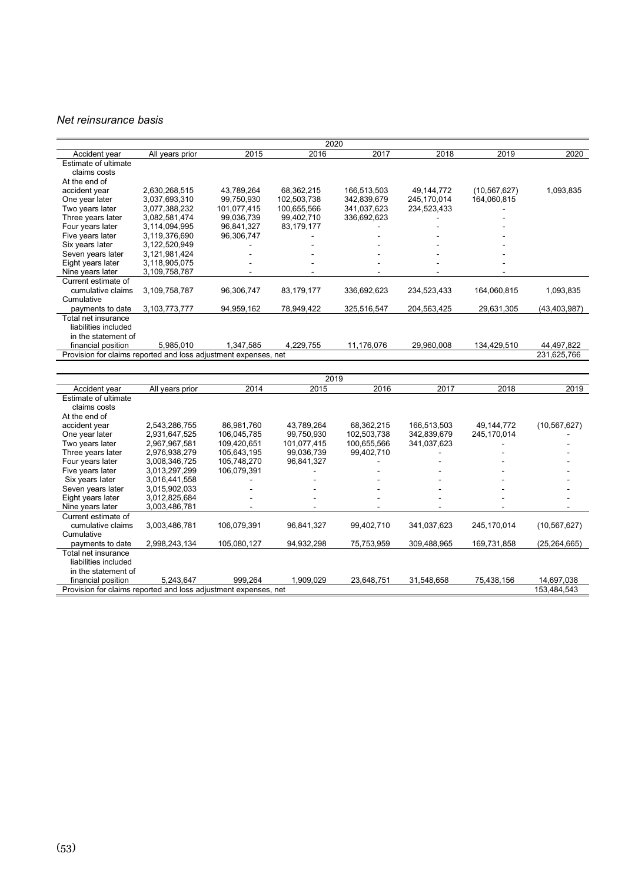*Net reinsurance basis*

| | 2020 | | | | | | |
|---|---|---|---|---|---|---|---|
| Accident year | All years prior | 2015 | 2016 | 2017 | 2018 | 2019 | 2020 |
| Estimate of ultimate claims costs | | | | | | | |
| At the end of accident year | 2,630,268,515 | 43,789,264 | 68,362,215 | 166,513,503 | 49,144,772 | (10,567,627) | 1,093,835 |
| One year later | 3,037,693,310 | 99,750,930 | 102,503,738 | 342,839,679 | 245,170,014 | 164,060,815 | |
| Two years later | 3,077,388,232 | 101,077,415 | 100,655,566 | 341,037,623 | 234,523,433 | - | |
| Three years later | 3,082,581,474 | 99,036,739 | 99,402,710 | 336,692,623 | - | - | |
| Four years later | 3,114,094,995 | 96,841,327 | 83,179,177 | - | - | - | |
| Five years later | 3,119,376,690 | 96,306,747 | - | - | - | - | |
| Six years later | 3,122,520,949 | - | - | - | - | - | |
| Seven years later | 3,121,981,424 | - | - | - | - | - | |
| Eight years later | 3,118,905,075 | - | - | - | - | - | |
| Nine years later | 3,109,758,787 | - | - | - | - | - | |
| Current estimate of cumulative claims | 3,109,758,787 | 96,306,747 | 83,179,177 | 336,692,623 | 234,523,433 | 164,060,815 | 1,093,835 |
| Cumulative payments to date | 3,103,773,777 | 94,959,162 | 78,949,422 | 325,516,547 | 204,563,425 | 29,631,305 | (43,403,987) |
| Total net insurance liabilities included in the statement of financial position | 5,985,010 | 1,347,585 | 4,229,755 | 11,176,076 | 29,960,008 | 134,429,510 | 44,497,822 |
| Provision for claims reported and loss adjustment expenses, net | | | | | | | 231,625,766 |

| | 2019 | | | | | | |
|---|---|---|---|---|---|---|---|
| Accident year | All years prior | 2014 | 2015 | 2016 | 2017 | 2018 | 2019 |
| Estimate of ultimate claims costs | | | | | | | |
| At the end of accident year | 2,543,286,755 | 86,981,760 | 43,789,264 | 68,362,215 | 166,513,503 | 49,144,772 | (10,567,627) |
| One year later | 2,931,647,525 | 106,045,785 | 99,750,930 | 102,503,738 | 342,839,679 | 245,170,014 | - |
| Two years later | 2,967,967,581 | 109,420,651 | 101,077,415 | 100,655,566 | 341,037,623 | - | - |
| Three years later | 2,976,938,279 | 105,643,195 | 99,036,739 | 99,402,710 | - | - | - |
| Four years later | 3,008,346,725 | 105,748,270 | 96,841,327 | - | - | - | - |
| Five years later | 3,013,297,299 | 106,079,391 | - | - | - | - | - |
| Six years later | 3,016,441,558 | - | - | - | - | - | - |
| Seven years later | 3,015,902,033 | - | - | - | - | - | - |
| Eight years later | 3,012,825,684 | - | - | - | - | - | - |
| Nine years later | 3,003,486,781 | - | - | - | - | - | - |
| Current estimate of cumulative claims | 3,003,486,781 | 106,079,391 | 96,841,327 | 99,402,710 | 341,037,623 | 245,170,014 | (10,567,627) |
| Cumulative payments to date | 2,998,243,134 | 105,080,127 | 94,932,298 | 75,753,959 | 309,488,965 | 169,731,858 | (25,264,665) |
| Total net insurance liabilities included in the statement of financial position | 5,243,647 | 999,264 | 1,909,029 | 23,648,751 | 31,548,658 | 75,438,156 | 14,697,038 |
| Provision for claims reported and loss adjustment expenses, net | | | | | | | 153,484,543 |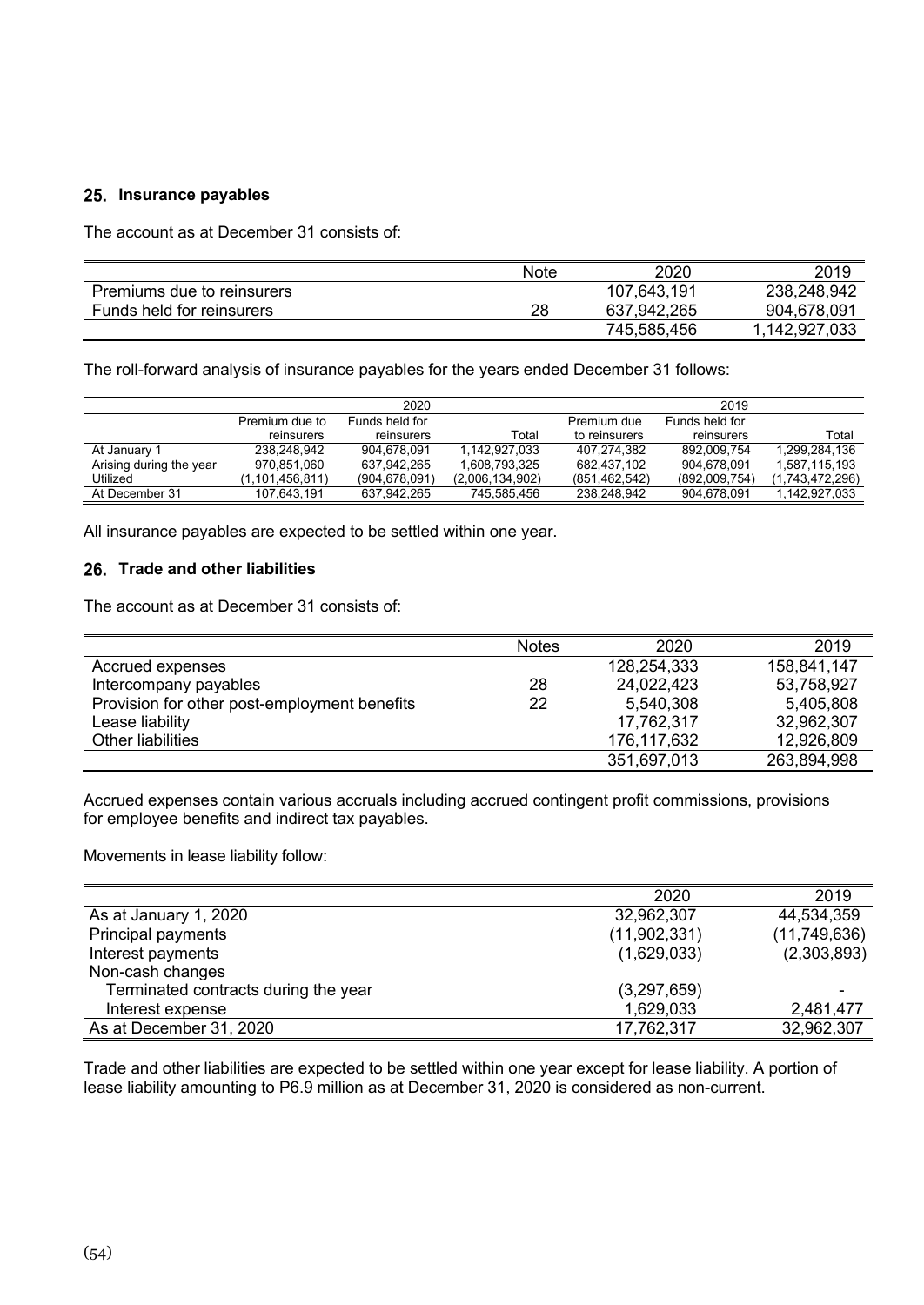## 25. Insurance payables

The account as at December 31 consists of:

| | Note | 2020 | 2019 |
|---|---|---|---|
| Premiums due to reinsurers | | 107,643,191 | 238,248,942 |
| Funds held for reinsurers | 28 | 637,942,265 | 904,678,091 |
| | | 745,585,456 | 1,142,927,033 |

The roll-forward analysis of insurance payables for the years ended December 31 follows:

| | 2020 | | | 2019 | | |
|---|---|---|---|---|---|---|
| | Premium due to reinsurers | Funds held for reinsurers | Total | Premium due to reinsurers | Funds held for reinsurers | Total |
| At January 1 | 238,248,942 | 904,678,091 | 1,142,927,033 | 407,274,382 | 892,009,754 | 1,299,284,136 |
| Arising during the year | 970,851,060 | 637,942,265 | 1,608,793,325 | 682,437,102 | 904,678,091 | 1,587,115,193 |
| Utilized | (1,101,456,811) | (904,678,091) | (2,006,134,902) | (851,462,542) | (892,009,754) | (1,743,472,296) |
| At December 31 | 107,643,191 | 637,942,265 | 745,585,456 | 238,248,942 | 904,678,091 | 1,142,927,033 |

All insurance payables are expected to be settled within one year.

## 26. Trade and other liabilities

The account as at December 31 consists of:

| | Notes | 2020 | 2019 |
|---|---|---|---|
| Accrued expenses | | 128,254,333 | 158,841,147 |
| Intercompany payables | 28 | 24,022,423 | 53,758,927 |
| Provision for other post-employment benefits | 22 | 5,540,308 | 5,405,808 |
| Lease liability | | 17,762,317 | 32,962,307 |
| Other liabilities | | 176,117,632 | 12,926,809 |
| | | 351,697,013 | 263,894,998 |

Accrued expenses contain various accruals including accrued contingent profit commissions, provisions for employee benefits and indirect tax payables.

Movements in lease liability follow:

| | 2020 | 2019 |
|---|---|---|
| As at January 1, 2020 | 32,962,307 | 44,534,359 |
| Principal payments | (11,902,331) | (11,749,636) |
| Interest payments | (1,629,033) | (2,303,893) |
| Non-cash changes | | |
| Terminated contracts during the year | (3,297,659) | - |
| Interest expense | 1,629,033 | 2,481,477 |
| As at December 31, 2020 | 17,762,317 | 32,962,307 |

Trade and other liabilities are expected to be settled within one year except for lease liability. A portion of lease liability amounting to P6.9 million as at December 31, 2020 is considered as non-current.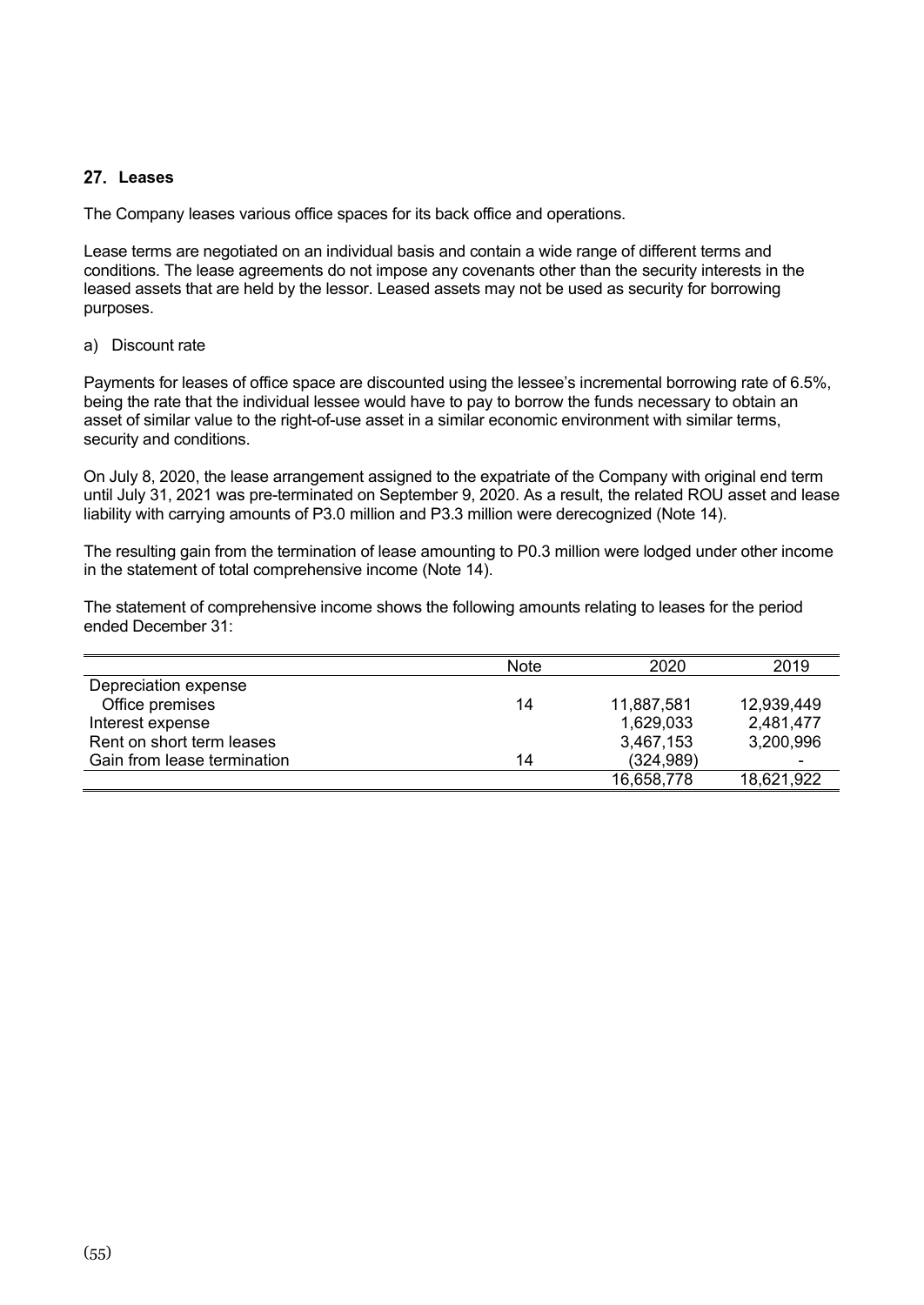## 27. Leases

The Company leases various office spaces for its back office and operations.

Lease terms are negotiated on an individual basis and contain a wide range of different terms and conditions. The lease agreements do not impose any covenants other than the security interests in the leased assets that are held by the lessor. Leased assets may not be used as security for borrowing purposes.

a) Discount rate

Payments for leases of office space are discounted using the lessee's incremental borrowing rate of 6.5%, being the rate that the individual lessee would have to pay to borrow the funds necessary to obtain an asset of similar value to the right-of-use asset in a similar economic environment with similar terms, security and conditions.

On July 8, 2020, the lease arrangement assigned to the expatriate of the Company with original end term until July 31, 2021 was pre-terminated on September 9, 2020. As a result, the related ROU asset and lease liability with carrying amounts of P3.0 million and P3.3 million were derecognized (Note 14).

The resulting gain from the termination of lease amounting to P0.3 million were lodged under other income in the statement of total comprehensive income (Note 14).

The statement of comprehensive income shows the following amounts relating to leases for the period ended December 31:

| | Note | 2020 | 2019 |
|---|---|---|---|
| Depreciation expense | | | |
| Office premises | 14 | 11,887,581 | 12,939,449 |
| Interest expense | | 1,629,033 | 2,481,477 |
| Rent on short term leases | | 3,467,153 | 3,200,996 |
| Gain from lease termination | 14 | (324,989) | - |
| | | 16,658,778 | 18,621,922 |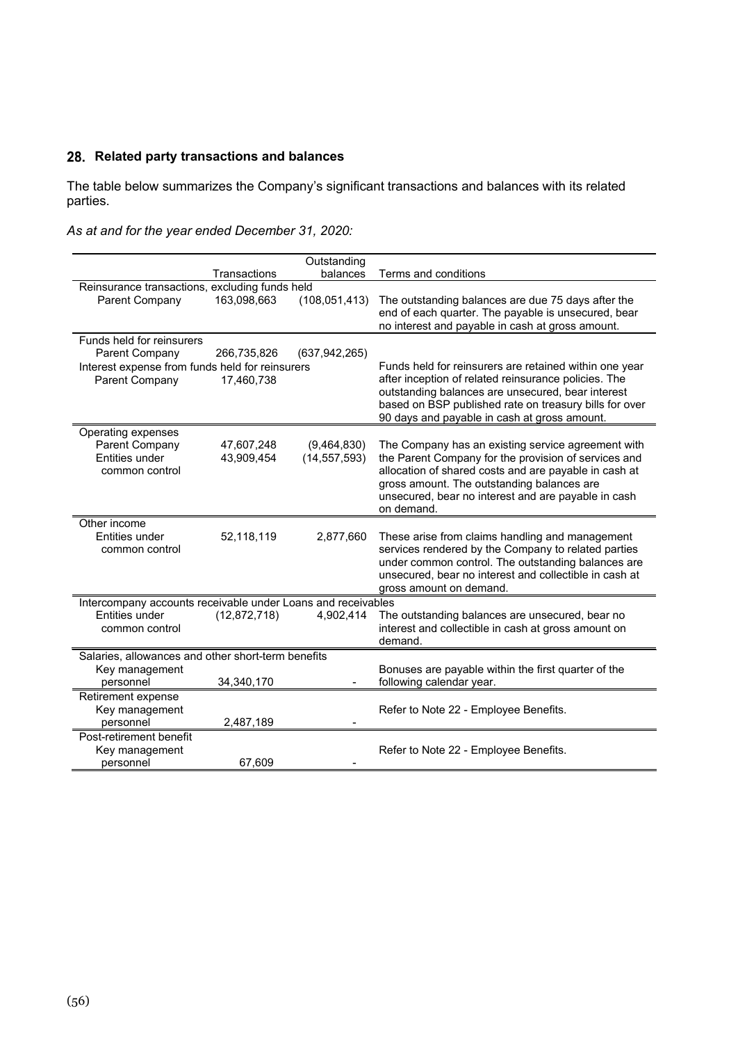## 28. Related party transactions and balances

The table below summarizes the Company's significant transactions and balances with its related parties.

*As at and for the year ended December 31, 2020:*

| | Transactions | Outstanding balances | Terms and conditions |
|---|---|---|---|
| **Reinsurance transactions, excluding funds held** | | | |
| Parent Company | 163,098,663 | (108,051,413) | The outstanding balances are due 75 days after the end of each quarter. The payable is unsecured, bear no interest and payable in cash at gross amount. |
| **Funds held for reinsurers** | | | |
| Parent Company | 266,735,826 | (637,942,265) | Funds held for reinsurers are retained within one year after inception of related reinsurance policies. The outstanding balances are unsecured, bear interest based on BSP published rate on treasury bills for over 90 days and payable in cash at gross amount. |
| **Interest expense from funds held for reinsurers** | | | |
| Parent Company | 17,460,738 | | |
| **Operating expenses** | | | |
| Parent Company | 47,607,248 | (9,464,830) | The Company has an existing service agreement with the Parent Company for the provision of services and allocation of shared costs and are payable in cash at gross amount. The outstanding balances are unsecured, bear no interest and are payable in cash on demand. |
| Entities under common control | 43,909,454 | (14,557,593) | |
| **Other income** | | | |
| Entities under common control | 52,118,119 | 2,877,660 | These arise from claims handling and management services rendered by the Company to related parties under common control. The outstanding balances are unsecured, bear no interest and collectible in cash at gross amount on demand. |
| **Intercompany accounts receivable under Loans and receivables** | | | |
| Entities under common control | (12,872,718) | 4,902,414 | The outstanding balances are unsecured, bear no interest and collectible in cash at gross amount on demand. |
| **Salaries, allowances and other short-term benefits** | | | |
| Key management personnel | 34,340,170 | - | Bonuses are payable within the first quarter of the following calendar year. |
| **Retirement expense** | | | |
| Key management personnel | 2,487,189 | - | Refer to Note 22 - Employee Benefits. |
| **Post-retirement benefit** | | | |
| Key management personnel | 67,609 | - | Refer to Note 22 - Employee Benefits. |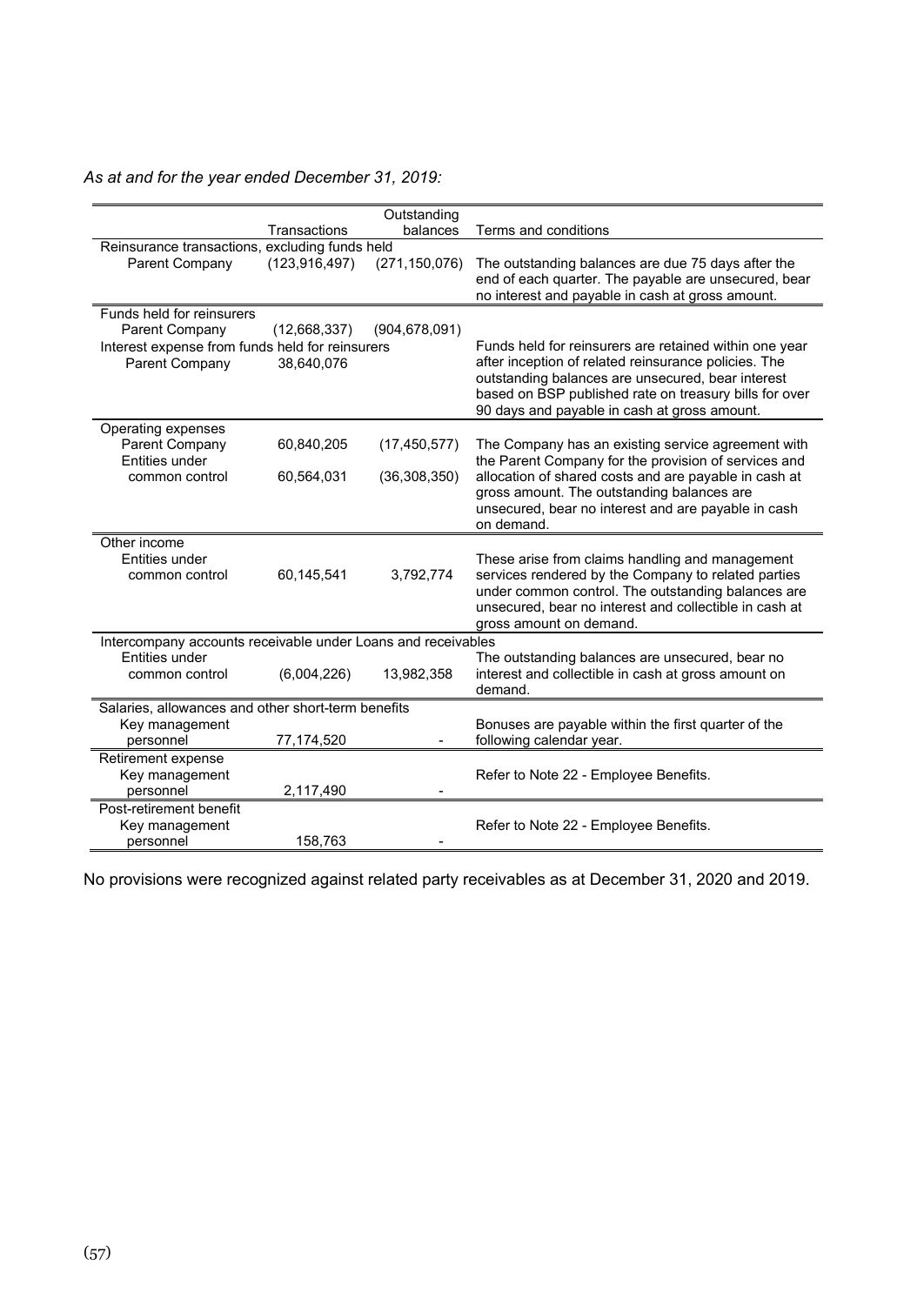*As at and for the year ended December 31, 2019:*

| | Transactions | Outstanding balances | Terms and conditions |
|---|---|---|---|
| Reinsurance transactions, excluding funds held | | | |
| Parent Company | (123,916,497) | (271,150,076) | The outstanding balances are due 75 days after the end of each quarter. The payable are unsecured, bear no interest and payable in cash at gross amount. |
| Funds held for reinsurers | | | |
| Parent Company | (12,668,337) | (904,678,091) | |
| Interest expense from funds held for reinsurers | | | Funds held for reinsurers are retained within one year after inception of related reinsurance policies. The outstanding balances are unsecured, bear interest based on BSP published rate on treasury bills for over 90 days and payable in cash at gross amount. |
| Parent Company | 38,640,076 | | |
| Operating expenses | | | |
| Parent Company | 60,840,205 | (17,450,577) | The Company has an existing service agreement with the Parent Company for the provision of services and allocation of shared costs and are payable in cash at gross amount. The outstanding balances are unsecured, bear no interest and are payable in cash on demand. |
| Entities under common control | 60,564,031 | (36,308,350) | |
| Other income | | | |
| Entities under common control | 60,145,541 | 3,792,774 | These arise from claims handling and management services rendered by the Company to related parties under common control. The outstanding balances are unsecured, bear no interest and collectible in cash at gross amount on demand. |
| Intercompany accounts receivable under Loans and receivables | | | |
| Entities under common control | (6,004,226) | 13,982,358 | The outstanding balances are unsecured, bear no interest and collectible in cash at gross amount on demand. |
| Salaries, allowances and other short-term benefits | | | |
| Key management personnel | 77,174,520 | - | Bonuses are payable within the first quarter of the following calendar year. |
| Retirement expense | | | |
| Key management personnel | 2,117,490 | - | Refer to Note 22 - Employee Benefits. |
| Post-retirement benefit | | | |
| Key management personnel | 158,763 | - | Refer to Note 22 - Employee Benefits. |

No provisions were recognized against related party receivables as at December 31, 2020 and 2019.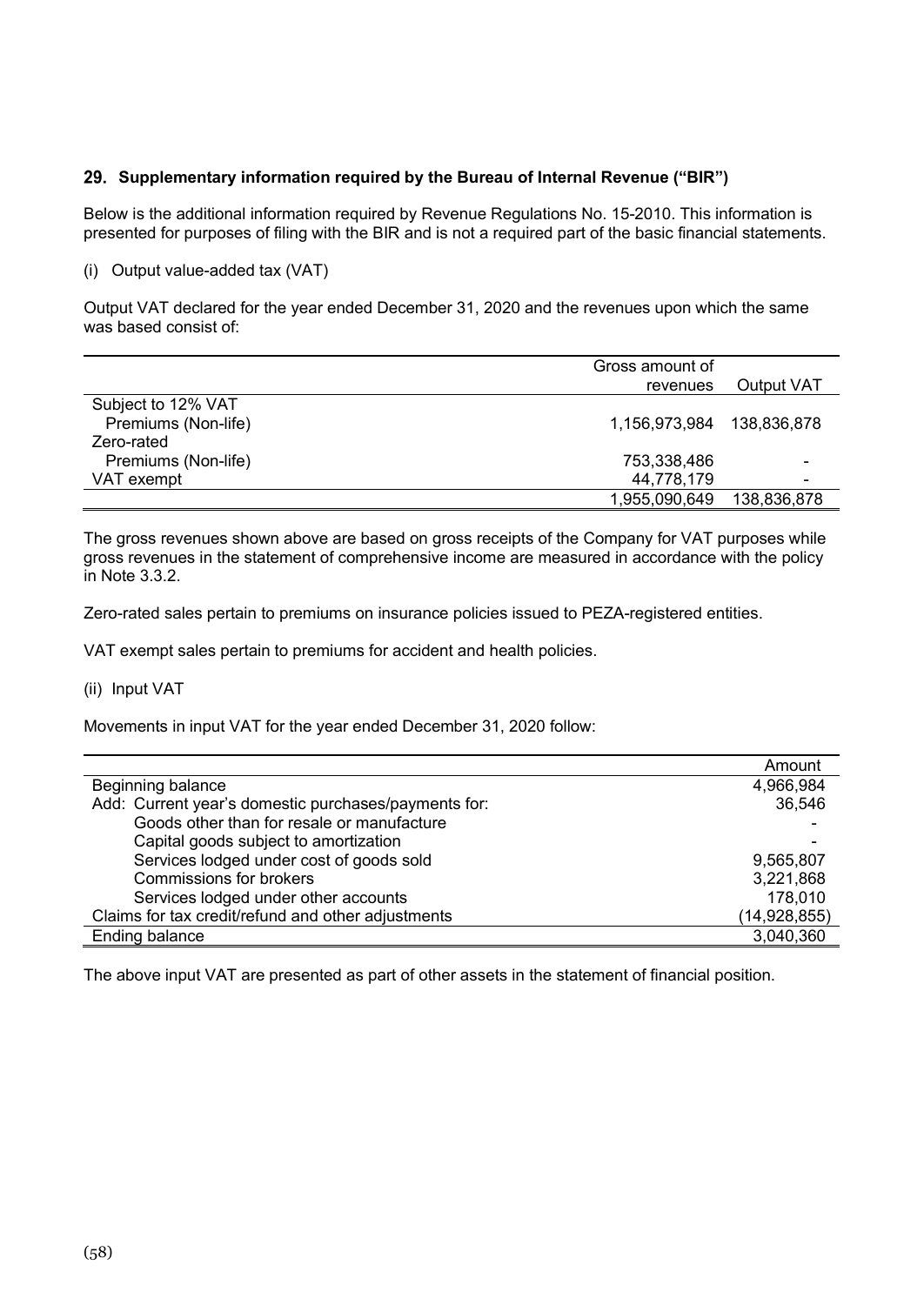## 29. Supplementary information required by the Bureau of Internal Revenue ("BIR")

Below is the additional information required by Revenue Regulations No. 15-2010. This information is presented for purposes of filing with the BIR and is not a required part of the basic financial statements.

(i) Output value-added tax (VAT)

Output VAT declared for the year ended December 31, 2020 and the revenues upon which the same was based consist of:

| | Gross amount of revenues | Output VAT |
|---|---|---|
| Subject to 12% VAT | | |
| Premiums (Non-life) | 1,156,973,984 | 138,836,878 |
| Zero-rated | | |
| Premiums (Non-life) | 753,338,486 | - |
| VAT exempt | 44,778,179 | - |
| | 1,955,090,649 | 138,836,878 |

The gross revenues shown above are based on gross receipts of the Company for VAT purposes while gross revenues in the statement of comprehensive income are measured in accordance with the policy in Note 3.3.2.

Zero-rated sales pertain to premiums on insurance policies issued to PEZA-registered entities.

VAT exempt sales pertain to premiums for accident and health policies.

(ii) Input VAT

Movements in input VAT for the year ended December 31, 2020 follow:

| | Amount |
|---|---|
| Beginning balance | 4,966,984 |
| Add: Current year's domestic purchases/payments for: | 36,546 |
| Goods other than for resale or manufacture | - |
| Capital goods subject to amortization | - |
| Services lodged under cost of goods sold | 9,565,807 |
| Commissions for brokers | 3,221,868 |
| Services lodged under other accounts | 178,010 |
| Claims for tax credit/refund and other adjustments | (14,928,855) |
| Ending balance | 3,040,360 |

The above input VAT are presented as part of other assets in the statement of financial position.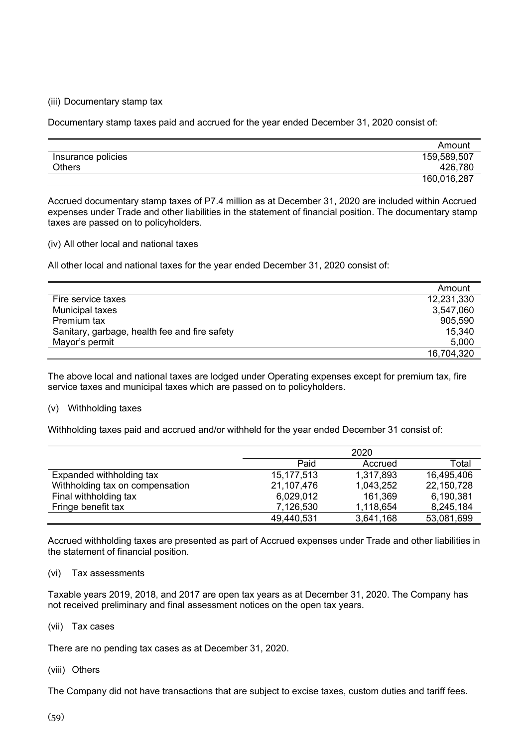(iii) Documentary stamp tax

Documentary stamp taxes paid and accrued for the year ended December 31, 2020 consist of:

| | Amount |
|---|---|
| Insurance policies | 159,589,507 |
| Others | 426,780 |
| | 160,016,287 |

Accrued documentary stamp taxes of P7.4 million as at December 31, 2020 are included within Accrued expenses under Trade and other liabilities in the statement of financial position. The documentary stamp taxes are passed on to policyholders.

(iv) All other local and national taxes

All other local and national taxes for the year ended December 31, 2020 consist of:

| | Amount |
|---|---|
| Fire service taxes | 12,231,330 |
| Municipal taxes | 3,547,060 |
| Premium tax | 905,590 |
| Sanitary, garbage, health fee and fire safety | 15,340 |
| Mayor's permit | 5,000 |
| | 16,704,320 |

The above local and national taxes are lodged under Operating expenses except for premium tax, fire service taxes and municipal taxes which are passed on to policyholders.

(v) Withholding taxes

Withholding taxes paid and accrued and/or withheld for the year ended December 31 consist of:

| | 2020 | | |
|---|---|---|---|
| | Paid | Accrued | Total |
| Expanded withholding tax | 15,177,513 | 1,317,893 | 16,495,406 |
| Withholding tax on compensation | 21,107,476 | 1,043,252 | 22,150,728 |
| Final withholding tax | 6,029,012 | 161,369 | 6,190,381 |
| Fringe benefit tax | 7,126,530 | 1,118,654 | 8,245,184 |
| | 49,440,531 | 3,641,168 | 53,081,699 |

Accrued withholding taxes are presented as part of Accrued expenses under Trade and other liabilities in the statement of financial position.

(vi) Tax assessments

Taxable years 2019, 2018, and 2017 are open tax years as at December 31, 2020. The Company has not received preliminary and final assessment notices on the open tax years.

(vii) Tax cases

There are no pending tax cases as at December 31, 2020.

(viii) Others

The Company did not have transactions that are subject to excise taxes, custom duties and tariff fees.